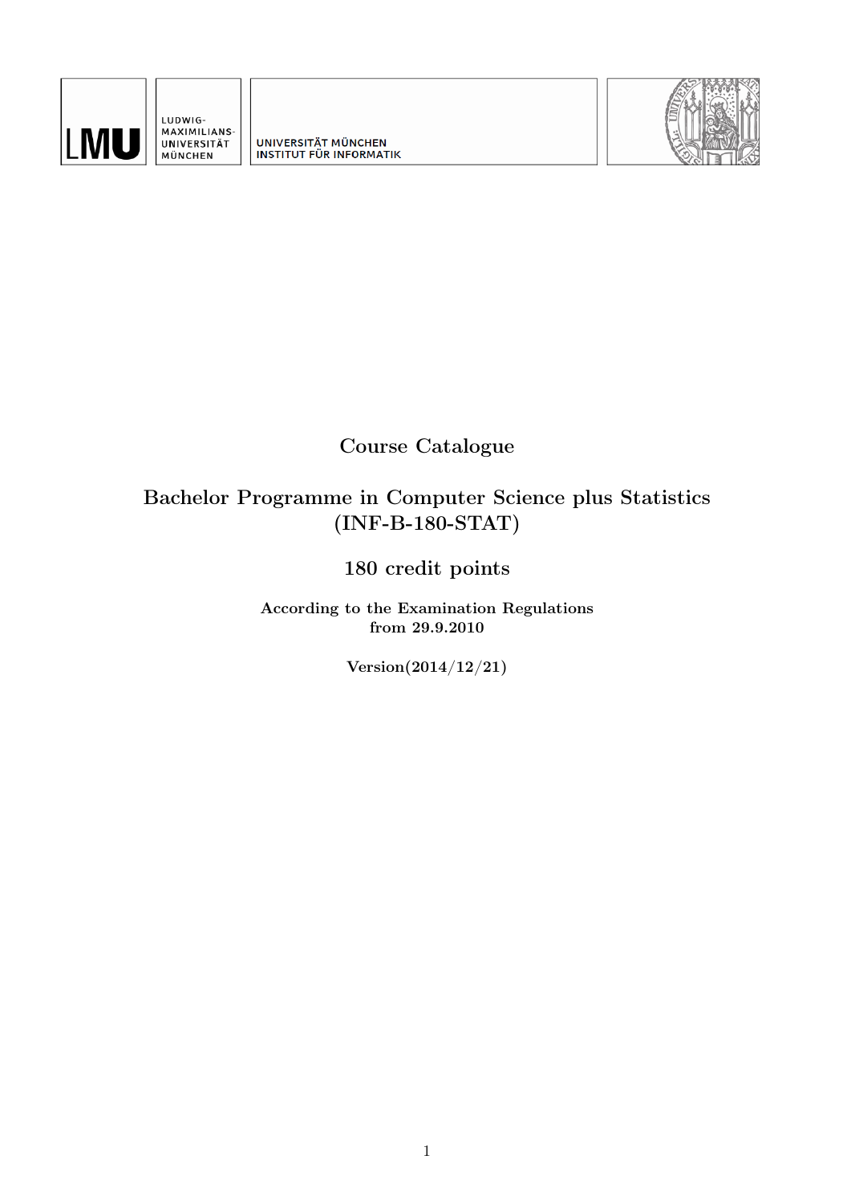LMU

LUDWIG-
MAXIMILIANS-
UNIVERSITÄT
MÜNCHEN

UNIVERSITÄT MÜNCHEN
INSTITUT FÜR INFORMATIK

# Course Catalogue

## Bachelor Programme in Computer Science plus Statistics (INF-B-180-STAT)

## 180 credit points

**According to the Examination Regulations from 29.9.2010**

**Version(2014/12/21)**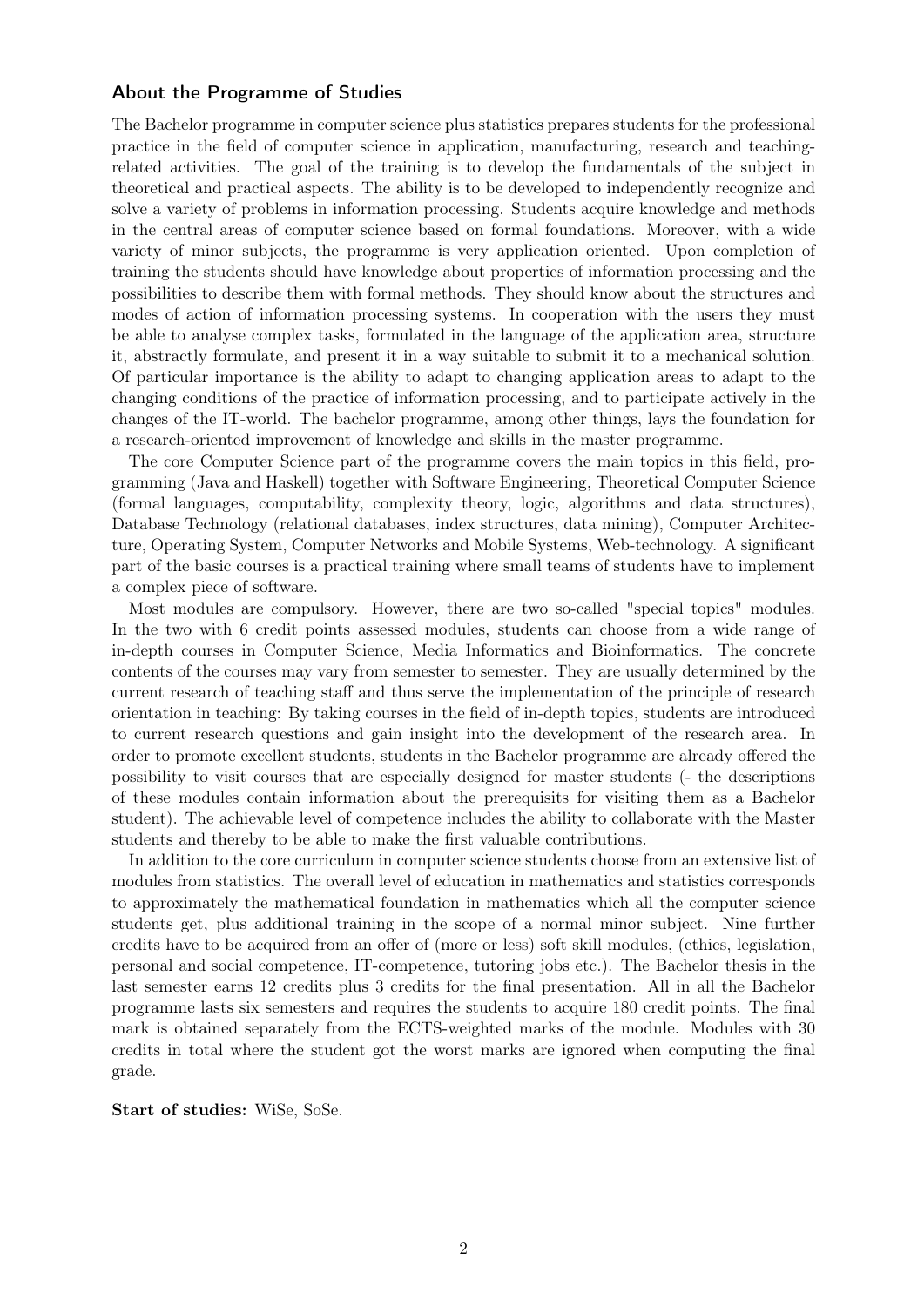## About the Programme of Studies

The Bachelor programme in computer science plus statistics prepares students for the professional practice in the field of computer science in application, manufacturing, research and teaching-related activities. The goal of the training is to develop the fundamentals of the subject in theoretical and practical aspects. The ability is to be developed to independently recognize and solve a variety of problems in information processing. Students acquire knowledge and methods in the central areas of computer science based on formal foundations. Moreover, with a wide variety of minor subjects, the programme is very application oriented. Upon completion of training the students should have knowledge about properties of information processing and the possibilities to describe them with formal methods. They should know about the structures and modes of action of information processing systems. In cooperation with the users they must be able to analyse complex tasks, formulated in the language of the application area, structure it, abstractly formulate, and present it in a way suitable to submit it to a mechanical solution. Of particular importance is the ability to adapt to changing application areas to adapt to the changing conditions of the practice of information processing, and to participate actively in the changes of the IT-world. The bachelor programme, among other things, lays the foundation for a research-oriented improvement of knowledge and skills in the master programme.

The core Computer Science part of the programme covers the main topics in this field, programming (Java and Haskell) together with Software Engineering, Theoretical Computer Science (formal languages, computability, complexity theory, logic, algorithms and data structures), Database Technology (relational databases, index structures, data mining), Computer Architecture, Operating System, Computer Networks and Mobile Systems, Web-technology. A significant part of the basic courses is a practical training where small teams of students have to implement a complex piece of software.

Most modules are compulsory. However, there are two so-called "special topics" modules. In the two with 6 credit points assessed modules, students can choose from a wide range of in-depth courses in Computer Science, Media Informatics and Bioinformatics. The concrete contents of the courses may vary from semester to semester. They are usually determined by the current research of teaching staff and thus serve the implementation of the principle of research orientation in teaching: By taking courses in the field of in-depth topics, students are introduced to current research questions and gain insight into the development of the research area. In order to promote excellent students, students in the Bachelor programme are already offered the possibility to visit courses that are especially designed for master students (- the descriptions of these modules contain information about the prerequisits for visiting them as a Bachelor student). The achievable level of competence includes the ability to collaborate with the Master students and thereby to be able to make the first valuable contributions.

In addition to the core curriculum in computer science students choose from an extensive list of modules from statistics. The overall level of education in mathematics and statistics corresponds to approximately the mathematical foundation in mathematics which all the computer science students get, plus additional training in the scope of a normal minor subject. Nine further credits have to be acquired from an offer of (more or less) soft skill modules, (ethics, legislation, personal and social competence, IT-competence, tutoring jobs etc.). The Bachelor thesis in the last semester earns 12 credits plus 3 credits for the final presentation. All in all the Bachelor programme lasts six semesters and requires the students to acquire 180 credit points. The final mark is obtained separately from the ECTS-weighted marks of the module. Modules with 30 credits in total where the student got the worst marks are ignored when computing the final grade.

**Start of studies:** WiSe, SoSe.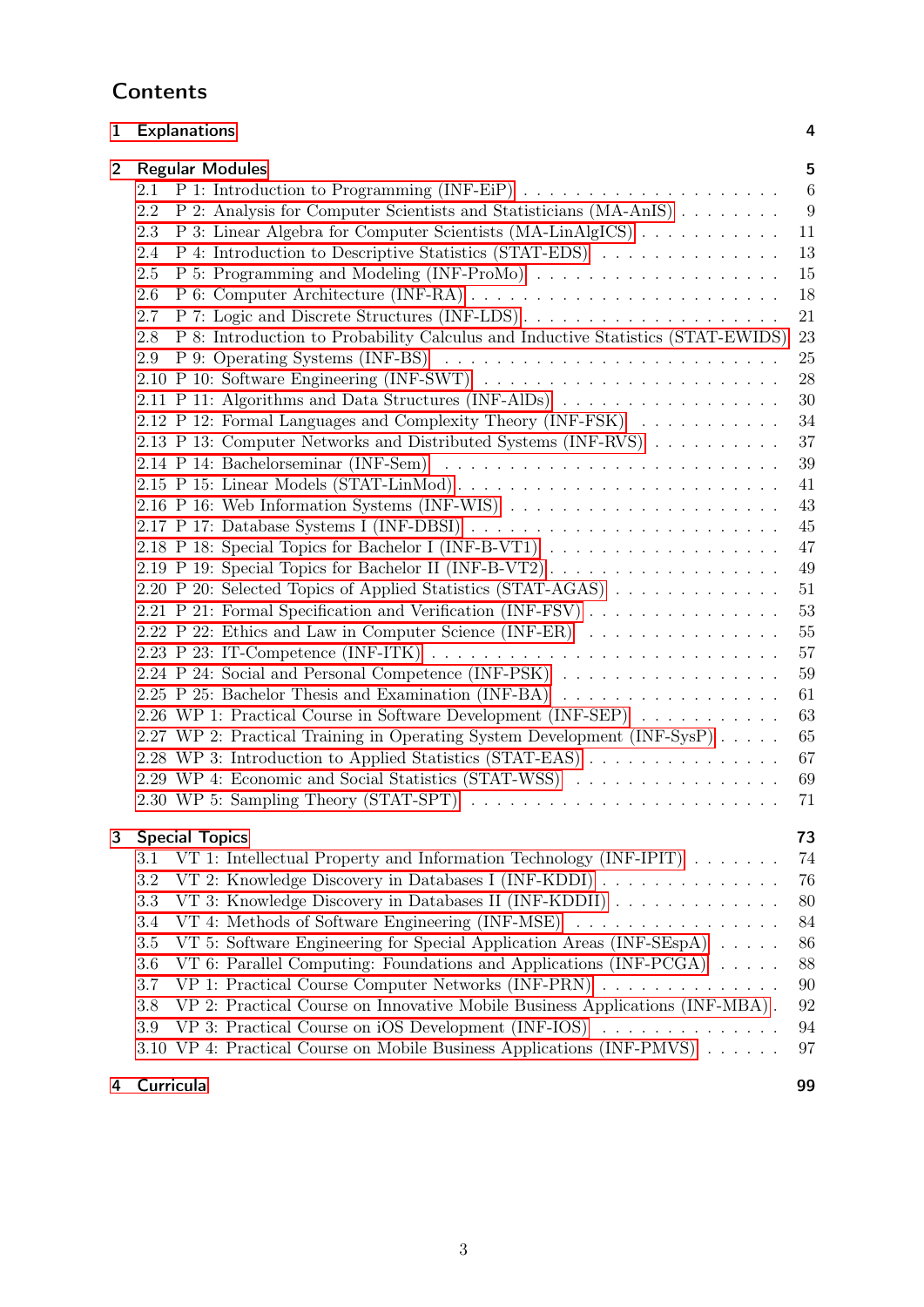# Contents

**1 Explanations** — 4

**2 Regular Modules** — 5

- 2.1 P 1: Introduction to Programming (INF-EiP) — 6
- 2.2 P 2: Analysis for Computer Scientists and Statisticians (MA-AnIS) — 9
- 2.3 P 3: Linear Algebra for Computer Scientists (MA-LinAlgICS) — 11
- 2.4 P 4: Introduction to Descriptive Statistics (STAT-EDS) — 13
- 2.5 P 5: Programming and Modeling (INF-ProMo) — 15
- 2.6 P 6: Computer Architecture (INF-RA) — 18
- 2.7 P 7: Logic and Discrete Structures (INF-LDS) — 21
- 2.8 P 8: Introduction to Probability Calculus and Inductive Statistics (STAT-EWIDS) — 23
- 2.9 P 9: Operating Systems (INF-BS) — 25
- 2.10 P 10: Software Engineering (INF-SWT) — 28
- 2.11 P 11: Algorithms and Data Structures (INF-AlDs) — 30
- 2.12 P 12: Formal Languages and Complexity Theory (INF-FSK) — 34
- 2.13 P 13: Computer Networks and Distributed Systems (INF-RVS) — 37
- 2.14 P 14: Bachelorseminar (INF-Sem) — 39
- 2.15 P 15: Linear Models (STAT-LinMod) — 41
- 2.16 P 16: Web Information Systems (INF-WIS) — 43
- 2.17 P 17: Database Systems I (INF-DBSI) — 45
- 2.18 P 18: Special Topics for Bachelor I (INF-B-VT1) — 47
- 2.19 P 19: Special Topics for Bachelor II (INF-B-VT2) — 49
- 2.20 P 20: Selected Topics of Applied Statistics (STAT-AGAS) — 51
- 2.21 P 21: Formal Specification and Verification (INF-FSV) — 53
- 2.22 P 22: Ethics and Law in Computer Science (INF-ER) — 55
- 2.23 P 23: IT-Competence (INF-ITK) — 57
- 2.24 P 24: Social and Personal Competence (INF-PSK) — 59
- 2.25 P 25: Bachelor Thesis and Examination (INF-BA) — 61
- 2.26 WP 1: Practical Course in Software Development (INF-SEP) — 63
- 2.27 WP 2: Practical Training in Operating System Development (INF-SysP) — 65
- 2.28 WP 3: Introduction to Applied Statistics (STAT-EAS) — 67
- 2.29 WP 4: Economic and Social Statistics (STAT-WSS) — 69
- 2.30 WP 5: Sampling Theory (STAT-SPT) — 71

**3 Special Topics** — 73

- 3.1 VT 1: Intellectual Property and Information Technology (INF-IPIT) — 74
- 3.2 VT 2: Knowledge Discovery in Databases I (INF-KDDI) — 76
- 3.3 VT 3: Knowledge Discovery in Databases II (INF-KDDII) — 80
- 3.4 VT 4: Methods of Software Engineering (INF-MSE) — 84
- 3.5 VT 5: Software Engineering for Special Application Areas (INF-SEspA) — 86
- 3.6 VT 6: Parallel Computing: Foundations and Applications (INF-PCGA) — 88
- 3.7 VP 1: Practical Course Computer Networks (INF-PRN) — 90
- 3.8 VP 2: Practical Course on Innovative Mobile Business Applications (INF-MBA) — 92
- 3.9 VP 3: Practical Course on iOS Development (INF-IOS) — 94
- 3.10 VP 4: Practical Course on Mobile Business Applications (INF-PMVS) — 97

**4 Curricula** — 99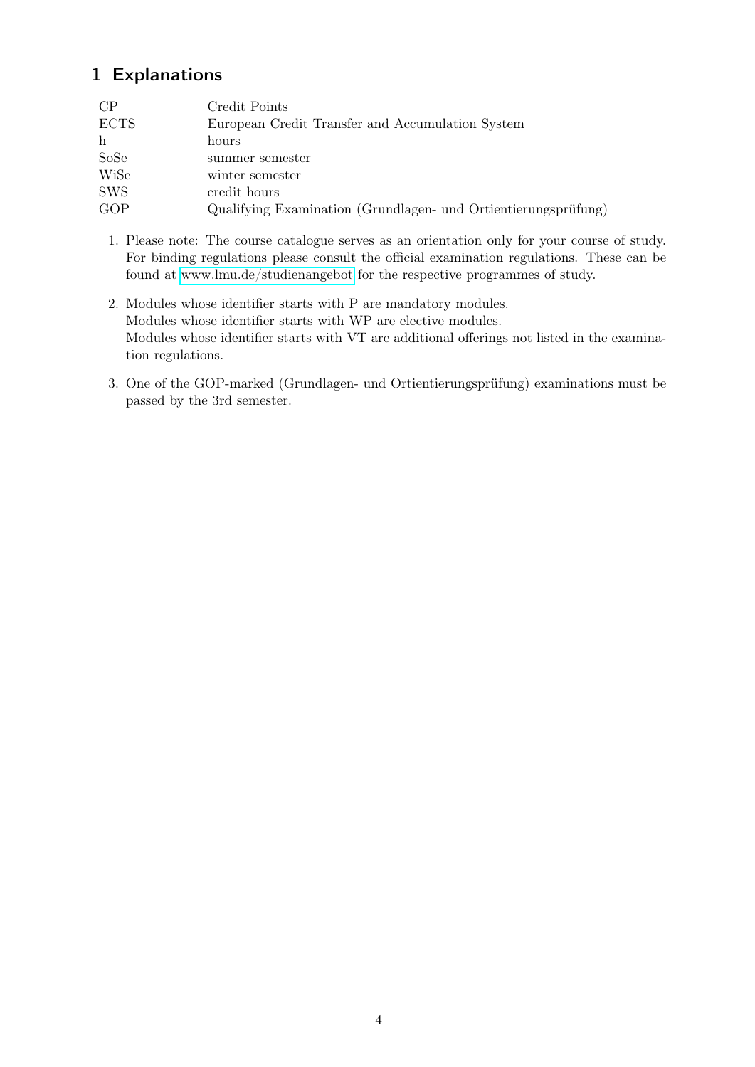# 1 Explanations

| | |
|---|---|
| CP | Credit Points |
| ECTS | European Credit Transfer and Accumulation System |
| h | hours |
| SoSe | summer semester |
| WiSe | winter semester |
| SWS | credit hours |
| GOP | Qualifying Examination (Grundlagen- und Ortientierungsprüfung) |

1. Please note: The course catalogue serves as an orientation only for your course of study. For binding regulations please consult the official examination regulations. These can be found at www.lmu.de/studienangebot for the respective programmes of study.

2. Modules whose identifier starts with P are mandatory modules.
   Modules whose identifier starts with WP are elective modules.
   Modules whose identifier starts with VT are additional offerings not listed in the examination regulations.

3. One of the GOP-marked (Grundlagen- und Ortientierungsprüfung) examinations must be passed by the 3rd semester.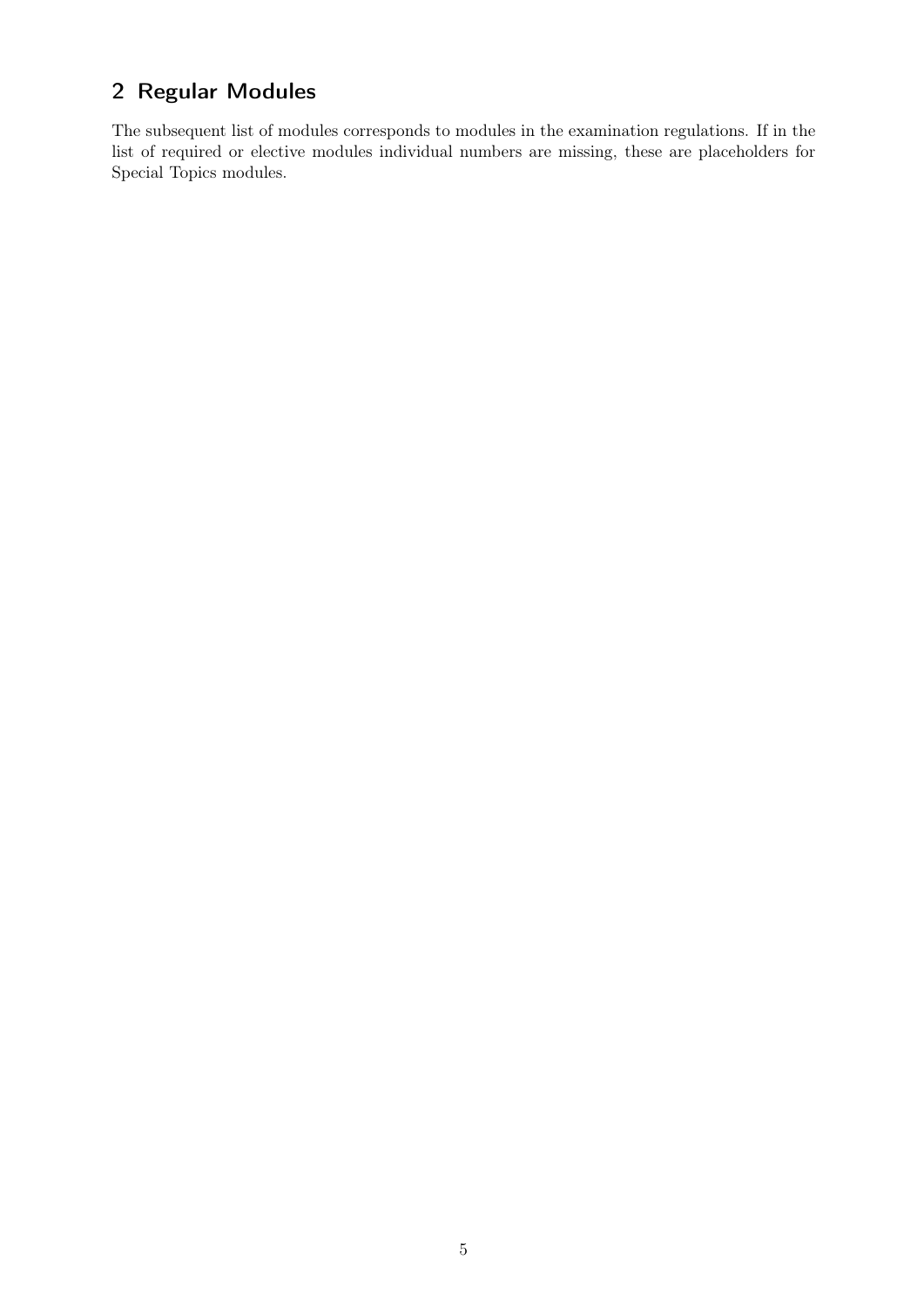## 2 Regular Modules

The subsequent list of modules corresponds to modules in the examination regulations. If in the list of required or elective modules individual numbers are missing, these are placeholders for Special Topics modules.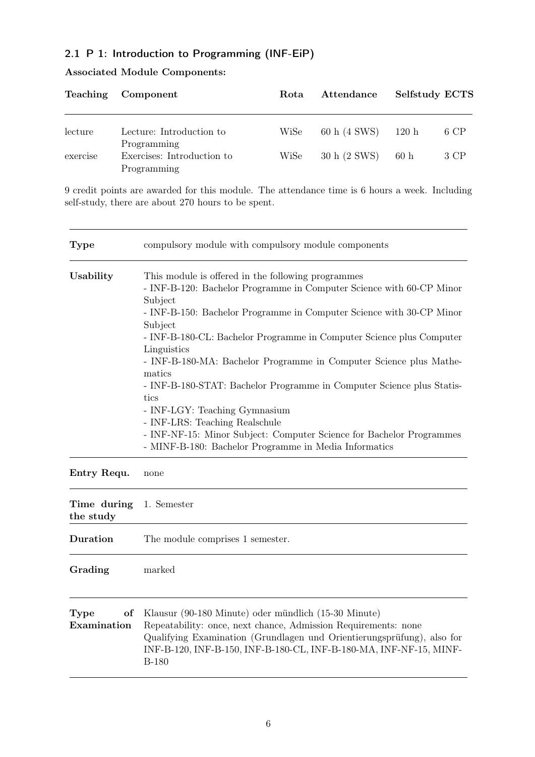## 2.1 P 1: Introduction to Programming (INF-EiP)

**Associated Module Components:**

| Teaching | Component | Rota | Attendance | Selfstudy | ECTS |
|---|---|---|---|---|---|
| lecture | Lecture: Introduction to Programming | WiSe | 60 h (4 SWS) | 120 h | 6 CP |
| exercise | Exercises: Introduction to Programming | WiSe | 30 h (2 SWS) | 60 h | 3 CP |

9 credit points are awarded for this module. The attendance time is 6 hours a week. Including self-study, there are about 270 hours to be spent.

| | |
|---|---|
| **Type** | compulsory module with compulsory module components |
| **Usability** | This module is offered in the following programmes<br>- INF-B-120: Bachelor Programme in Computer Science with 60-CP Minor Subject<br>- INF-B-150: Bachelor Programme in Computer Science with 30-CP Minor Subject<br>- INF-B-180-CL: Bachelor Programme in Computer Science plus Computer Linguistics<br>- INF-B-180-MA: Bachelor Programme in Computer Science plus Mathematics<br>- INF-B-180-STAT: Bachelor Programme in Computer Science plus Statistics<br>- INF-LGY: Teaching Gymnasium<br>- INF-LRS: Teaching Realschule<br>- INF-NF-15: Minor Subject: Computer Science for Bachelor Programmes<br>- MINF-B-180: Bachelor Programme in Media Informatics |
| **Entry Requ.** | none |
| **Time during the study** | 1. Semester |
| **Duration** | The module comprises 1 semester. |
| **Grading** | marked |
| **Type of Examination** | Klausur (90-180 Minute) oder mündlich (15-30 Minute)<br>Repeatability: once, next chance, Admission Requirements: none<br>Qualifying Examination (Grundlagen und Orientierungsprüfung), also for INF-B-120, INF-B-150, INF-B-180-CL, INF-B-180-MA, INF-NF-15, MINF-B-180 |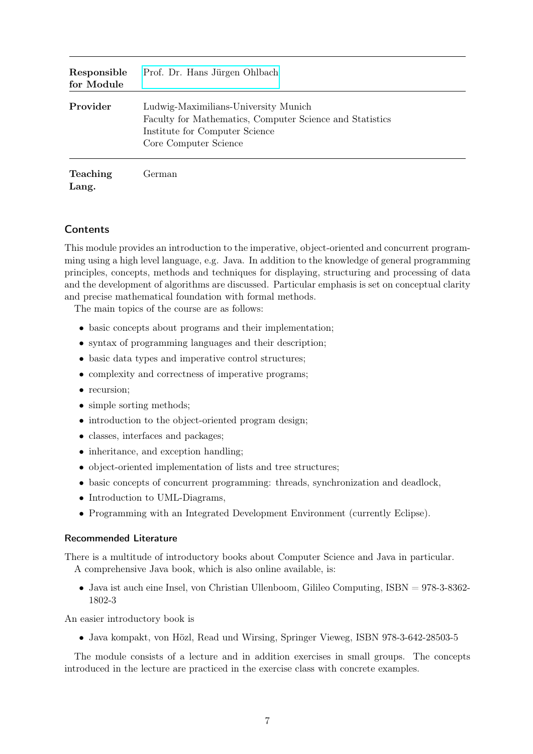| | |
|---|---|
| **Responsible for Module** | Prof. Dr. Hans Jürgen Ohlbach |
| **Provider** | Ludwig-Maximilians-University Munich<br>Faculty for Mathematics, Computer Science and Statistics<br>Institute for Computer Science<br>Core Computer Science |
| **Teaching Lang.** | German |

## Contents

This module provides an introduction to the imperative, object-oriented and concurrent programming using a high level language, e.g. Java. In addition to the knowledge of general programming principles, concepts, methods and techniques for displaying, structuring and processing of data and the development of algorithms are discussed. Particular emphasis is set on conceptual clarity and precise mathematical foundation with formal methods.

The main topics of the course are as follows:

- basic concepts about programs and their implementation;
- syntax of programming languages and their description;
- basic data types and imperative control structures;
- complexity and correctness of imperative programs;
- recursion;
- simple sorting methods;
- introduction to the object-oriented program design;
- classes, interfaces and packages;
- inheritance, and exception handling;
- object-oriented implementation of lists and tree structures;
- basic concepts of concurrent programming: threads, synchronization and deadlock,
- Introduction to UML-Diagrams,
- Programming with an Integrated Development Environment (currently Eclipse).

### Recommended Literature

There is a multitude of introductory books about Computer Science and Java in particular.

A comprehensive Java book, which is also online available, is:

- Java ist auch eine Insel, von Christian Ullenboom, Gilileo Computing, ISBN = 978-3-8362-1802-3

An easier introductory book is

- Java kompakt, von Hölzl, Read und Wirsing, Springer Vieweg, ISBN 978-3-642-28503-5

The module consists of a lecture and in addition exercises in small groups. The concepts introduced in the lecture are practiced in the exercise class with concrete examples.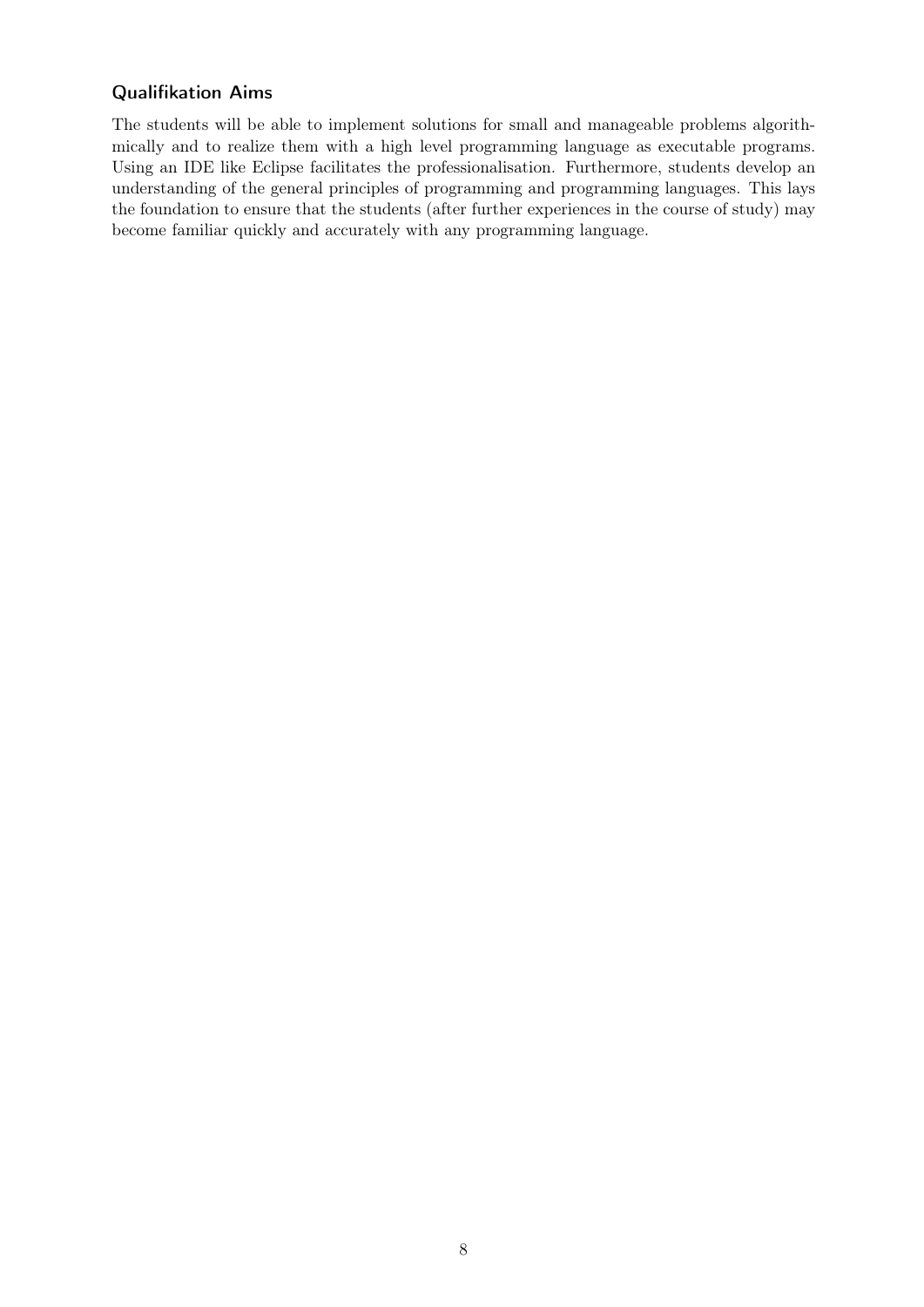### Qualifikation Aims

The students will be able to implement solutions for small and manageable problems algorithmically and to realize them with a high level programming language as executable programs. Using an IDE like Eclipse facilitates the professionalisation. Furthermore, students develop an understanding of the general principles of programming and programming languages. This lays the foundation to ensure that the students (after further experiences in the course of study) may become familiar quickly and accurately with any programming language.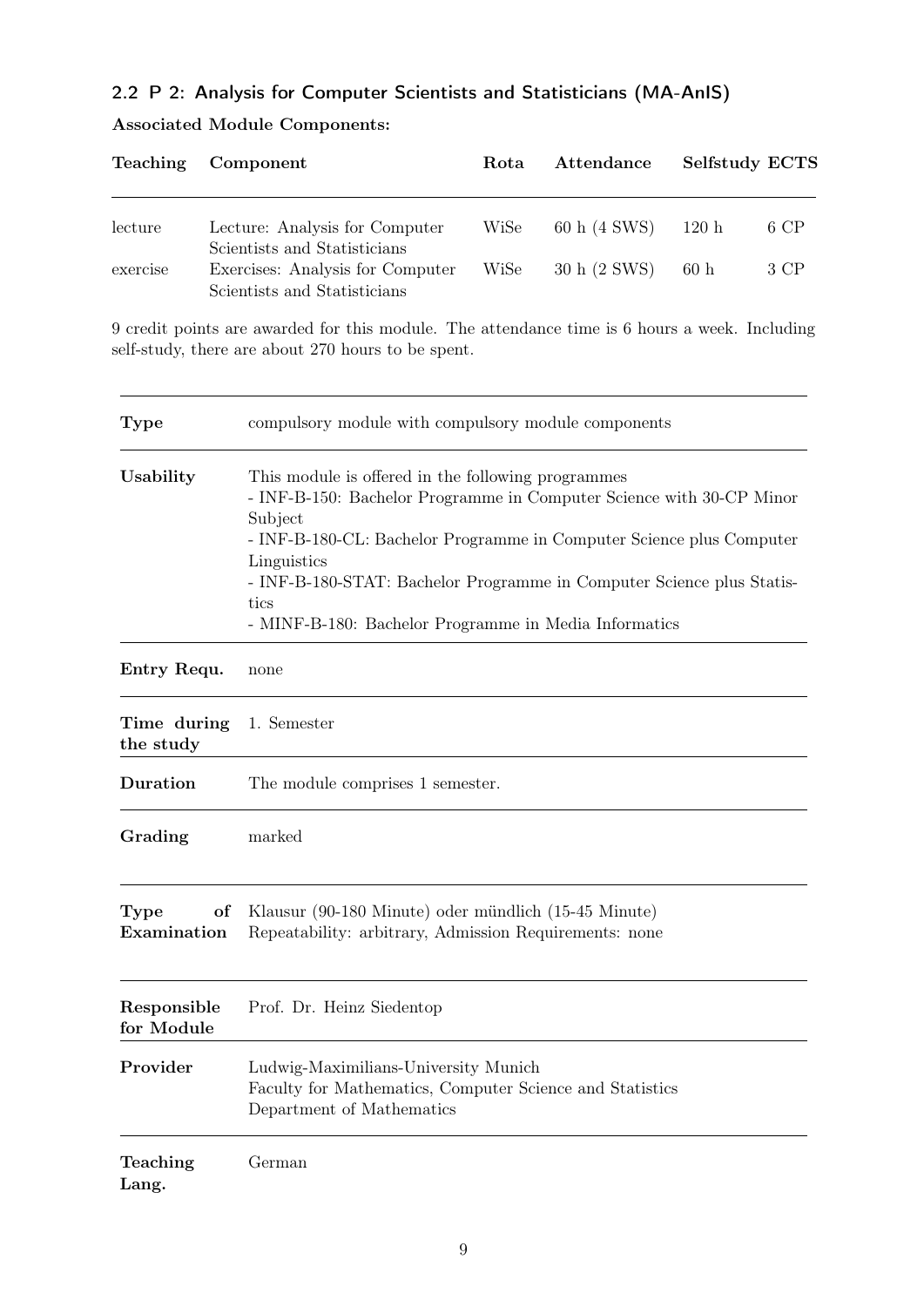## 2.2 P 2: Analysis for Computer Scientists and Statisticians (MA-AnIS)

**Associated Module Components:**

| Teaching | Component | Rota | Attendance | Selfstudy | ECTS |
|---|---|---|---|---|---|
| lecture | Lecture: Analysis for Computer Scientists and Statisticians | WiSe | 60 h (4 SWS) | 120 h | 6 CP |
| exercise | Exercises: Analysis for Computer Scientists and Statisticians | WiSe | 30 h (2 SWS) | 60 h | 3 CP |

9 credit points are awarded for this module. The attendance time is 6 hours a week. Including self-study, there are about 270 hours to be spent.

| | |
|---|---|
| **Type** | compulsory module with compulsory module components |
| **Usability** | This module is offered in the following programmes<br>- INF-B-150: Bachelor Programme in Computer Science with 30-CP Minor Subject<br>- INF-B-180-CL: Bachelor Programme in Computer Science plus Computer Linguistics<br>- INF-B-180-STAT: Bachelor Programme in Computer Science plus Statistics<br>- MINF-B-180: Bachelor Programme in Media Informatics |
| **Entry Requ.** | none |
| **Time during the study** | 1. Semester |
| **Duration** | The module comprises 1 semester. |
| **Grading** | marked |
| **Type of Examination** | Klausur (90-180 Minute) oder mündlich (15-45 Minute)<br>Repeatability: arbitrary, Admission Requirements: none |
| **Responsible for Module** | Prof. Dr. Heinz Siedentop |
| **Provider** | Ludwig-Maximilians-University Munich<br>Faculty for Mathematics, Computer Science and Statistics<br>Department of Mathematics |
| **Teaching Lang.** | German |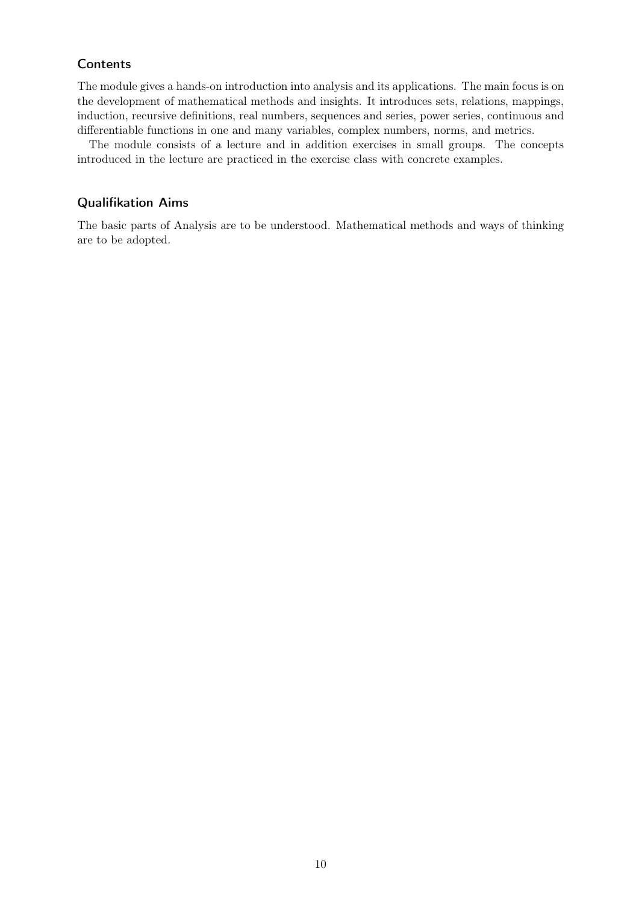### Contents

The module gives a hands-on introduction into analysis and its applications. The main focus is on the development of mathematical methods and insights. It introduces sets, relations, mappings, induction, recursive definitions, real numbers, sequences and series, power series, continuous and differentiable functions in one and many variables, complex numbers, norms, and metrics.

The module consists of a lecture and in addition exercises in small groups. The concepts introduced in the lecture are practiced in the exercise class with concrete examples.

### Qualifikation Aims

The basic parts of Analysis are to be understood. Mathematical methods and ways of thinking are to be adopted.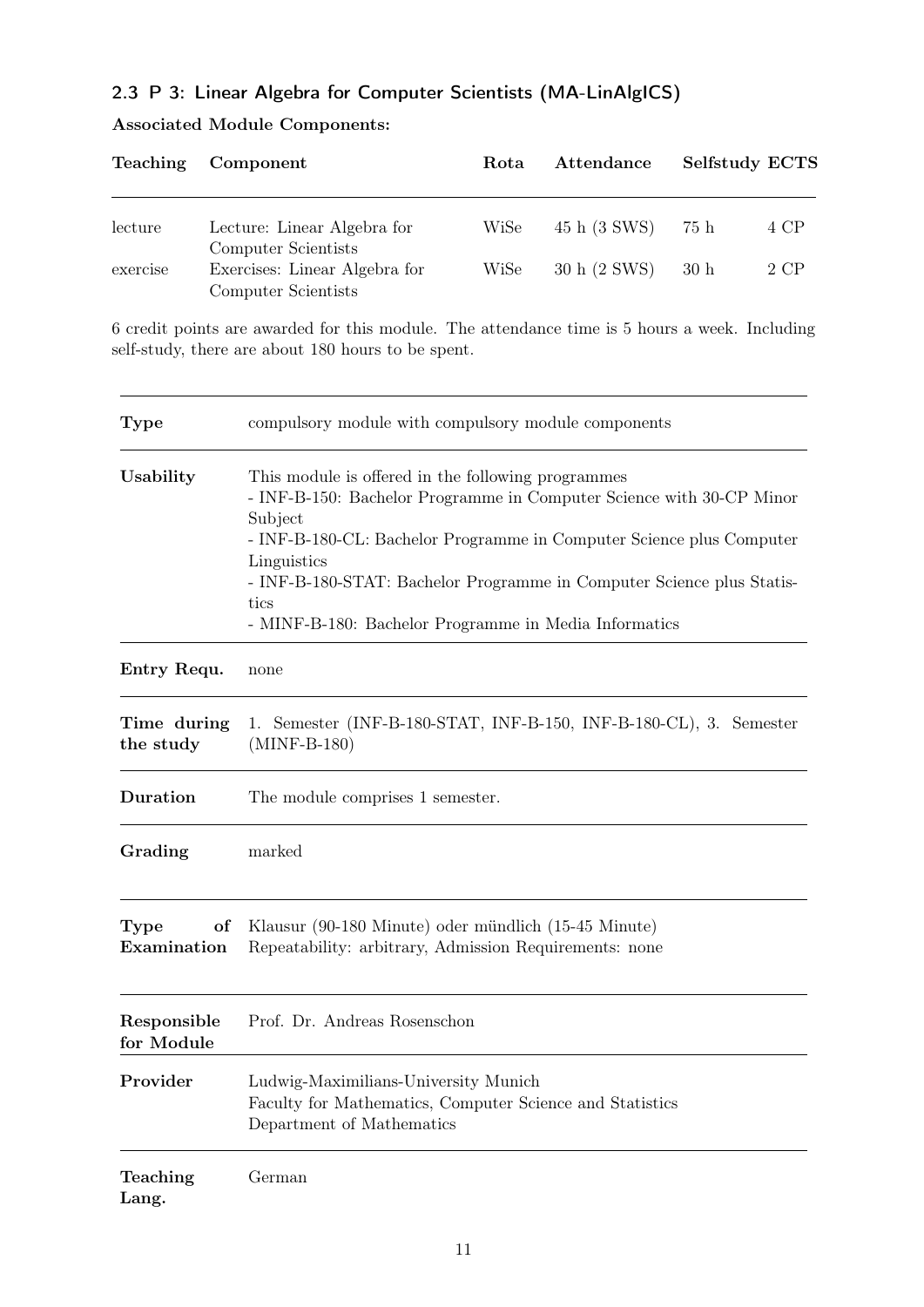### 2.3 P 3: Linear Algebra for Computer Scientists (MA-LinAlgICS)

**Associated Module Components:**

| Teaching | Component | Rota | Attendance | Selfstudy | ECTS |
|---|---|---|---|---|---|
| lecture | Lecture: Linear Algebra for Computer Scientists | WiSe | 45 h (3 SWS) | 75 h | 4 CP |
| exercise | Exercises: Linear Algebra for Computer Scientists | WiSe | 30 h (2 SWS) | 30 h | 2 CP |

6 credit points are awarded for this module. The attendance time is 5 hours a week. Including self-study, there are about 180 hours to be spent.

| | |
|---|---|
| **Type** | compulsory module with compulsory module components |
| **Usability** | This module is offered in the following programmes<br>- INF-B-150: Bachelor Programme in Computer Science with 30-CP Minor Subject<br>- INF-B-180-CL: Bachelor Programme in Computer Science plus Computer Linguistics<br>- INF-B-180-STAT: Bachelor Programme in Computer Science plus Statistics<br>- MINF-B-180: Bachelor Programme in Media Informatics |
| **Entry Requ.** | none |
| **Time during the study** | 1. Semester (INF-B-180-STAT, INF-B-150, INF-B-180-CL), 3. Semester (MINF-B-180) |
| **Duration** | The module comprises 1 semester. |
| **Grading** | marked |
| **Type of Examination** | Klausur (90-180 Minute) oder mündlich (15-45 Minute)<br>Repeatability: arbitrary, Admission Requirements: none |
| **Responsible for Module** | Prof. Dr. Andreas Rosenschon |
| **Provider** | Ludwig-Maximilians-University Munich<br>Faculty for Mathematics, Computer Science and Statistics<br>Department of Mathematics |
| **Teaching Lang.** | German |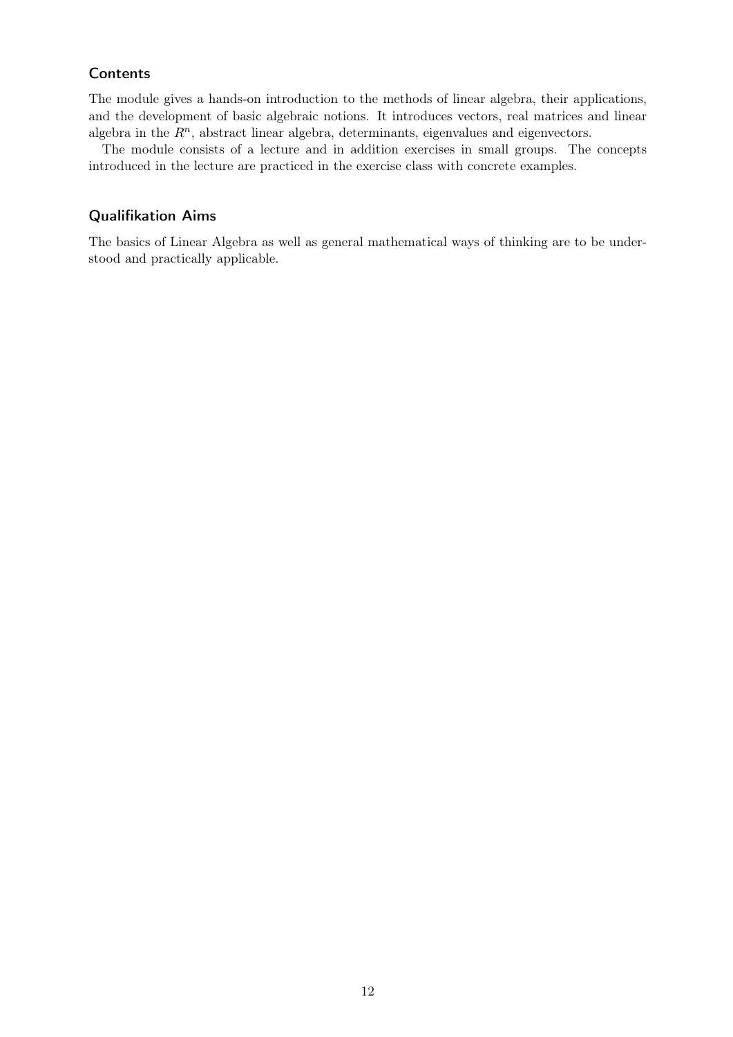### Contents

The module gives a hands-on introduction to the methods of linear algebra, their applications, and the development of basic algebraic notions. It introduces vectors, real matrices and linear algebra in the $R^n$, abstract linear algebra, determinants, eigenvalues and eigenvectors.

The module consists of a lecture and in addition exercises in small groups. The concepts introduced in the lecture are practiced in the exercise class with concrete examples.

### Qualifikation Aims

The basics of Linear Algebra as well as general mathematical ways of thinking are to be understood and practically applicable.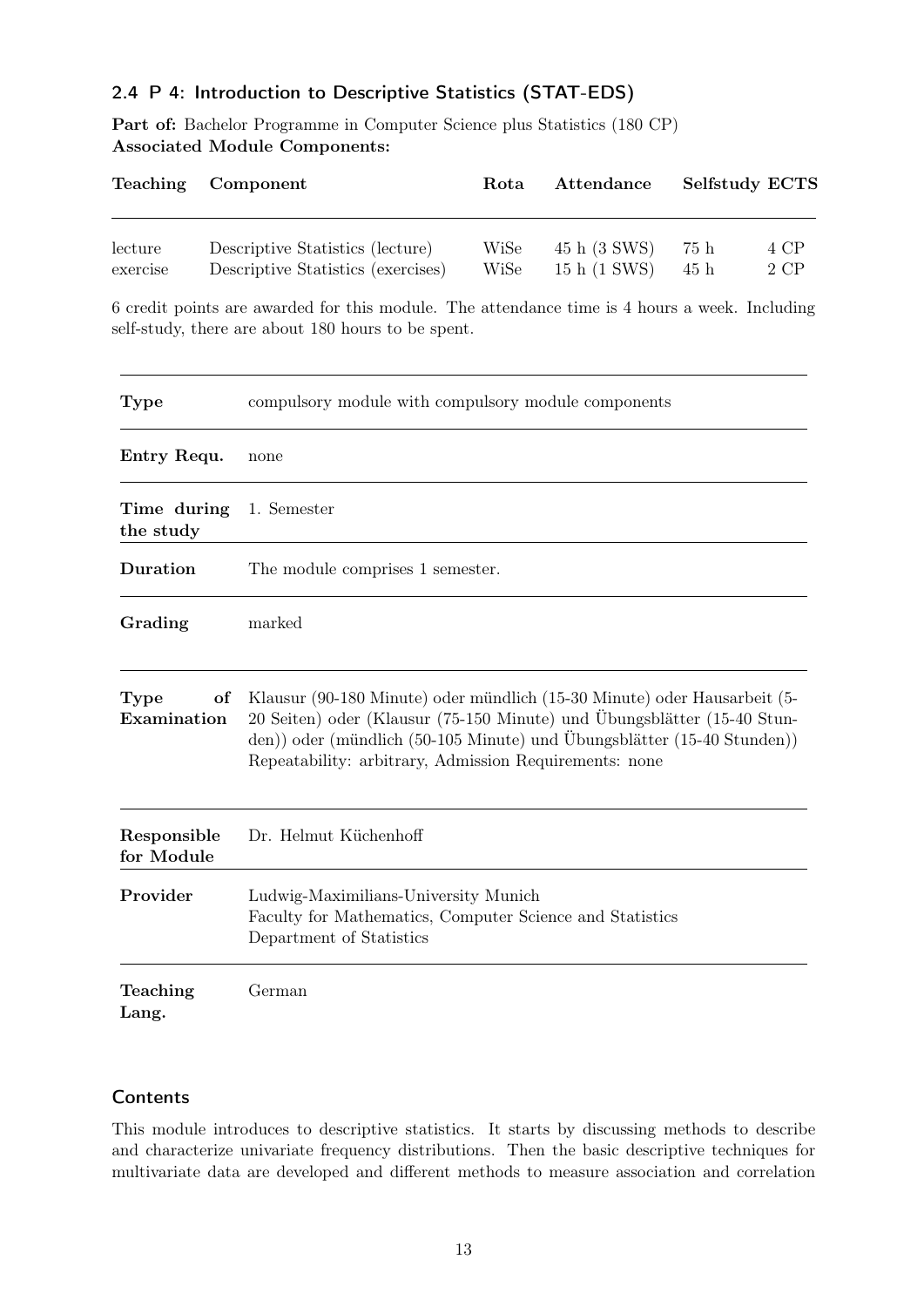### 2.4 P 4: Introduction to Descriptive Statistics (STAT-EDS)

**Part of:** Bachelor Programme in Computer Science plus Statistics (180 CP)
**Associated Module Components:**

| Teaching | Component | Rota | Attendance | Selfstudy | ECTS |
|---|---|---|---|---|---|
| lecture | Descriptive Statistics (lecture) | WiSe | 45 h (3 SWS) | 75 h | 4 CP |
| exercise | Descriptive Statistics (exercises) | WiSe | 15 h (1 SWS) | 45 h | 2 CP |

6 credit points are awarded for this module. The attendance time is 4 hours a week. Including self-study, there are about 180 hours to be spent.

| | |
|---|---|
| **Type** | compulsory module with compulsory module components |
| **Entry Requ.** | none |
| **Time during the study** | 1. Semester |
| **Duration** | The module comprises 1 semester. |
| **Grading** | marked |
| **Type of Examination** | Klausur (90-180 Minute) oder mündlich (15-30 Minute) oder Hausarbeit (5-20 Seiten) oder (Klausur (75-150 Minute) und Übungsblätter (15-40 Stunden)) oder (mündlich (50-105 Minute) und Übungsblätter (15-40 Stunden)) Repeatability: arbitrary, Admission Requirements: none |
| **Responsible for Module** | Dr. Helmut Küchenhoff |
| **Provider** | Ludwig-Maximilians-University Munich<br>Faculty for Mathematics, Computer Science and Statistics<br>Department of Statistics |
| **Teaching Lang.** | German |

#### Contents

This module introduces to descriptive statistics. It starts by discussing methods to describe and characterize univariate frequency distributions. Then the basic descriptive techniques for multivariate data are developed and different methods to measure association and correlation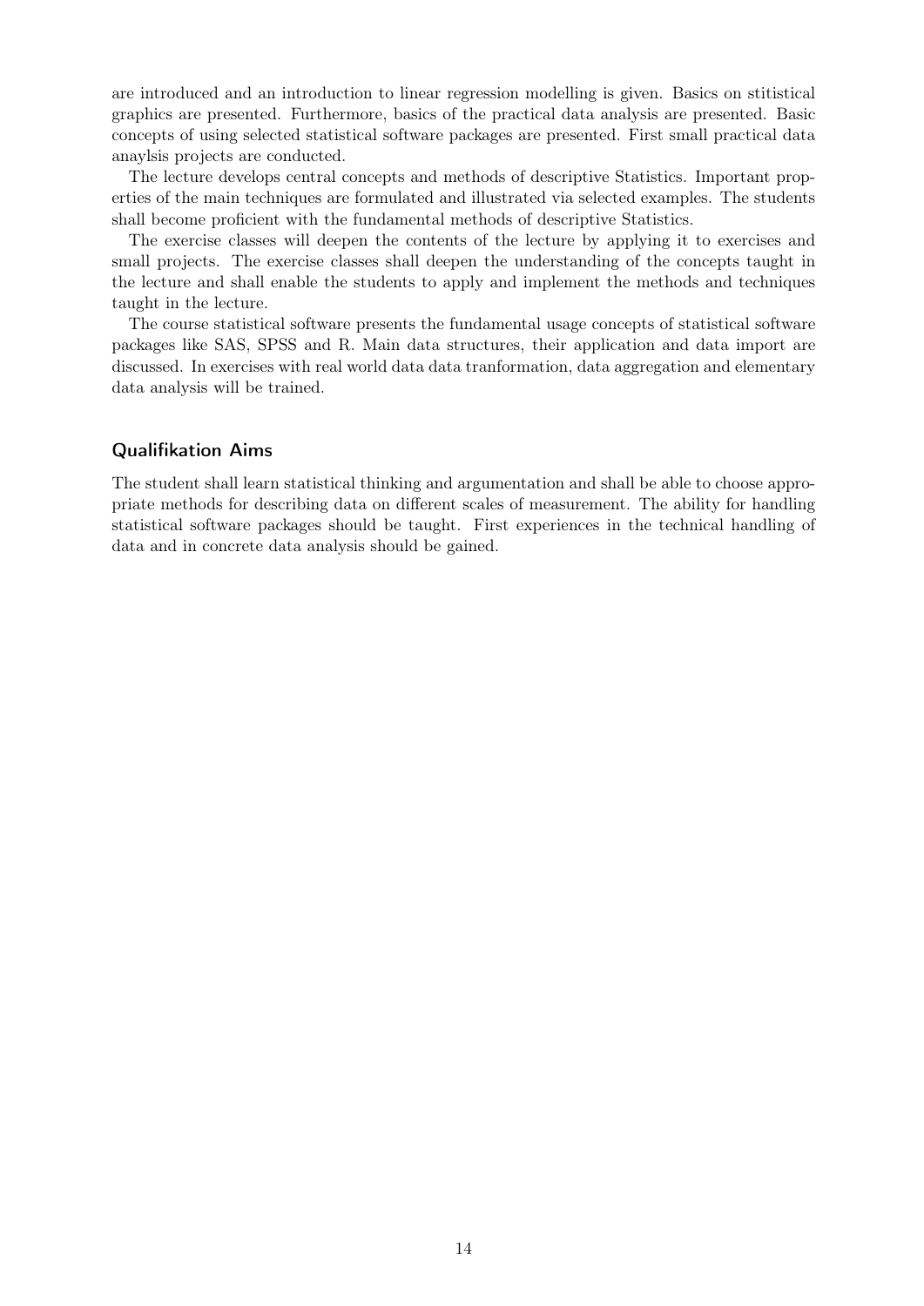are introduced and an introduction to linear regression modelling is given. Basics on stitistical graphics are presented. Furthermore, basics of the practical data analysis are presented. Basic concepts of using selected statistical software packages are presented. First small practical data anaylsis projects are conducted.

The lecture develops central concepts and methods of descriptive Statistics. Important properties of the main techniques are formulated and illustrated via selected examples. The students shall become proficient with the fundamental methods of descriptive Statistics.

The exercise classes will deepen the contents of the lecture by applying it to exercises and small projects. The exercise classes shall deepen the understanding of the concepts taught in the lecture and shall enable the students to apply and implement the methods and techniques taught in the lecture.

The course statistical software presents the fundamental usage concepts of statistical software packages like SAS, SPSS and R. Main data structures, their application and data import are discussed. In exercises with real world data data tranformation, data aggregation and elementary data analysis will be trained.

### Qualifikation Aims

The student shall learn statistical thinking and argumentation and shall be able to choose appropriate methods for describing data on different scales of measurement. The ability for handling statistical software packages should be taught. First experiences in the technical handling of data and in concrete data analysis should be gained.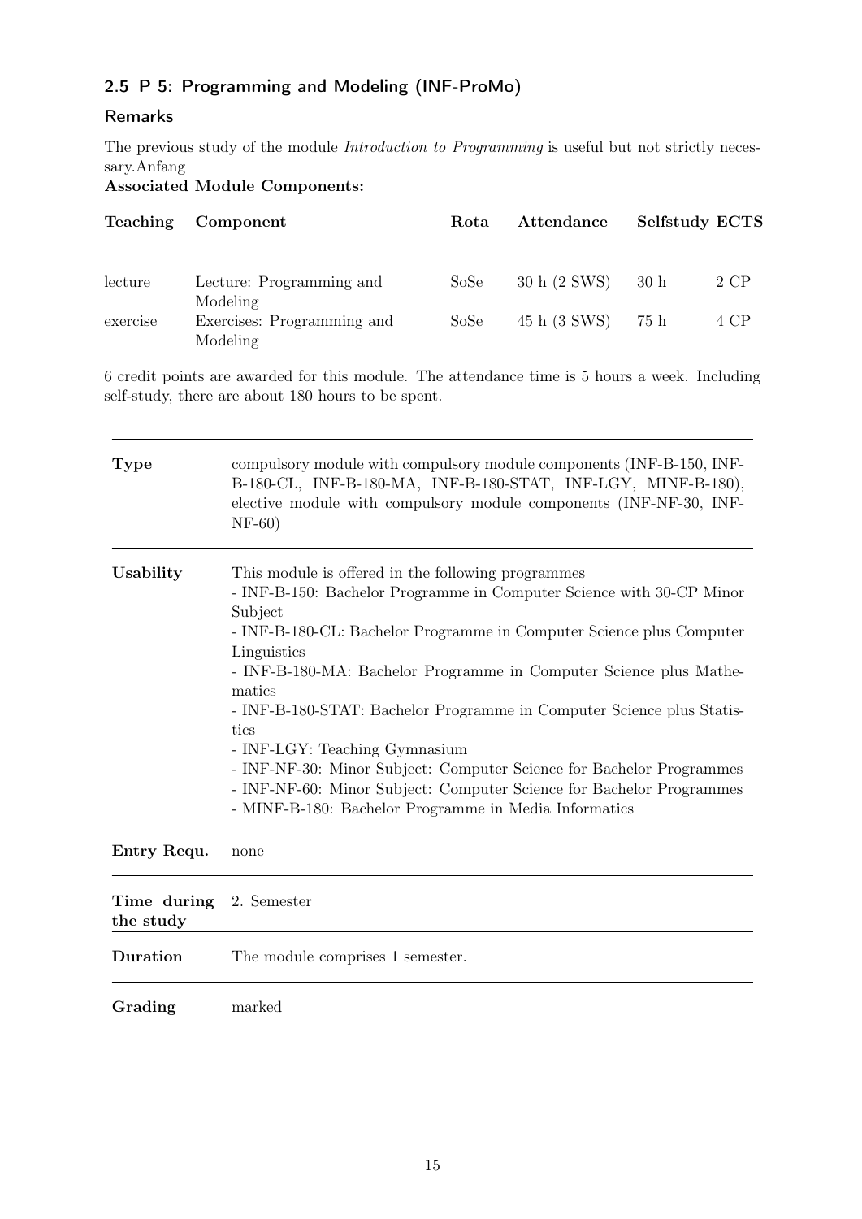### 2.5 P 5: Programming and Modeling (INF-ProMo)

#### Remarks

The previous study of the module *Introduction to Programming* is useful but not strictly necessary.Anfang

**Associated Module Components:**

| Teaching | Component | Rota | Attendance | Selfstudy | ECTS |
|---|---|---|---|---|---|
| lecture | Lecture: Programming and Modeling | SoSe | 30 h (2 SWS) | 30 h | 2 CP |
| exercise | Exercises: Programming and Modeling | SoSe | 45 h (3 SWS) | 75 h | 4 CP |

6 credit points are awarded for this module. The attendance time is 5 hours a week. Including self-study, there are about 180 hours to be spent.

| | |
|---|---|
| **Type** | compulsory module with compulsory module components (INF-B-150, INF-B-180-CL, INF-B-180-MA, INF-B-180-STAT, INF-LGY, MINF-B-180), elective module with compulsory module components (INF-NF-30, INF-NF-60) |
| **Usability** | This module is offered in the following programmes<br>- INF-B-150: Bachelor Programme in Computer Science with 30-CP Minor Subject<br>- INF-B-180-CL: Bachelor Programme in Computer Science plus Computer Linguistics<br>- INF-B-180-MA: Bachelor Programme in Computer Science plus Mathematics<br>- INF-B-180-STAT: Bachelor Programme in Computer Science plus Statistics<br>- INF-LGY: Teaching Gymnasium<br>- INF-NF-30: Minor Subject: Computer Science for Bachelor Programmes<br>- INF-NF-60: Minor Subject: Computer Science for Bachelor Programmes<br>- MINF-B-180: Bachelor Programme in Media Informatics |
| **Entry Requ.** | none |
| **Time during the study** | 2. Semester |
| **Duration** | The module comprises 1 semester. |
| **Grading** | marked |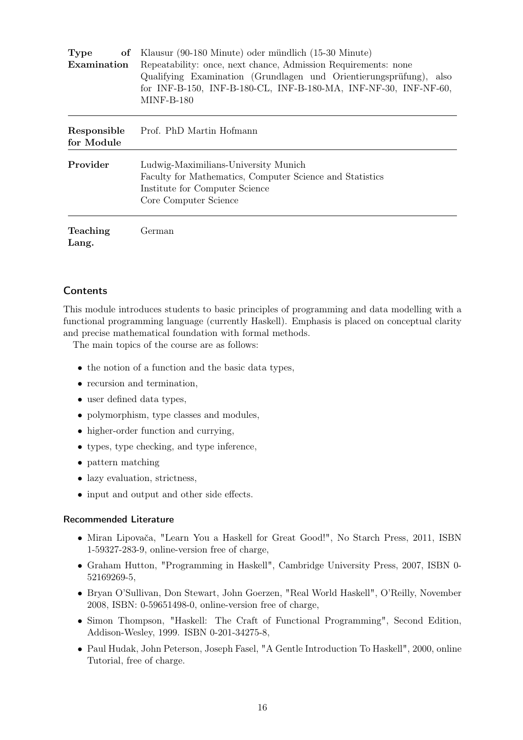| | |
|---|---|
| **Type of Examination** | Klausur (90-180 Minute) oder mündlich (15-30 Minute)<br>Repeatability: once, next chance, Admission Requirements: none<br>Qualifying Examination (Grundlagen und Orientierungsprüfung), also for INF-B-150, INF-B-180-CL, INF-B-180-MA, INF-NF-30, INF-NF-60, MINF-B-180 |
| **Responsible for Module** | Prof. PhD Martin Hofmann |
| **Provider** | Ludwig-Maximilians-University Munich<br>Faculty for Mathematics, Computer Science and Statistics<br>Institute for Computer Science<br>Core Computer Science |
| **Teaching Lang.** | German |

## Contents

This module introduces students to basic principles of programming and data modelling with a functional programming language (currently Haskell). Emphasis is placed on conceptual clarity and precise mathematical foundation with formal methods.

The main topics of the course are as follows:

- the notion of a function and the basic data types,
- recursion and termination,
- user defined data types,
- polymorphism, type classes and modules,
- higher-order function and currying,
- types, type checking, and type inference,
- pattern matching
- lazy evaluation, strictness,
- input and output and other side effects.

### Recommended Literature

- Miran Lipovača, "Learn You a Haskell for Great Good!", No Starch Press, 2011, ISBN 1-59327-283-9, online-version free of charge,
- Graham Hutton, "Programming in Haskell", Cambridge University Press, 2007, ISBN 0-52169269-5,
- Bryan O'Sullivan, Don Stewart, John Goerzen, "Real World Haskell", O'Reilly, November 2008, ISBN: 0-59651498-0, online-version free of charge,
- Simon Thompson, "Haskell: The Craft of Functional Programming", Second Edition, Addison-Wesley, 1999. ISBN 0-201-34275-8,
- Paul Hudak, John Peterson, Joseph Fasel, "A Gentle Introduction To Haskell", 2000, online Tutorial, free of charge.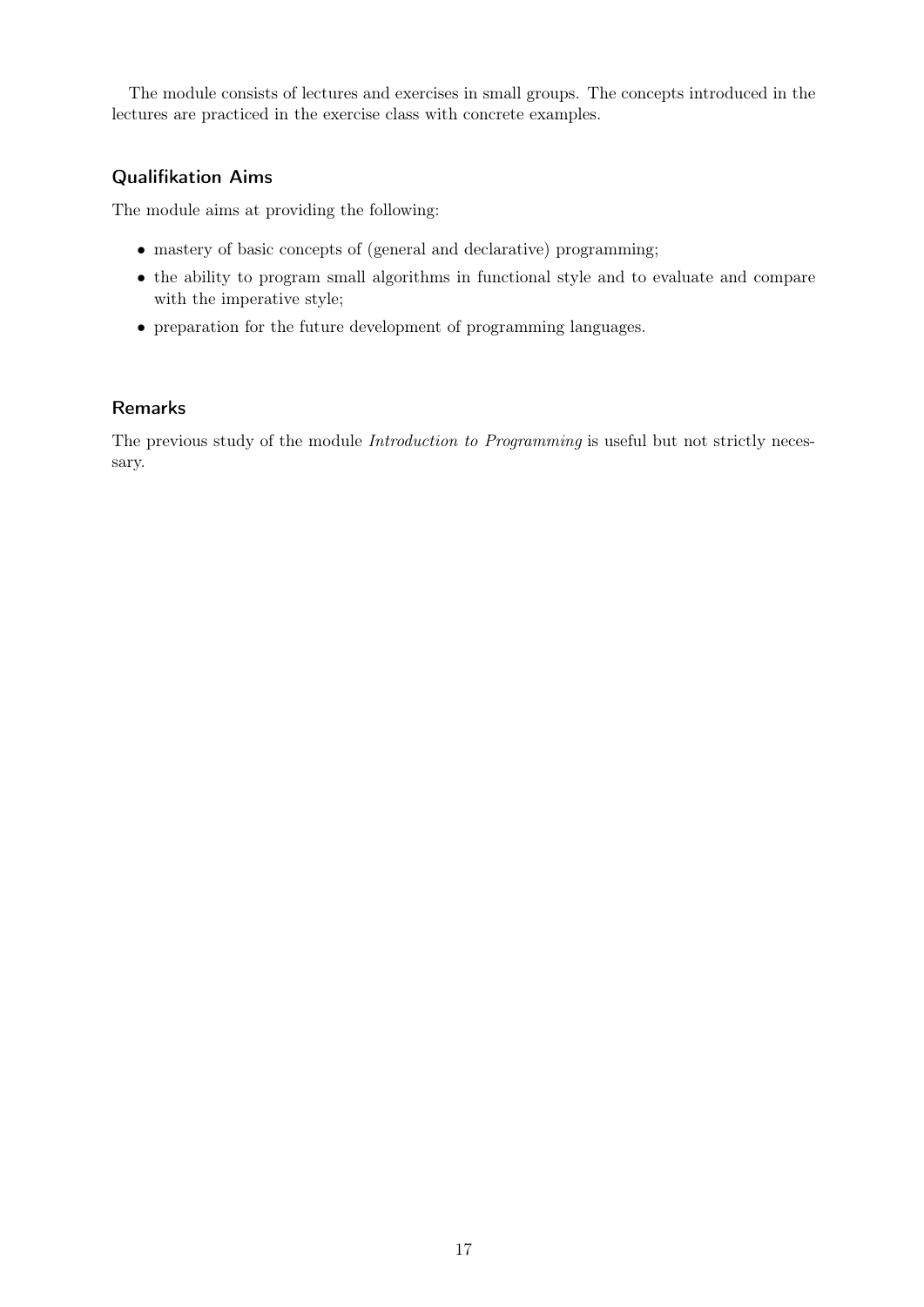The module consists of lectures and exercises in small groups. The concepts introduced in the lectures are practiced in the exercise class with concrete examples.

### Qualifikation Aims

The module aims at providing the following:

- mastery of basic concepts of (general and declarative) programming;
- the ability to program small algorithms in functional style and to evaluate and compare with the imperative style;
- preparation for the future development of programming languages.

### Remarks

The previous study of the module *Introduction to Programming* is useful but not strictly necessary.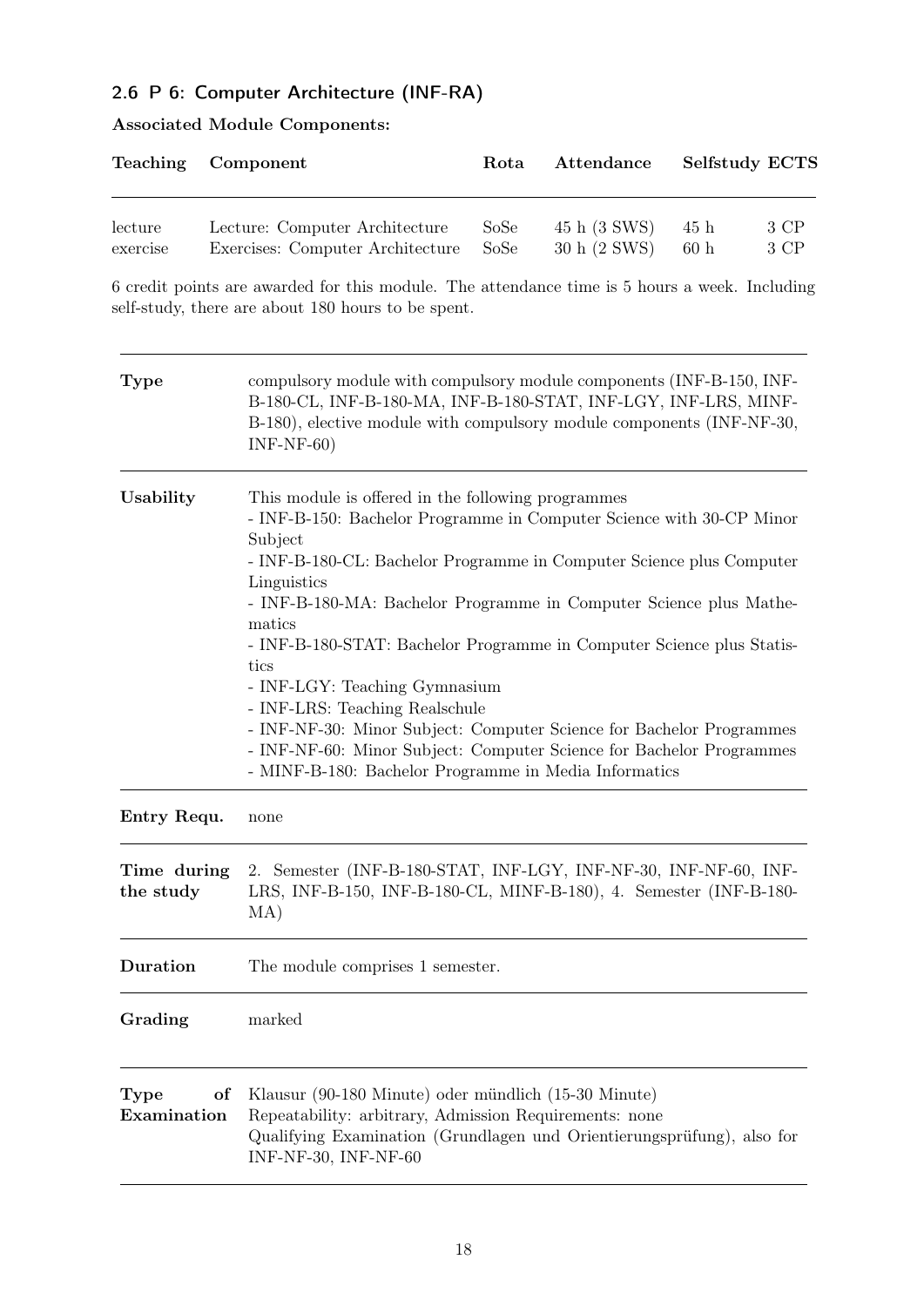## 2.6 P 6: Computer Architecture (INF-RA)

**Associated Module Components:**

| Teaching | Component | Rota | Attendance | Selfstudy | ECTS |
|---|---|---|---|---|---|
| lecture | Lecture: Computer Architecture | SoSe | 45 h (3 SWS) | 45 h | 3 CP |
| exercise | Exercises: Computer Architecture | SoSe | 30 h (2 SWS) | 60 h | 3 CP |

6 credit points are awarded for this module. The attendance time is 5 hours a week. Including self-study, there are about 180 hours to be spent.

| | |
|---|---|
| **Type** | compulsory module with compulsory module components (INF-B-150, INF-B-180-CL, INF-B-180-MA, INF-B-180-STAT, INF-LGY, INF-LRS, MINF-B-180), elective module with compulsory module components (INF-NF-30, INF-NF-60) |
| **Usability** | This module is offered in the following programmes<br>- INF-B-150: Bachelor Programme in Computer Science with 30-CP Minor Subject<br>- INF-B-180-CL: Bachelor Programme in Computer Science plus Computer Linguistics<br>- INF-B-180-MA: Bachelor Programme in Computer Science plus Mathematics<br>- INF-B-180-STAT: Bachelor Programme in Computer Science plus Statistics<br>- INF-LGY: Teaching Gymnasium<br>- INF-LRS: Teaching Realschule<br>- INF-NF-30: Minor Subject: Computer Science for Bachelor Programmes<br>- INF-NF-60: Minor Subject: Computer Science for Bachelor Programmes<br>- MINF-B-180: Bachelor Programme in Media Informatics |
| **Entry Requ.** | none |
| **Time during the study** | 2. Semester (INF-B-180-STAT, INF-LGY, INF-NF-30, INF-NF-60, INF-LRS, INF-B-150, INF-B-180-CL, MINF-B-180), 4. Semester (INF-B-180-MA) |
| **Duration** | The module comprises 1 semester. |
| **Grading** | marked |
| **Type of Examination** | Klausur (90-180 Minute) oder mündlich (15-30 Minute)<br>Repeatability: arbitrary, Admission Requirements: none<br>Qualifying Examination (Grundlagen und Orientierungsprüfung), also for INF-NF-30, INF-NF-60 |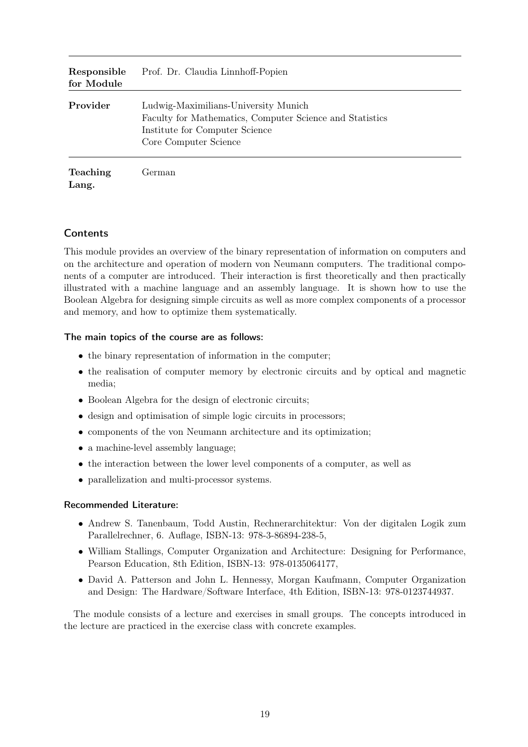| | |
|---|---|
| **Responsible for Module** | Prof. Dr. Claudia Linnhoff-Popien |
| **Provider** | Ludwig-Maximilians-University Munich<br>Faculty for Mathematics, Computer Science and Statistics<br>Institute for Computer Science<br>Core Computer Science |
| **Teaching Lang.** | German |

## Contents

This module provides an overview of the binary representation of information on computers and on the architecture and operation of modern von Neumann computers. The traditional components of a computer are introduced. Their interaction is first theoretically and then practically illustrated with a machine language and an assembly language. It is shown how to use the Boolean Algebra for designing simple circuits as well as more complex components of a processor and memory, and how to optimize them systematically.

### The main topics of the course are as follows:

- the binary representation of information in the computer;
- the realisation of computer memory by electronic circuits and by optical and magnetic media;
- Boolean Algebra for the design of electronic circuits;
- design and optimisation of simple logic circuits in processors;
- components of the von Neumann architecture and its optimization;
- a machine-level assembly language;
- the interaction between the lower level components of a computer, as well as
- parallelization and multi-processor systems.

### Recommended Literature:

- Andrew S. Tanenbaum, Todd Austin, Rechnerarchitektur: Von der digitalen Logik zum Parallelrechner, 6. Auflage, ISBN-13: 978-3-86894-238-5,
- William Stallings, Computer Organization and Architecture: Designing for Performance, Pearson Education, 8th Edition, ISBN-13: 978-0135064177,
- David A. Patterson and John L. Hennessy, Morgan Kaufmann, Computer Organization and Design: The Hardware/Software Interface, 4th Edition, ISBN-13: 978-0123744937.

The module consists of a lecture and exercises in small groups. The concepts introduced in the lecture are practiced in the exercise class with concrete examples.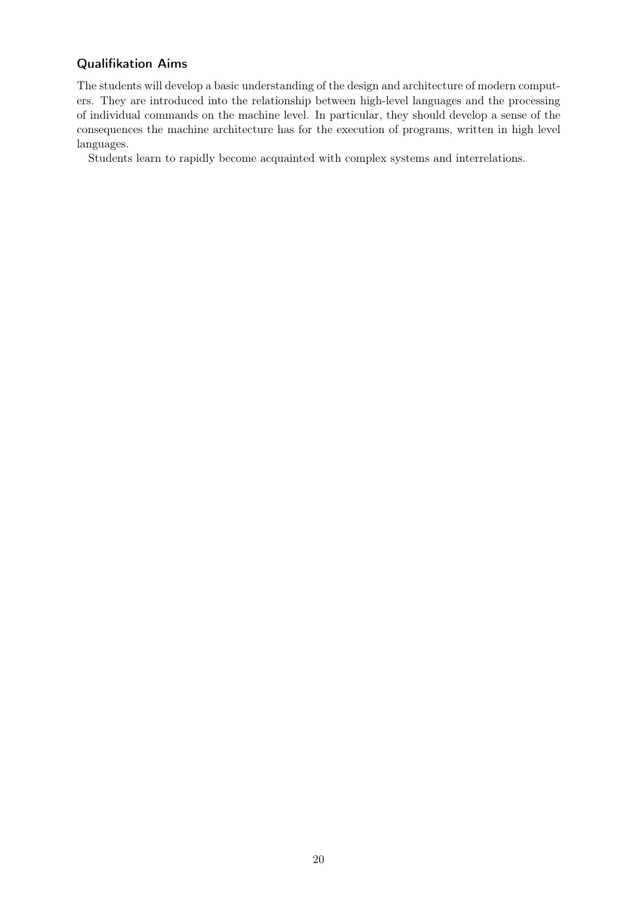### Qualifikation Aims

The students will develop a basic understanding of the design and architecture of modern computers. They are introduced into the relationship between high-level languages and the processing of individual commands on the machine level. In particular, they should develop a sense of the consequences the machine architecture has for the execution of programs, written in high level languages.

Students learn to rapidly become acquainted with complex systems and interrelations.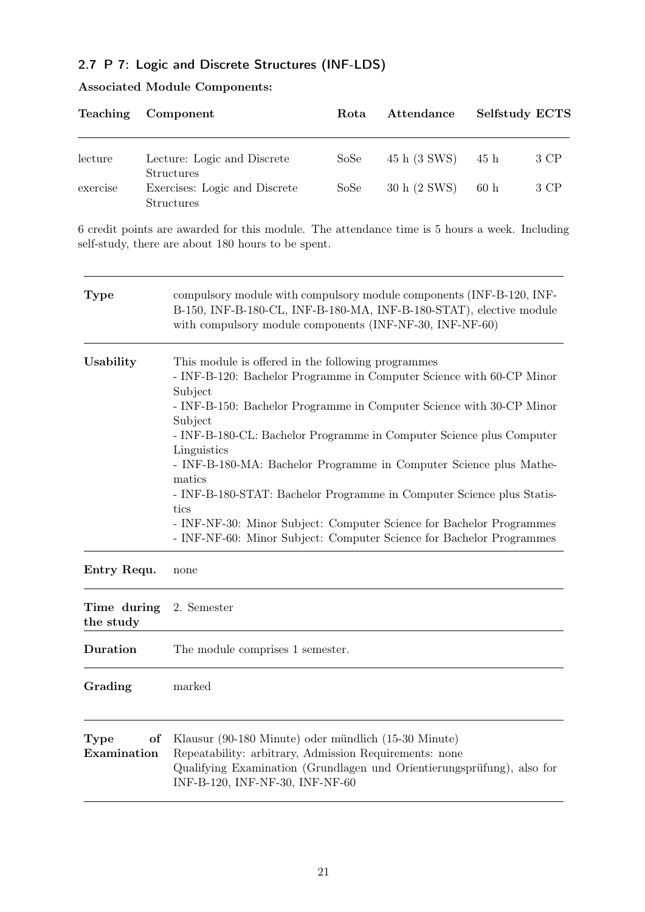## 2.7 P 7: Logic and Discrete Structures (INF-LDS)

**Associated Module Components:**

| Teaching | Component | Rota | Attendance | Selfstudy | ECTS |
|---|---|---|---|---|---|
| lecture | Lecture: Logic and Discrete Structures | SoSe | 45 h (3 SWS) | 45 h | 3 CP |
| exercise | Exercises: Logic and Discrete Structures | SoSe | 30 h (2 SWS) | 60 h | 3 CP |

6 credit points are awarded for this module. The attendance time is 5 hours a week. Including self-study, there are about 180 hours to be spent.

| | |
|---|---|
| **Type** | compulsory module with compulsory module components (INF-B-120, INF-B-150, INF-B-180-CL, INF-B-180-MA, INF-B-180-STAT), elective module with compulsory module components (INF-NF-30, INF-NF-60) |
| **Usability** | This module is offered in the following programmes<br>- INF-B-120: Bachelor Programme in Computer Science with 60-CP Minor Subject<br>- INF-B-150: Bachelor Programme in Computer Science with 30-CP Minor Subject<br>- INF-B-180-CL: Bachelor Programme in Computer Science plus Computer Linguistics<br>- INF-B-180-MA: Bachelor Programme in Computer Science plus Mathematics<br>- INF-B-180-STAT: Bachelor Programme in Computer Science plus Statistics<br>- INF-NF-30: Minor Subject: Computer Science for Bachelor Programmes<br>- INF-NF-60: Minor Subject: Computer Science for Bachelor Programmes |
| **Entry Requ.** | none |
| **Time during the study** | 2. Semester |
| **Duration** | The module comprises 1 semester. |
| **Grading** | marked |
| **Type of Examination** | Klausur (90-180 Minute) oder mündlich (15-30 Minute)<br>Repeatability: arbitrary, Admission Requirements: none<br>Qualifying Examination (Grundlagen und Orientierungsprüfung), also for INF-B-120, INF-NF-30, INF-NF-60 |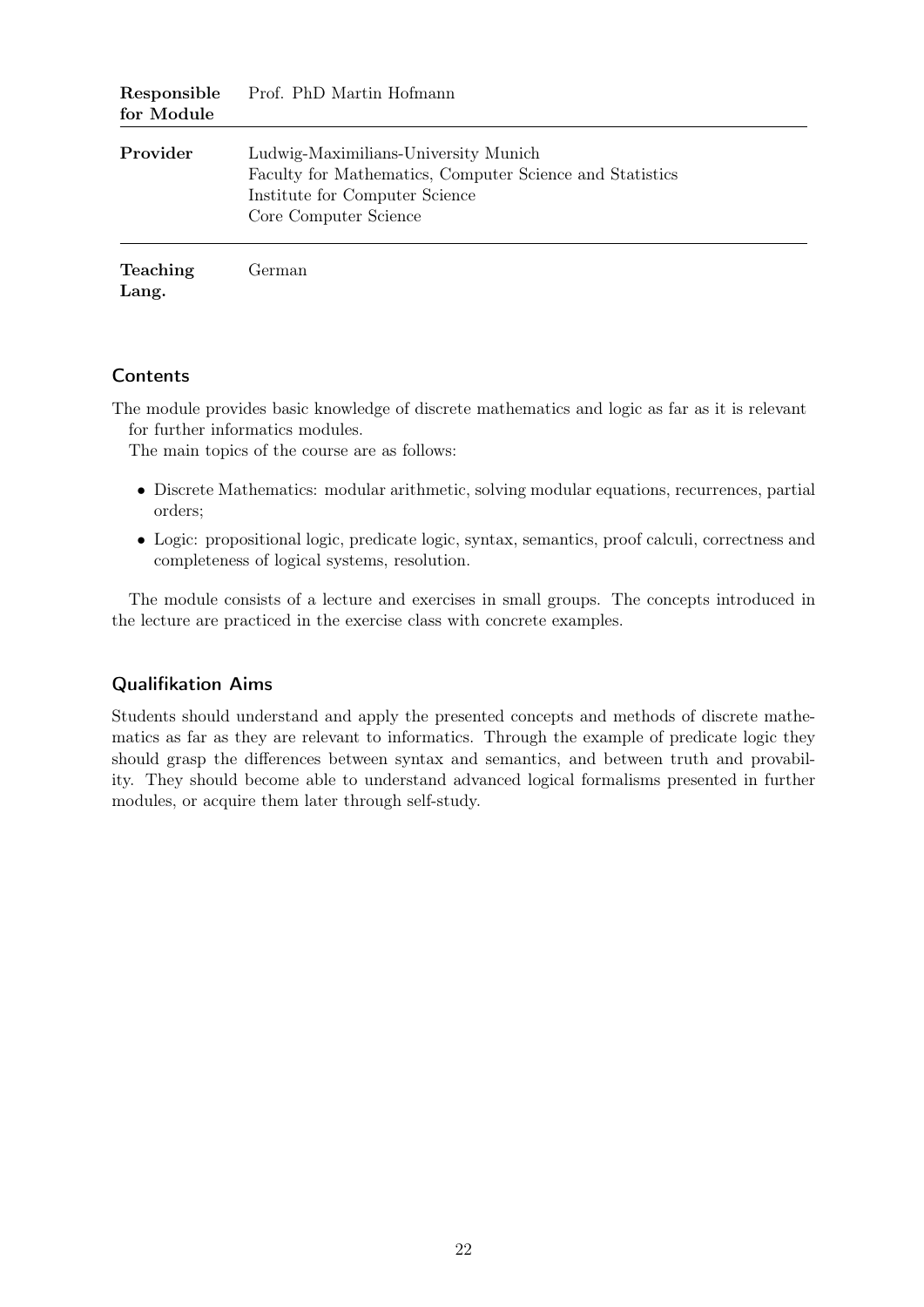| | |
|---|---|
| **Responsible for Module** | Prof. PhD Martin Hofmann |
| **Provider** | Ludwig-Maximilians-University Munich<br>Faculty for Mathematics, Computer Science and Statistics<br>Institute for Computer Science<br>Core Computer Science |
| **Teaching Lang.** | German |

## Contents

The module provides basic knowledge of discrete mathematics and logic as far as it is relevant for further informatics modules.

The main topics of the course are as follows:

- Discrete Mathematics: modular arithmetic, solving modular equations, recurrences, partial orders;
- Logic: propositional logic, predicate logic, syntax, semantics, proof calculi, correctness and completeness of logical systems, resolution.

The module consists of a lecture and exercises in small groups. The concepts introduced in the lecture are practiced in the exercise class with concrete examples.

## Qualifikation Aims

Students should understand and apply the presented concepts and methods of discrete mathematics as far as they are relevant to informatics. Through the example of predicate logic they should grasp the differences between syntax and semantics, and between truth and provability. They should become able to understand advanced logical formalisms presented in further modules, or acquire them later through self-study.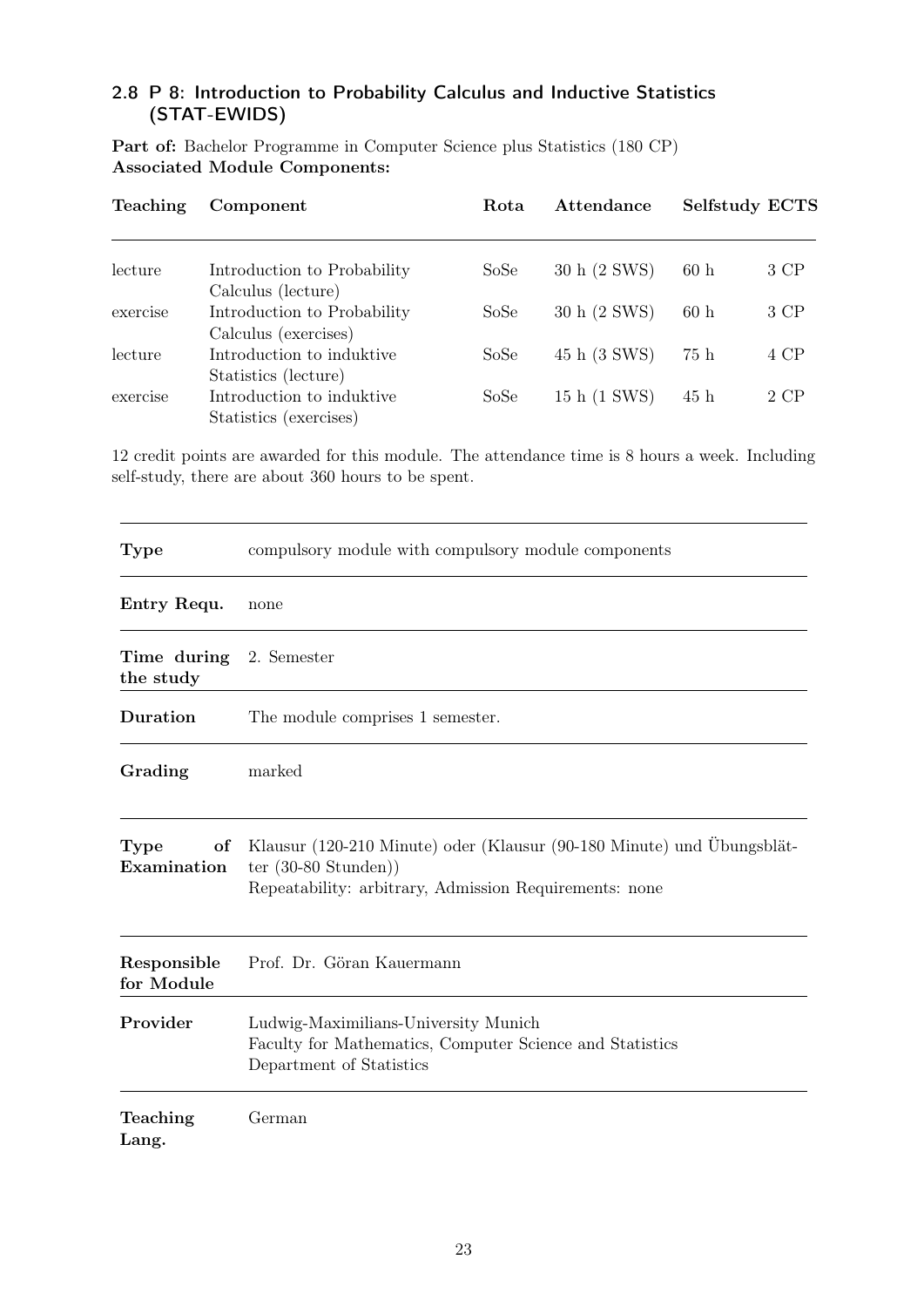### 2.8 P 8: Introduction to Probability Calculus and Inductive Statistics (STAT-EWIDS)

**Part of:** Bachelor Programme in Computer Science plus Statistics (180 CP)
**Associated Module Components:**

| Teaching | Component | Rota | Attendance | Selfstudy | ECTS |
|---|---|---|---|---|---|
| lecture | Introduction to Probability Calculus (lecture) | SoSe | 30 h (2 SWS) | 60 h | 3 CP |
| exercise | Introduction to Probability Calculus (exercises) | SoSe | 30 h (2 SWS) | 60 h | 3 CP |
| lecture | Introduction to induktive Statistics (lecture) | SoSe | 45 h (3 SWS) | 75 h | 4 CP |
| exercise | Introduction to induktive Statistics (exercises) | SoSe | 15 h (1 SWS) | 45 h | 2 CP |

12 credit points are awarded for this module. The attendance time is 8 hours a week. Including self-study, there are about 360 hours to be spent.

| | |
|---|---|
| **Type** | compulsory module with compulsory module components |
| **Entry Requ.** | none |
| **Time during the study** | 2. Semester |
| **Duration** | The module comprises 1 semester. |
| **Grading** | marked |
| **Type of Examination** | Klausur (120-210 Minute) oder (Klausur (90-180 Minute) und Übungsblätter (30-80 Stunden))<br>Repeatability: arbitrary, Admission Requirements: none |
| **Responsible for Module** | Prof. Dr. Göran Kauermann |
| **Provider** | Ludwig-Maximilians-University Munich<br>Faculty for Mathematics, Computer Science and Statistics<br>Department of Statistics |
| **Teaching Lang.** | German |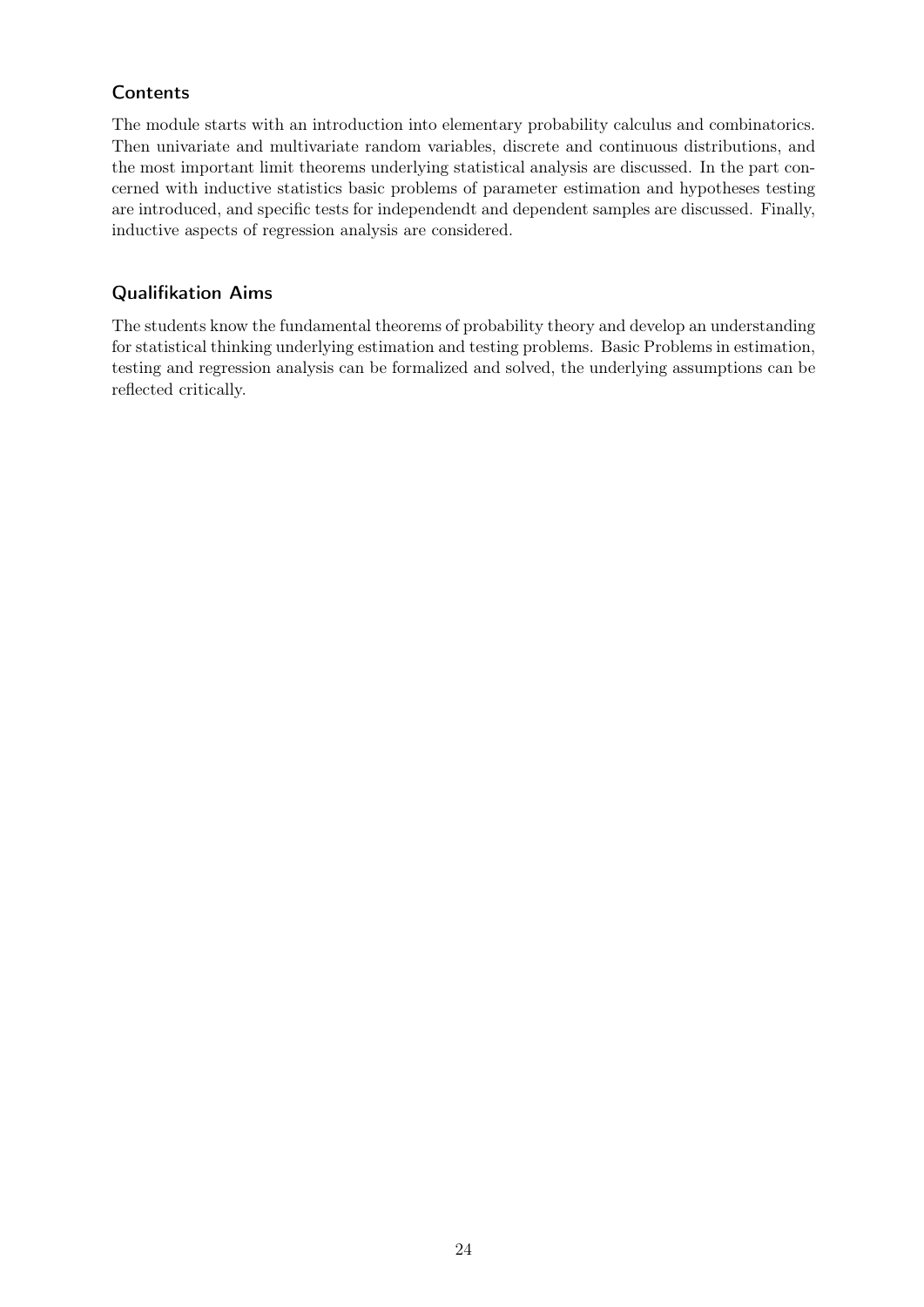### Contents

The module starts with an introduction into elementary probability calculus and combinatorics. Then univariate and multivariate random variables, discrete and continuous distributions, and the most important limit theorems underlying statistical analysis are discussed. In the part concerned with inductive statistics basic problems of parameter estimation and hypotheses testing are introduced, and specific tests for independendt and dependent samples are discussed. Finally, inductive aspects of regression analysis are considered.

### Qualifikation Aims

The students know the fundamental theorems of probability theory and develop an understanding for statistical thinking underlying estimation and testing problems. Basic Problems in estimation, testing and regression analysis can be formalized and solved, the underlying assumptions can be reflected critically.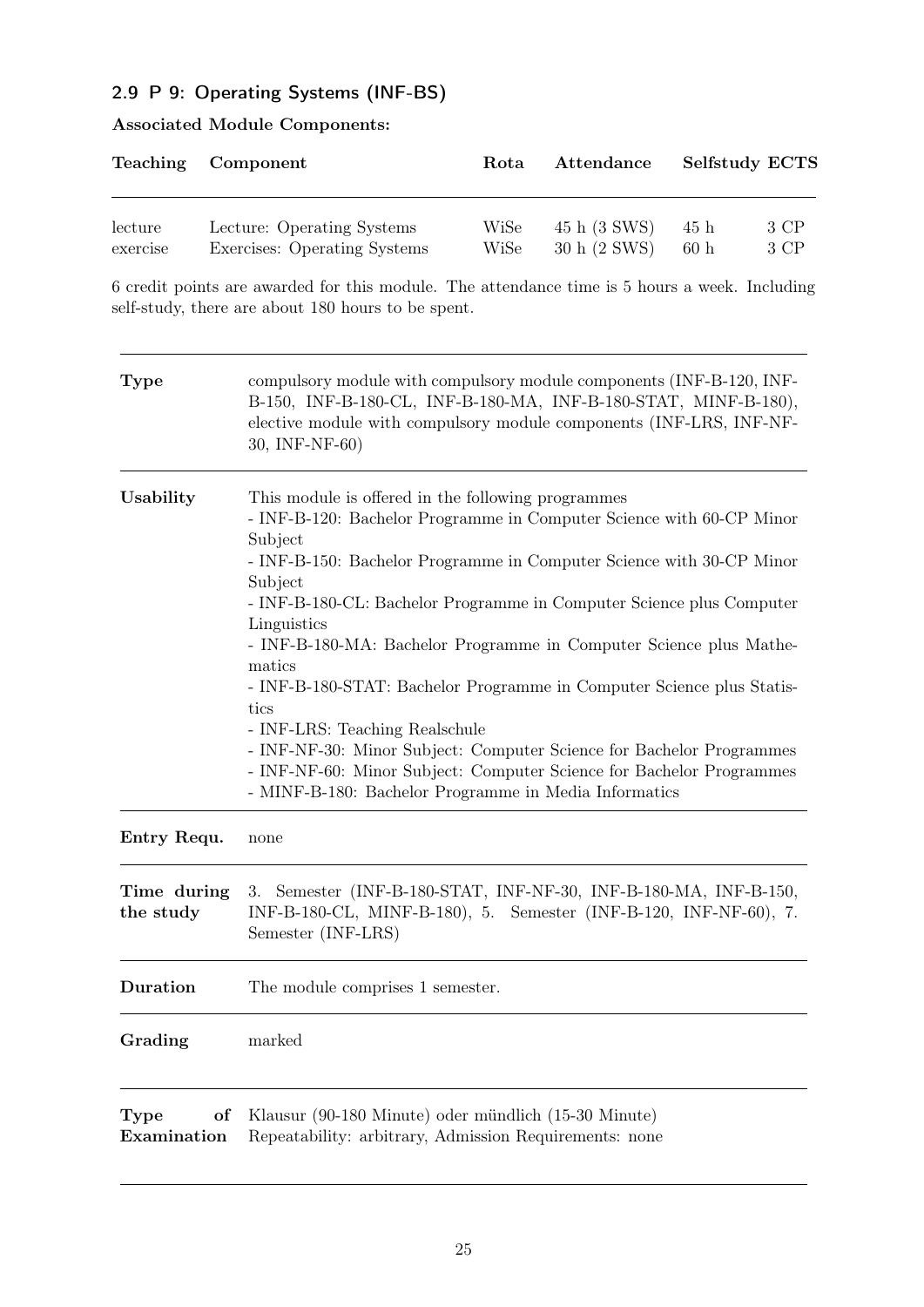## 2.9 P 9: Operating Systems (INF-BS)

**Associated Module Components:**

| Teaching | Component | Rota | Attendance | Selfstudy | ECTS |
|---|---|---|---|---|---|
| lecture | Lecture: Operating Systems | WiSe | 45 h (3 SWS) | 45 h | 3 CP |
| exercise | Exercises: Operating Systems | WiSe | 30 h (2 SWS) | 60 h | 3 CP |

6 credit points are awarded for this module. The attendance time is 5 hours a week. Including self-study, there are about 180 hours to be spent.

| | |
|---|---|
| **Type** | compulsory module with compulsory module components (INF-B-120, INF-B-150, INF-B-180-CL, INF-B-180-MA, INF-B-180-STAT, MINF-B-180), elective module with compulsory module components (INF-LRS, INF-NF-30, INF-NF-60) |
| **Usability** | This module is offered in the following programmes<br>- INF-B-120: Bachelor Programme in Computer Science with 60-CP Minor Subject<br>- INF-B-150: Bachelor Programme in Computer Science with 30-CP Minor Subject<br>- INF-B-180-CL: Bachelor Programme in Computer Science plus Computer Linguistics<br>- INF-B-180-MA: Bachelor Programme in Computer Science plus Mathematics<br>- INF-B-180-STAT: Bachelor Programme in Computer Science plus Statistics<br>- INF-LRS: Teaching Realschule<br>- INF-NF-30: Minor Subject: Computer Science for Bachelor Programmes<br>- INF-NF-60: Minor Subject: Computer Science for Bachelor Programmes<br>- MINF-B-180: Bachelor Programme in Media Informatics |
| **Entry Requ.** | none |
| **Time during the study** | 3. Semester (INF-B-180-STAT, INF-NF-30, INF-B-180-MA, INF-B-150, INF-B-180-CL, MINF-B-180), 5. Semester (INF-B-120, INF-NF-60), 7. Semester (INF-LRS) |
| **Duration** | The module comprises 1 semester. |
| **Grading** | marked |
| **Type of Examination** | Klausur (90-180 Minute) oder mündlich (15-30 Minute)<br>Repeatability: arbitrary, Admission Requirements: none |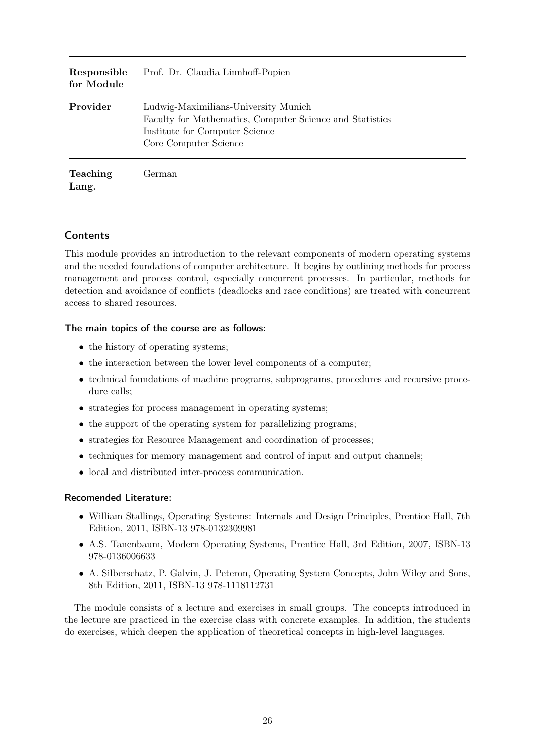| | |
|---|---|
| **Responsible for Module** | Prof. Dr. Claudia Linnhoff-Popien |
| **Provider** | Ludwig-Maximilians-University Munich<br>Faculty for Mathematics, Computer Science and Statistics<br>Institute for Computer Science<br>Core Computer Science |
| **Teaching Lang.** | German |

## Contents

This module provides an introduction to the relevant components of modern operating systems and the needed foundations of computer architecture. It begins by outlining methods for process management and process control, especially concurrent processes. In particular, methods for detection and avoidance of conflicts (deadlocks and race conditions) are treated with concurrent access to shared resources.

### The main topics of the course are as follows:

- the history of operating systems;
- the interaction between the lower level components of a computer;
- technical foundations of machine programs, subprograms, procedures and recursive procedure calls;
- strategies for process management in operating systems;
- the support of the operating system for parallelizing programs;
- strategies for Resource Management and coordination of processes;
- techniques for memory management and control of input and output channels;
- local and distributed inter-process communication.

### Recomended Literature:

- William Stallings, Operating Systems: Internals and Design Principles, Prentice Hall, 7th Edition, 2011, ISBN-13 978-0132309981
- A.S. Tanenbaum, Modern Operating Systems, Prentice Hall, 3rd Edition, 2007, ISBN-13 978-0136006633
- A. Silberschatz, P. Galvin, J. Peteron, Operating System Concepts, John Wiley and Sons, 8th Edition, 2011, ISBN-13 978-1118112731

The module consists of a lecture and exercises in small groups. The concepts introduced in the lecture are practiced in the exercise class with concrete examples. In addition, the students do exercises, which deepen the application of theoretical concepts in high-level languages.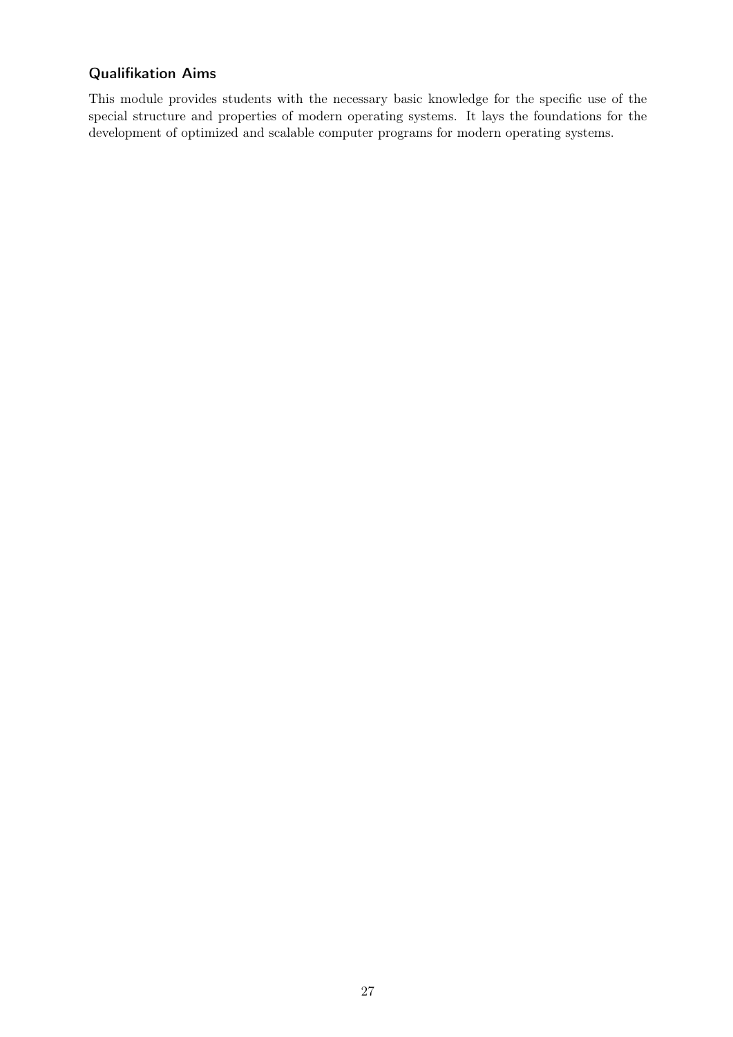### Qualifikation Aims

This module provides students with the necessary basic knowledge for the specific use of the special structure and properties of modern operating systems. It lays the foundations for the development of optimized and scalable computer programs for modern operating systems.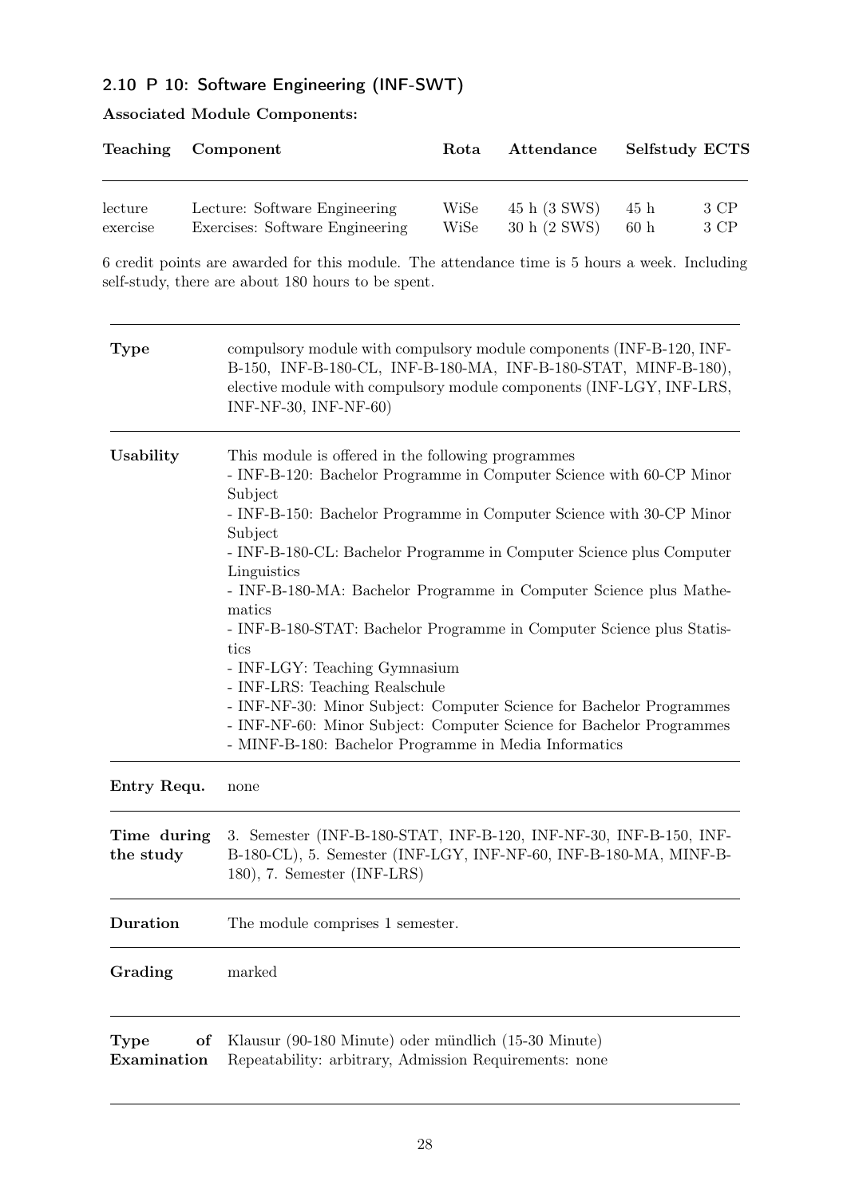## 2.10 P 10: Software Engineering (INF-SWT)

**Associated Module Components:**

| Teaching | Component | Rota | Attendance | Selfstudy | ECTS |
|---|---|---|---|---|---|
| lecture | Lecture: Software Engineering | WiSe | 45 h (3 SWS) | 45 h | 3 CP |
| exercise | Exercises: Software Engineering | WiSe | 30 h (2 SWS) | 60 h | 3 CP |

6 credit points are awarded for this module. The attendance time is 5 hours a week. Including self-study, there are about 180 hours to be spent.

| | |
|---|---|
| **Type** | compulsory module with compulsory module components (INF-B-120, INF-B-150, INF-B-180-CL, INF-B-180-MA, INF-B-180-STAT, MINF-B-180), elective module with compulsory module components (INF-LGY, INF-LRS, INF-NF-30, INF-NF-60) |
| **Usability** | This module is offered in the following programmes<br>- INF-B-120: Bachelor Programme in Computer Science with 60-CP Minor Subject<br>- INF-B-150: Bachelor Programme in Computer Science with 30-CP Minor Subject<br>- INF-B-180-CL: Bachelor Programme in Computer Science plus Computer Linguistics<br>- INF-B-180-MA: Bachelor Programme in Computer Science plus Mathematics<br>- INF-B-180-STAT: Bachelor Programme in Computer Science plus Statistics<br>- INF-LGY: Teaching Gymnasium<br>- INF-LRS: Teaching Realschule<br>- INF-NF-30: Minor Subject: Computer Science for Bachelor Programmes<br>- INF-NF-60: Minor Subject: Computer Science for Bachelor Programmes<br>- MINF-B-180: Bachelor Programme in Media Informatics |
| **Entry Requ.** | none |
| **Time during the study** | 3. Semester (INF-B-180-STAT, INF-B-120, INF-NF-30, INF-B-150, INF-B-180-CL), 5. Semester (INF-LGY, INF-NF-60, INF-B-180-MA, MINF-B-180), 7. Semester (INF-LRS) |
| **Duration** | The module comprises 1 semester. |
| **Grading** | marked |
| **Type of Examination** | Klausur (90-180 Minute) oder mündlich (15-30 Minute)<br>Repeatability: arbitrary, Admission Requirements: none |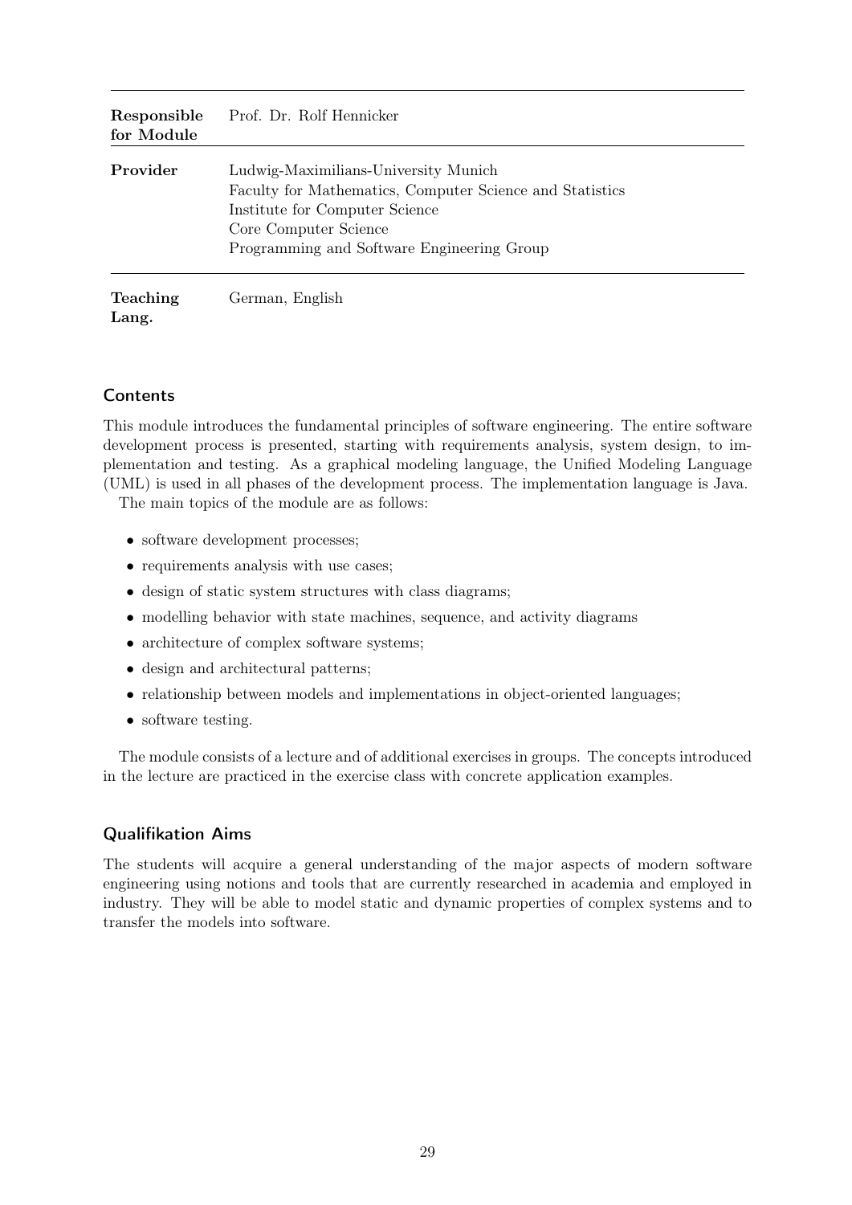| | |
|---|---|
| **Responsible for Module** | Prof. Dr. Rolf Hennicker |
| **Provider** | Ludwig-Maximilians-University Munich<br>Faculty for Mathematics, Computer Science and Statistics<br>Institute for Computer Science<br>Core Computer Science<br>Programming and Software Engineering Group |
| **Teaching Lang.** | German, English |

## Contents

This module introduces the fundamental principles of software engineering. The entire software development process is presented, starting with requirements analysis, system design, to implementation and testing. As a graphical modeling language, the Unified Modeling Language (UML) is used in all phases of the development process. The implementation language is Java.

The main topics of the module are as follows:

- software development processes;
- requirements analysis with use cases;
- design of static system structures with class diagrams;
- modelling behavior with state machines, sequence, and activity diagrams
- architecture of complex software systems;
- design and architectural patterns;
- relationship between models and implementations in object-oriented languages;
- software testing.

The module consists of a lecture and of additional exercises in groups. The concepts introduced in the lecture are practiced in the exercise class with concrete application examples.

## Qualifikation Aims

The students will acquire a general understanding of the major aspects of modern software engineering using notions and tools that are currently researched in academia and employed in industry. They will be able to model static and dynamic properties of complex systems and to transfer the models into software.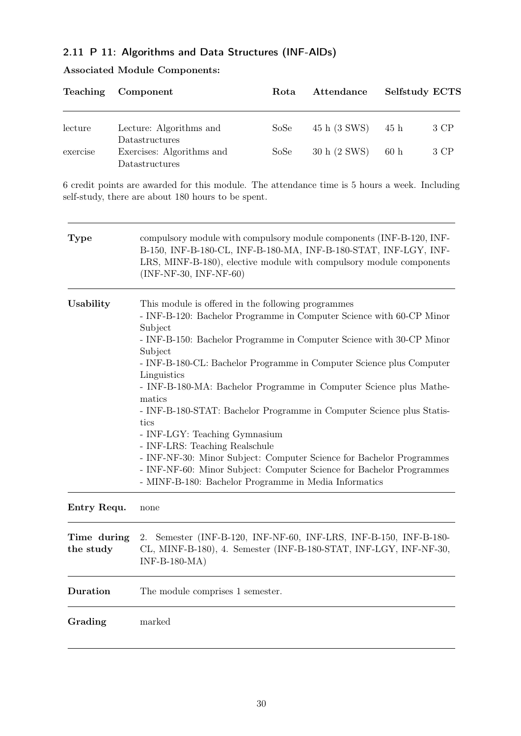## 2.11 P 11: Algorithms and Data Structures (INF-AlDs)

**Associated Module Components:**

| Teaching | Component | Rota | Attendance | Selfstudy | ECTS |
|---|---|---|---|---|---|
| lecture | Lecture: Algorithms and Datastructures | SoSe | 45 h (3 SWS) | 45 h | 3 CP |
| exercise | Exercises: Algorithms and Datastructures | SoSe | 30 h (2 SWS) | 60 h | 3 CP |

6 credit points are awarded for this module. The attendance time is 5 hours a week. Including self-study, there are about 180 hours to be spent.

| | |
|---|---|
| **Type** | compulsory module with compulsory module components (INF-B-120, INF-B-150, INF-B-180-CL, INF-B-180-MA, INF-B-180-STAT, INF-LGY, INF-LRS, MINF-B-180), elective module with compulsory module components (INF-NF-30, INF-NF-60) |
| **Usability** | This module is offered in the following programmes<br>- INF-B-120: Bachelor Programme in Computer Science with 60-CP Minor Subject<br>- INF-B-150: Bachelor Programme in Computer Science with 30-CP Minor Subject<br>- INF-B-180-CL: Bachelor Programme in Computer Science plus Computer Linguistics<br>- INF-B-180-MA: Bachelor Programme in Computer Science plus Mathematics<br>- INF-B-180-STAT: Bachelor Programme in Computer Science plus Statistics<br>- INF-LGY: Teaching Gymnasium<br>- INF-LRS: Teaching Realschule<br>- INF-NF-30: Minor Subject: Computer Science for Bachelor Programmes<br>- INF-NF-60: Minor Subject: Computer Science for Bachelor Programmes<br>- MINF-B-180: Bachelor Programme in Media Informatics |
| **Entry Requ.** | none |
| **Time during the study** | 2. Semester (INF-B-120, INF-NF-60, INF-LRS, INF-B-150, INF-B-180-CL, MINF-B-180), 4. Semester (INF-B-180-STAT, INF-LGY, INF-NF-30, INF-B-180-MA) |
| **Duration** | The module comprises 1 semester. |
| **Grading** | marked |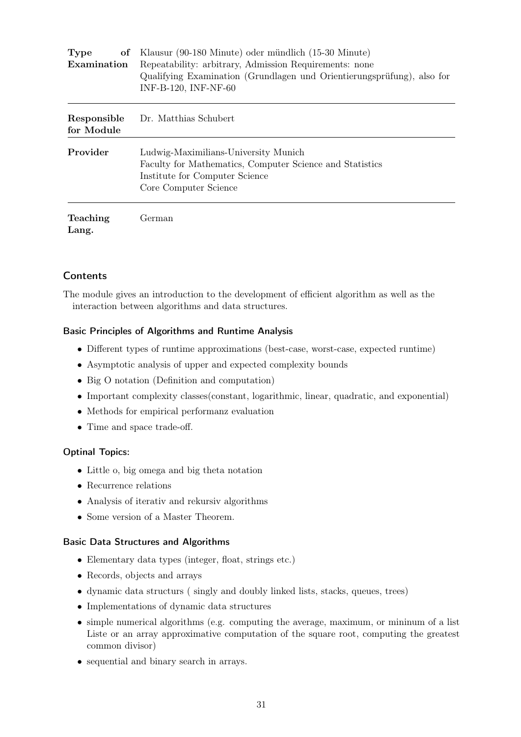| | |
|---|---|
| **Type of Examination** | Klausur (90-180 Minute) oder mündlich (15-30 Minute)<br>Repeatability: arbitrary, Admission Requirements: none<br>Qualifying Examination (Grundlagen und Orientierungsprüfung), also for INF-B-120, INF-NF-60 |
| **Responsible for Module** | Dr. Matthias Schubert |
| **Provider** | Ludwig-Maximilians-University Munich<br>Faculty for Mathematics, Computer Science and Statistics<br>Institute for Computer Science<br>Core Computer Science |
| **Teaching Lang.** | German |

## Contents

The module gives an introduction to the development of efficient algorithm as well as the interaction between algorithms and data structures.

### Basic Principles of Algorithms and Runtime Analysis

- Different types of runtime approximations (best-case, worst-case, expected runtime)
- Asymptotic analysis of upper and expected complexity bounds
- Big O notation (Definition and computation)
- Important complexity classes(constant, logarithmic, linear, quadratic, and exponential)
- Methods for empirical performanz evaluation
- Time and space trade-off.

### Optinal Topics:

- Little o, big omega and big theta notation
- Recurrence relations
- Analysis of iterativ and rekursiv algorithms
- Some version of a Master Theorem.

### Basic Data Structures and Algorithms

- Elementary data types (integer, float, strings etc.)
- Records, objects and arrays
- dynamic data structurs ( singly and doubly linked lists, stacks, queues, trees)
- Implementations of dynamic data structures
- simple numerical algorithms (e.g. computing the average, maximum, or mininum of a list Liste or an array approximative computation of the square root, computing the greatest common divisor)
- sequential and binary search in arrays.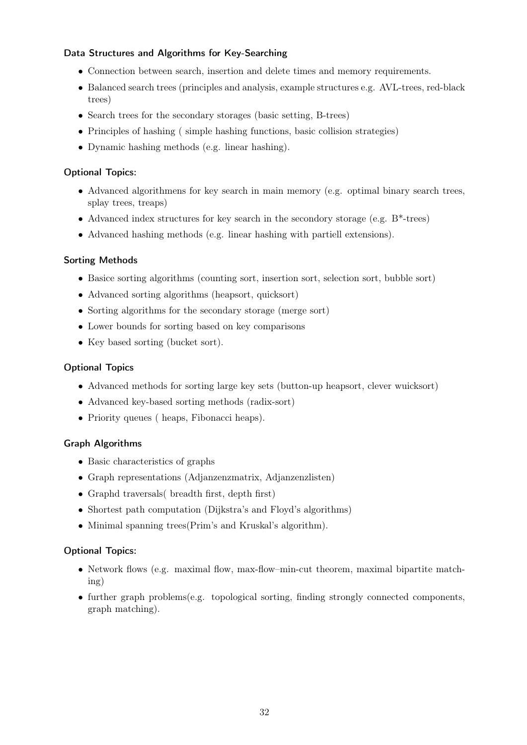### Data Structures and Algorithms for Key-Searching

- Connection between search, insertion and delete times and memory requirements.
- Balanced search trees (principles and analysis, example structures e.g. AVL-trees, red-black trees)
- Search trees for the secondary storages (basic setting, B-trees)
- Principles of hashing ( simple hashing functions, basic collision strategies)
- Dynamic hashing methods (e.g. linear hashing).

### Optional Topics:

- Advanced algorithmens for key search in main memory (e.g. optimal binary search trees, splay trees, treaps)
- Advanced index structures for key search in the secondory storage (e.g. B*-trees)
- Advanced hashing methods (e.g. linear hashing with partiell extensions).

### Sorting Methods

- Basice sorting algorithms (counting sort, insertion sort, selection sort, bubble sort)
- Advanced sorting algorithms (heapsort, quicksort)
- Sorting algorithms for the secondary storage (merge sort)
- Lower bounds for sorting based on key comparisons
- Key based sorting (bucket sort).

### Optional Topics

- Advanced methods for sorting large key sets (button-up heapsort, clever wuicksort)
- Advanced key-based sorting methods (radix-sort)
- Priority queues ( heaps, Fibonacci heaps).

### Graph Algorithms

- Basic characteristics of graphs
- Graph representations (Adjanzenzmatrix, Adjanzenzlisten)
- Graphd traversals( breadth first, depth first)
- Shortest path computation (Dijkstra's and Floyd's algorithms)
- Minimal spanning trees(Prim's and Kruskal's algorithm).

### Optional Topics:

- Network flows (e.g. maximal flow, max-flow–min-cut theorem, maximal bipartite matching)
- further graph problems(e.g. topological sorting, finding strongly connected components, graph matching).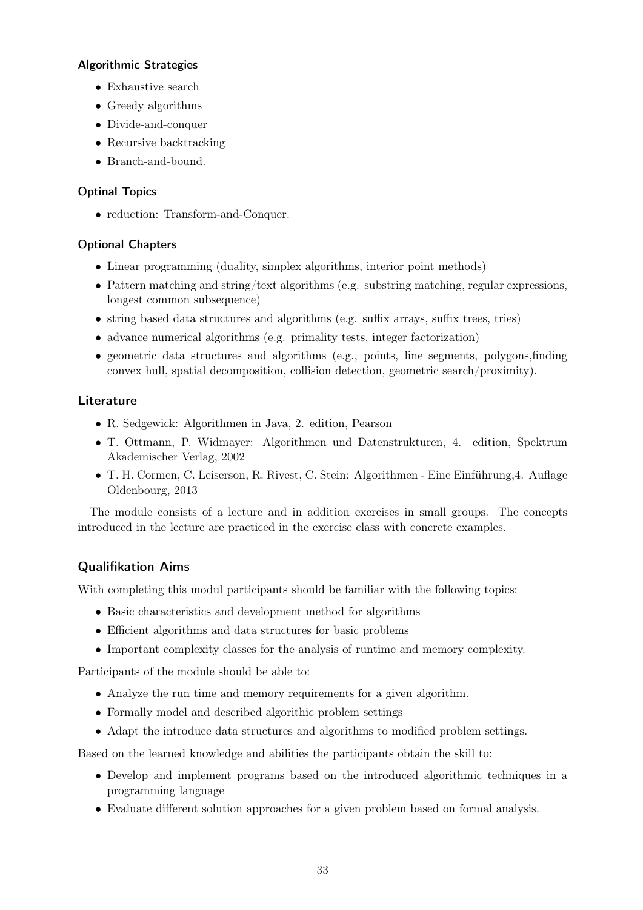#### Algorithmic Strategies

- Exhaustive search
- Greedy algorithms
- Divide-and-conquer
- Recursive backtracking
- Branch-and-bound.

#### Optinal Topics

- reduction: Transform-and-Conquer.

#### Optional Chapters

- Linear programming (duality, simplex algorithms, interior point methods)
- Pattern matching and string/text algorithms (e.g. substring matching, regular expressions, longest common subsequence)
- string based data structures and algorithms (e.g. suffix arrays, suffix trees, tries)
- advance numerical algorithms (e.g. primality tests, integer factorization)
- geometric data structures and algorithms (e.g., points, line segments, polygons,finding convex hull, spatial decomposition, collision detection, geometric search/proximity).

### Literature

- R. Sedgewick: Algorithmen in Java, 2. edition, Pearson
- T. Ottmann, P. Widmayer: Algorithmen und Datenstrukturen, 4. edition, Spektrum Akademischer Verlag, 2002
- T. H. Cormen, C. Leiserson, R. Rivest, C. Stein: Algorithmen - Eine Einführung,4. Auflage Oldenbourg, 2013

The module consists of a lecture and in addition exercises in small groups. The concepts introduced in the lecture are practiced in the exercise class with concrete examples.

### Qualifikation Aims

With completing this modul participants should be familiar with the following topics:

- Basic characteristics and development method for algorithms
- Efficient algorithms and data structures for basic problems
- Important complexity classes for the analysis of runtime and memory complexity.

Participants of the module should be able to:

- Analyze the run time and memory requirements for a given algorithm.
- Formally model and described algorithic problem settings
- Adapt the introduce data structures and algorithms to modified problem settings.

Based on the learned knowledge and abilities the participants obtain the skill to:

- Develop and implement programs based on the introduced algorithmic techniques in a programming language
- Evaluate different solution approaches for a given problem based on formal analysis.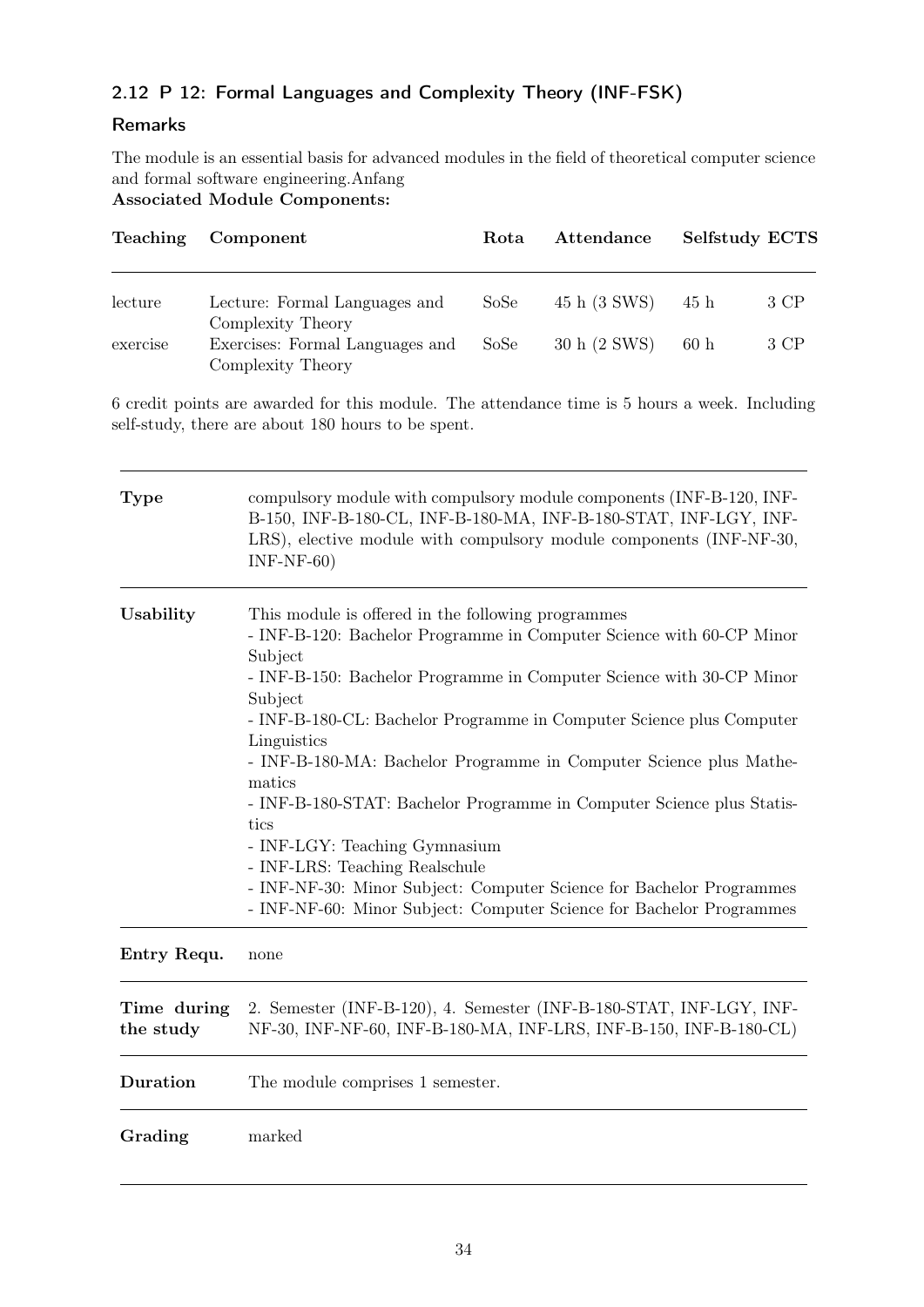## 2.12 P 12: Formal Languages and Complexity Theory (INF-FSK)

### Remarks

The module is an essential basis for advanced modules in the field of theoretical computer science and formal software engineering.Anfang

**Associated Module Components:**

| Teaching | Component | Rota | Attendance | Selfstudy | ECTS |
|---|---|---|---|---|---|
| lecture | Lecture: Formal Languages and Complexity Theory | SoSe | 45 h (3 SWS) | 45 h | 3 CP |
| exercise | Exercises: Formal Languages and Complexity Theory | SoSe | 30 h (2 SWS) | 60 h | 3 CP |

6 credit points are awarded for this module. The attendance time is 5 hours a week. Including self-study, there are about 180 hours to be spent.

| | |
|---|---|
| **Type** | compulsory module with compulsory module components (INF-B-120, INF-B-150, INF-B-180-CL, INF-B-180-MA, INF-B-180-STAT, INF-LGY, INF-LRS), elective module with compulsory module components (INF-NF-30, INF-NF-60) |
| **Usability** | This module is offered in the following programmes<br>- INF-B-120: Bachelor Programme in Computer Science with 60-CP Minor Subject<br>- INF-B-150: Bachelor Programme in Computer Science with 30-CP Minor Subject<br>- INF-B-180-CL: Bachelor Programme in Computer Science plus Computer Linguistics<br>- INF-B-180-MA: Bachelor Programme in Computer Science plus Mathematics<br>- INF-B-180-STAT: Bachelor Programme in Computer Science plus Statistics<br>- INF-LGY: Teaching Gymnasium<br>- INF-LRS: Teaching Realschule<br>- INF-NF-30: Minor Subject: Computer Science for Bachelor Programmes<br>- INF-NF-60: Minor Subject: Computer Science for Bachelor Programmes |
| **Entry Requ.** | none |
| **Time during the study** | 2. Semester (INF-B-120), 4. Semester (INF-B-180-STAT, INF-LGY, INF-NF-30, INF-NF-60, INF-B-180-MA, INF-LRS, INF-B-150, INF-B-180-CL) |
| **Duration** | The module comprises 1 semester. |
| **Grading** | marked |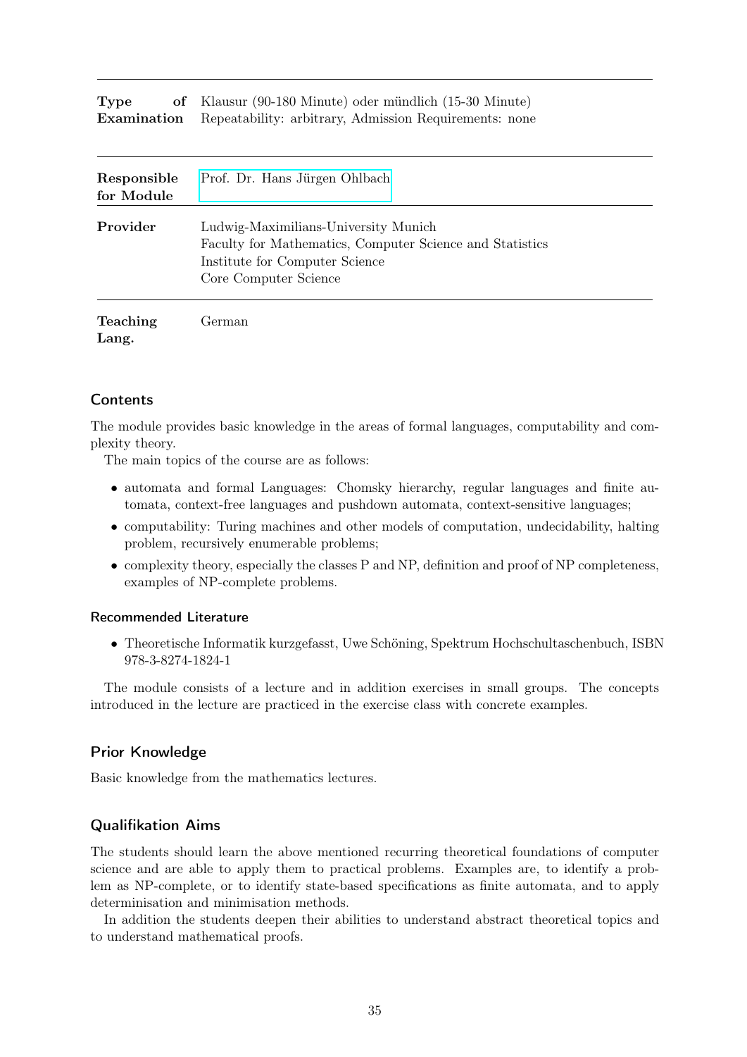| | |
|---|---|
| **Type of Examination** | Klausur (90-180 Minute) oder mündlich (15-30 Minute)<br>Repeatability: arbitrary, Admission Requirements: none |
| **Responsible for Module** | Prof. Dr. Hans Jürgen Ohlbach |
| **Provider** | Ludwig-Maximilians-University Munich<br>Faculty for Mathematics, Computer Science and Statistics<br>Institute for Computer Science<br>Core Computer Science |
| **Teaching Lang.** | German |

## Contents

The module provides basic knowledge in the areas of formal languages, computability and complexity theory.

The main topics of the course are as follows:

- automata and formal Languages: Chomsky hierarchy, regular languages and finite automata, context-free languages and pushdown automata, context-sensitive languages;
- computability: Turing machines and other models of computation, undecidability, halting problem, recursively enumerable problems;
- complexity theory, especially the classes P and NP, definition and proof of NP completeness, examples of NP-complete problems.

### Recommended Literature

- Theoretische Informatik kurzgefasst, Uwe Schöning, Spektrum Hochschultaschenbuch, ISBN 978-3-8274-1824-1

The module consists of a lecture and in addition exercises in small groups. The concepts introduced in the lecture are practiced in the exercise class with concrete examples.

## Prior Knowledge

Basic knowledge from the mathematics lectures.

## Qualifikation Aims

The students should learn the above mentioned recurring theoretical foundations of computer science and are able to apply them to practical problems. Examples are, to identify a problem as NP-complete, or to identify state-based specifications as finite automata, and to apply determinisation and minimisation methods.

In addition the students deepen their abilities to understand abstract theoretical topics and to understand mathematical proofs.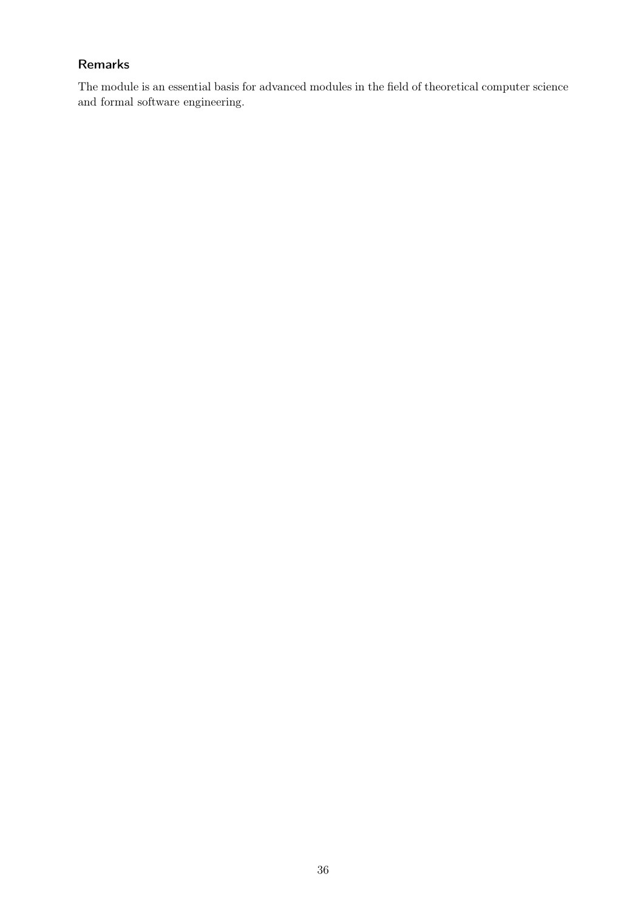### Remarks

The module is an essential basis for advanced modules in the field of theoretical computer science and formal software engineering.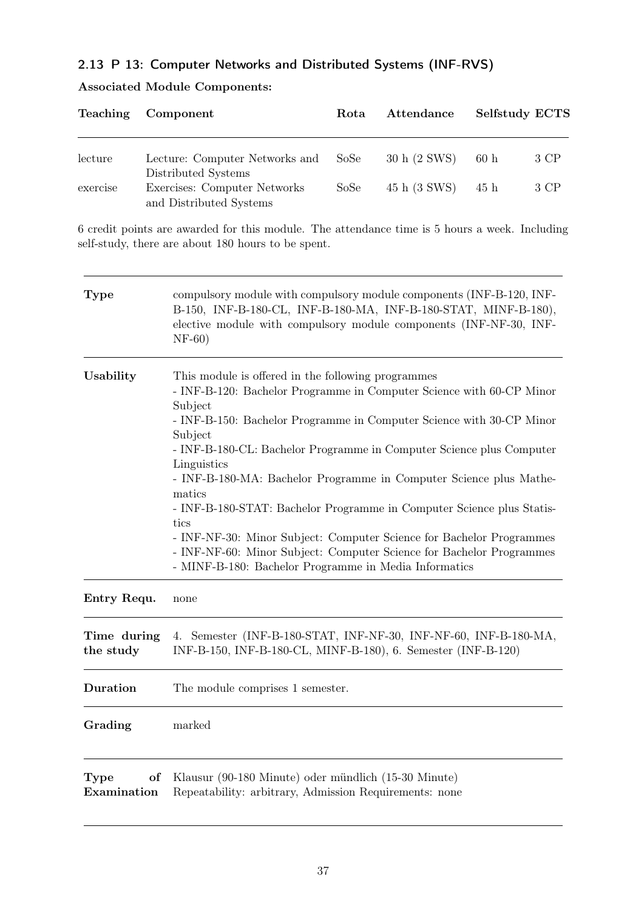## 2.13 P 13: Computer Networks and Distributed Systems (INF-RVS)

**Associated Module Components:**

| Teaching | Component | Rota | Attendance | Selfstudy | ECTS |
|---|---|---|---|---|---|
| lecture | Lecture: Computer Networks and Distributed Systems | SoSe | 30 h (2 SWS) | 60 h | 3 CP |
| exercise | Exercises: Computer Networks and Distributed Systems | SoSe | 45 h (3 SWS) | 45 h | 3 CP |

6 credit points are awarded for this module. The attendance time is 5 hours a week. Including self-study, there are about 180 hours to be spent.

| | |
|---|---|
| **Type** | compulsory module with compulsory module components (INF-B-120, INF-B-150, INF-B-180-CL, INF-B-180-MA, INF-B-180-STAT, MINF-B-180), elective module with compulsory module components (INF-NF-30, INF-NF-60) |
| **Usability** | This module is offered in the following programmes<br>- INF-B-120: Bachelor Programme in Computer Science with 60-CP Minor Subject<br>- INF-B-150: Bachelor Programme in Computer Science with 30-CP Minor Subject<br>- INF-B-180-CL: Bachelor Programme in Computer Science plus Computer Linguistics<br>- INF-B-180-MA: Bachelor Programme in Computer Science plus Mathematics<br>- INF-B-180-STAT: Bachelor Programme in Computer Science plus Statistics<br>- INF-NF-30: Minor Subject: Computer Science for Bachelor Programmes<br>- INF-NF-60: Minor Subject: Computer Science for Bachelor Programmes<br>- MINF-B-180: Bachelor Programme in Media Informatics |
| **Entry Requ.** | none |
| **Time during the study** | 4. Semester (INF-B-180-STAT, INF-NF-30, INF-NF-60, INF-B-180-MA, INF-B-150, INF-B-180-CL, MINF-B-180), 6. Semester (INF-B-120) |
| **Duration** | The module comprises 1 semester. |
| **Grading** | marked |
| **Type of Examination** | Klausur (90-180 Minute) oder mündlich (15-30 Minute)<br>Repeatability: arbitrary, Admission Requirements: none |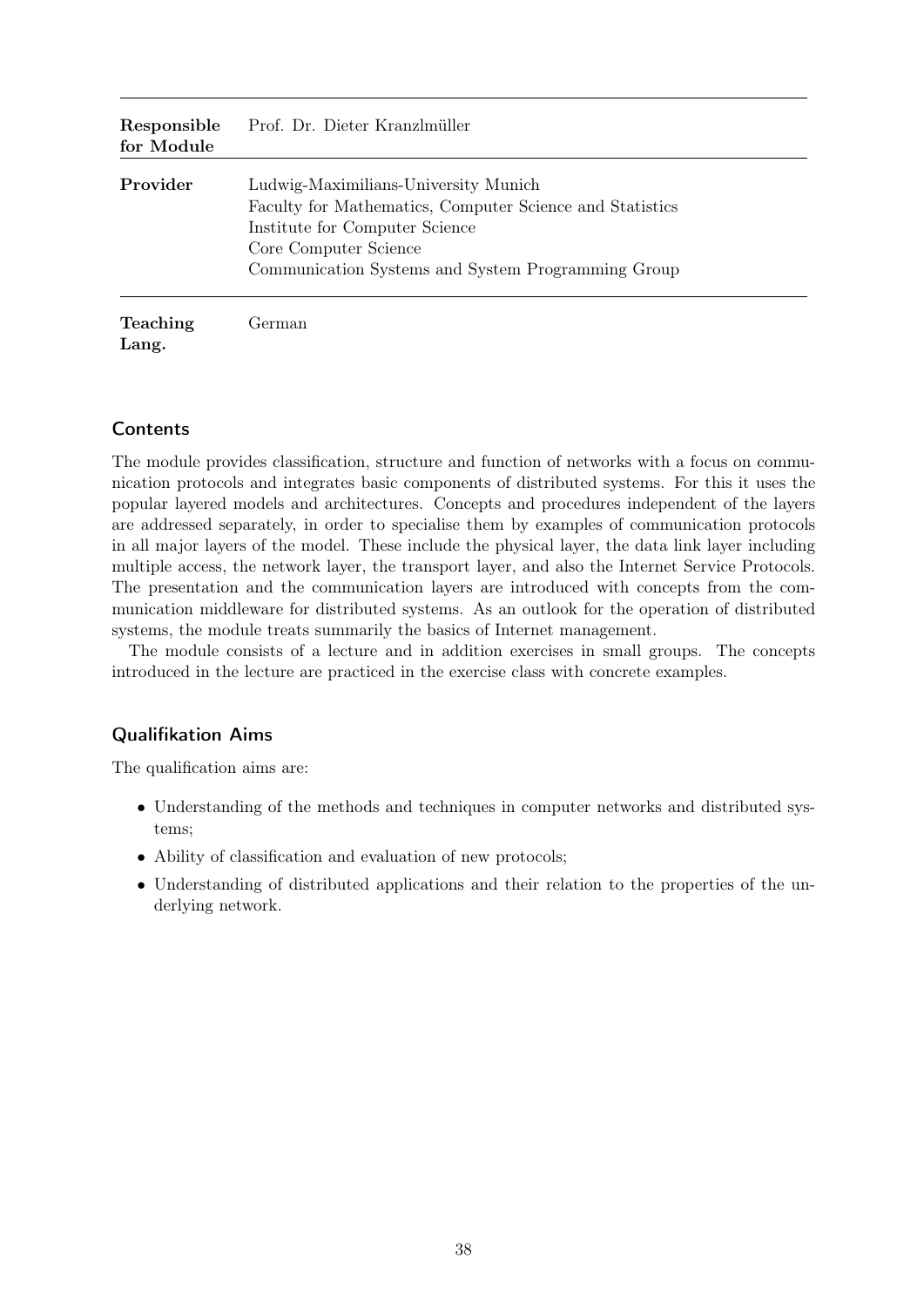| | |
|---|---|
| **Responsible for Module** | Prof. Dr. Dieter Kranzlmüller |
| **Provider** | Ludwig-Maximilians-University Munich<br>Faculty for Mathematics, Computer Science and Statistics<br>Institute for Computer Science<br>Core Computer Science<br>Communication Systems and System Programming Group |
| **Teaching Lang.** | German |

## Contents

The module provides classification, structure and function of networks with a focus on communication protocols and integrates basic components of distributed systems. For this it uses the popular layered models and architectures. Concepts and procedures independent of the layers are addressed separately, in order to specialise them by examples of communication protocols in all major layers of the model. These include the physical layer, the data link layer including multiple access, the network layer, the transport layer, and also the Internet Service Protocols. The presentation and the communication layers are introduced with concepts from the communication middleware for distributed systems. As an outlook for the operation of distributed systems, the module treats summarily the basics of Internet management.

The module consists of a lecture and in addition exercises in small groups. The concepts introduced in the lecture are practiced in the exercise class with concrete examples.

## Qualifikation Aims

The qualification aims are:

- Understanding of the methods and techniques in computer networks and distributed systems;
- Ability of classification and evaluation of new protocols;
- Understanding of distributed applications and their relation to the properties of the underlying network.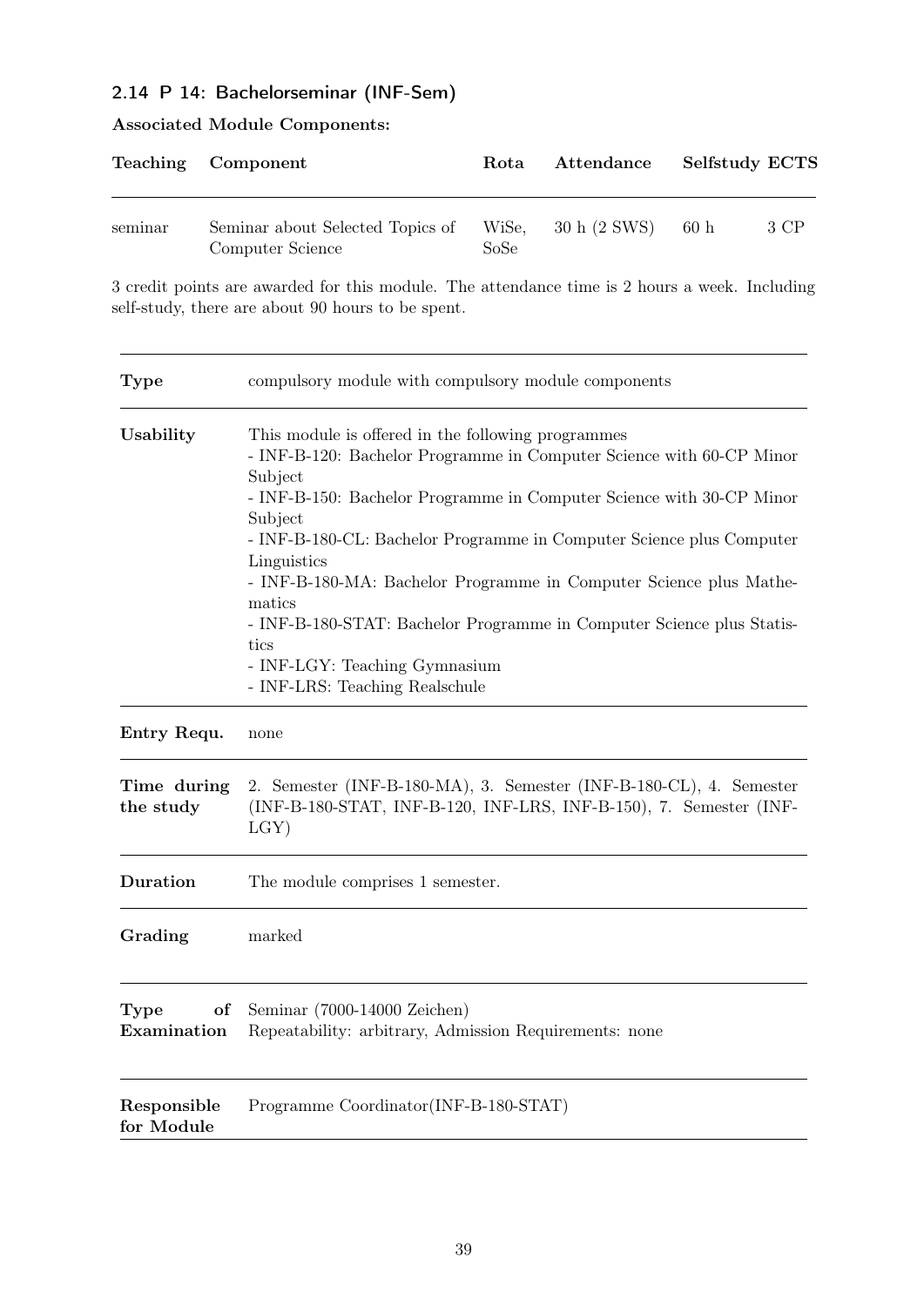### 2.14 P 14: Bachelorseminar (INF-Sem)

**Associated Module Components:**

| Teaching | Component | Rota | Attendance | Selfstudy | ECTS |
|---|---|---|---|---|---|
| seminar | Seminar about Selected Topics of Computer Science | WiSe, SoSe | 30 h (2 SWS) | 60 h | 3 CP |

3 credit points are awarded for this module. The attendance time is 2 hours a week. Including self-study, there are about 90 hours to be spent.

| | |
|---|---|
| **Type** | compulsory module with compulsory module components |
| **Usability** | This module is offered in the following programmes<br>- INF-B-120: Bachelor Programme in Computer Science with 60-CP Minor Subject<br>- INF-B-150: Bachelor Programme in Computer Science with 30-CP Minor Subject<br>- INF-B-180-CL: Bachelor Programme in Computer Science plus Computer Linguistics<br>- INF-B-180-MA: Bachelor Programme in Computer Science plus Mathematics<br>- INF-B-180-STAT: Bachelor Programme in Computer Science plus Statistics<br>- INF-LGY: Teaching Gymnasium<br>- INF-LRS: Teaching Realschule |
| **Entry Requ.** | none |
| **Time during the study** | 2. Semester (INF-B-180-MA), 3. Semester (INF-B-180-CL), 4. Semester (INF-B-180-STAT, INF-B-120, INF-LRS, INF-B-150), 7. Semester (INF-LGY) |
| **Duration** | The module comprises 1 semester. |
| **Grading** | marked |
| **Type of Examination** | Seminar (7000-14000 Zeichen)<br>Repeatability: arbitrary, Admission Requirements: none |
| **Responsible for Module** | Programme Coordinator(INF-B-180-STAT) |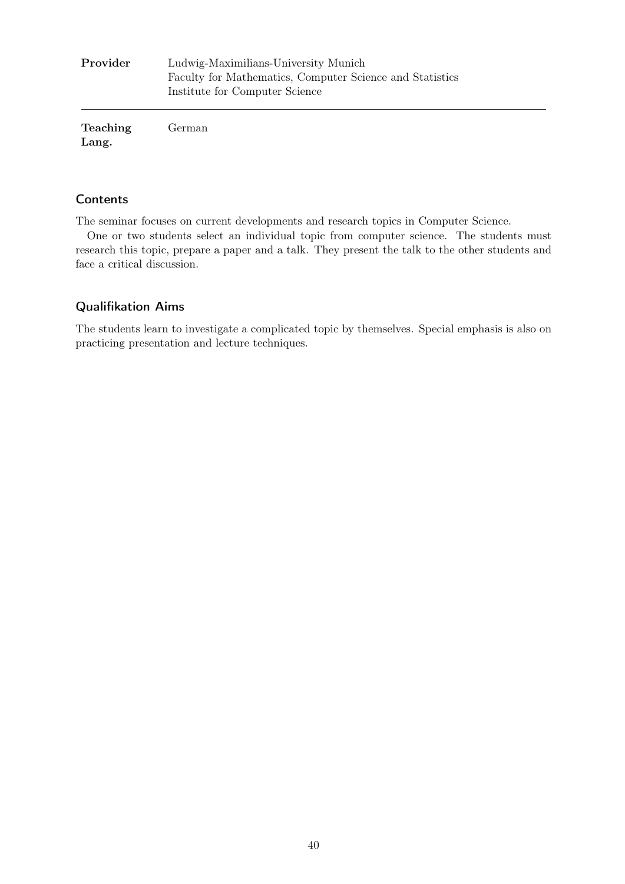| | |
|---|---|
| **Provider** | Ludwig-Maximilians-University Munich<br>Faculty for Mathematics, Computer Science and Statistics<br>Institute for Computer Science |
| **Teaching Lang.** | German |

## Contents

The seminar focuses on current developments and research topics in Computer Science.

One or two students select an individual topic from computer science. The students must research this topic, prepare a paper and a talk. They present the talk to the other students and face a critical discussion.

## Qualifikation Aims

The students learn to investigate a complicated topic by themselves. Special emphasis is also on practicing presentation and lecture techniques.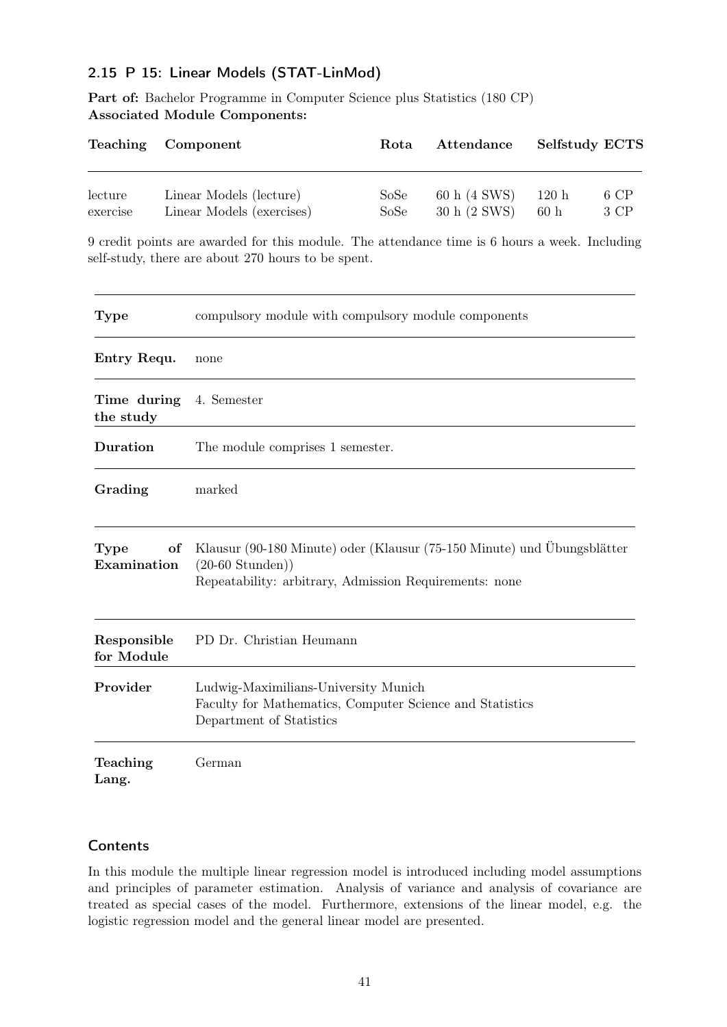### 2.15 P 15: Linear Models (STAT-LinMod)

**Part of:** Bachelor Programme in Computer Science plus Statistics (180 CP)
**Associated Module Components:**

| Teaching | Component | Rota | Attendance | Selfstudy | ECTS |
|---|---|---|---|---|---|
| lecture | Linear Models (lecture) | SoSe | 60 h (4 SWS) | 120 h | 6 CP |
| exercise | Linear Models (exercises) | SoSe | 30 h (2 SWS) | 60 h | 3 CP |

9 credit points are awarded for this module. The attendance time is 6 hours a week. Including self-study, there are about 270 hours to be spent.

| | |
|---|---|
| **Type** | compulsory module with compulsory module components |
| **Entry Requ.** | none |
| **Time during the study** | 4. Semester |
| **Duration** | The module comprises 1 semester. |
| **Grading** | marked |
| **Type of Examination** | Klausur (90-180 Minute) oder (Klausur (75-150 Minute) und Übungsblätter (20-60 Stunden))<br>Repeatability: arbitrary, Admission Requirements: none |
| **Responsible for Module** | PD Dr. Christian Heumann |
| **Provider** | Ludwig-Maximilians-University Munich<br>Faculty for Mathematics, Computer Science and Statistics<br>Department of Statistics |
| **Teaching Lang.** | German |

#### Contents

In this module the multiple linear regression model is introduced including model assumptions and principles of parameter estimation. Analysis of variance and analysis of covariance are treated as special cases of the model. Furthermore, extensions of the linear model, e.g. the logistic regression model and the general linear model are presented.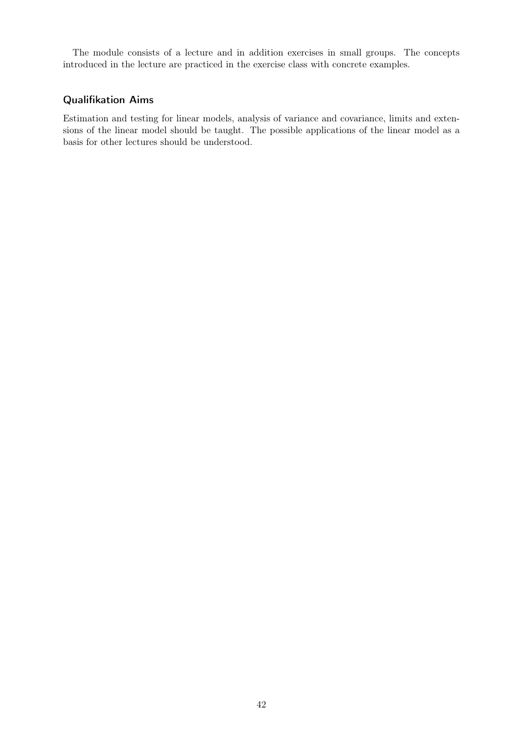The module consists of a lecture and in addition exercises in small groups. The concepts introduced in the lecture are practiced in the exercise class with concrete examples.

### Qualifikation Aims

Estimation and testing for linear models, analysis of variance and covariance, limits and extensions of the linear model should be taught. The possible applications of the linear model as a basis for other lectures should be understood.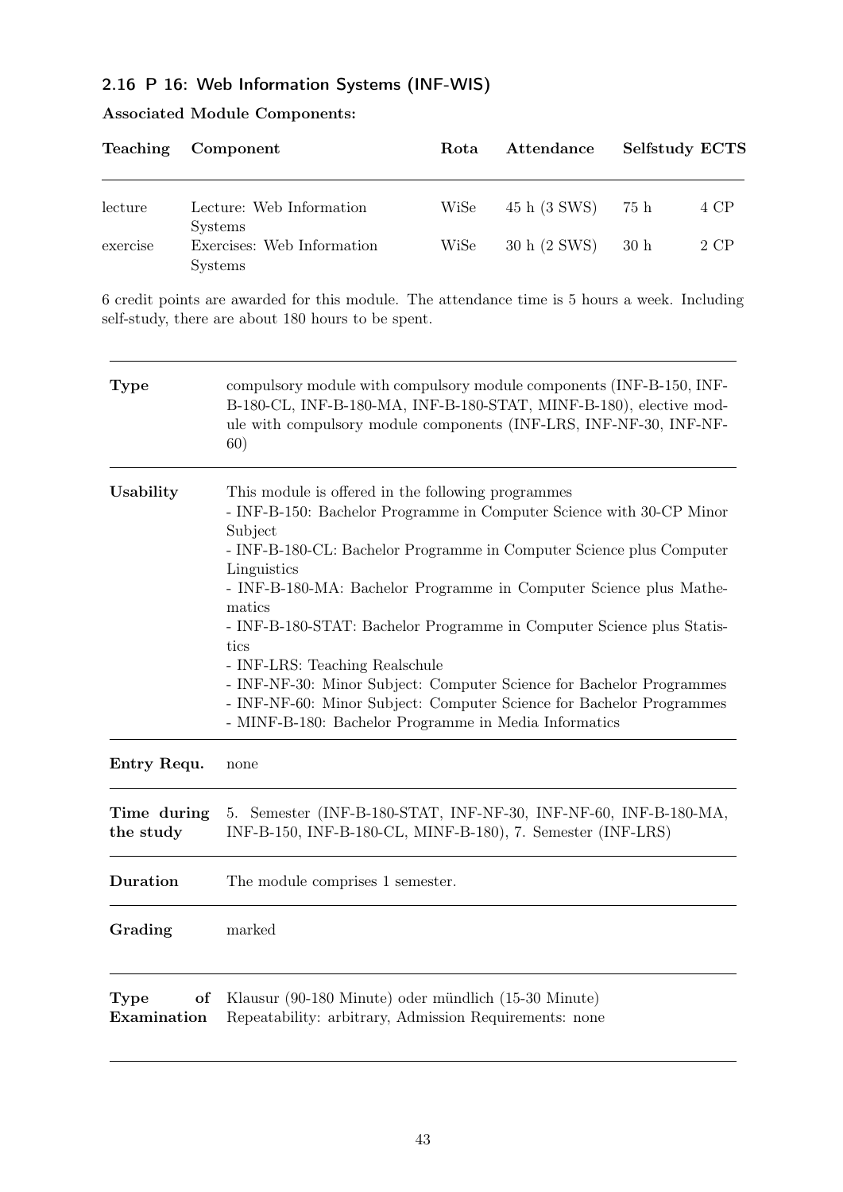## 2.16 P 16: Web Information Systems (INF-WIS)

**Associated Module Components:**

| Teaching | Component | Rota | Attendance | Selfstudy | ECTS |
|---|---|---|---|---|---|
| lecture | Lecture: Web Information Systems | WiSe | 45 h (3 SWS) | 75 h | 4 CP |
| exercise | Exercises: Web Information Systems | WiSe | 30 h (2 SWS) | 30 h | 2 CP |

6 credit points are awarded for this module. The attendance time is 5 hours a week. Including self-study, there are about 180 hours to be spent.

| | |
|---|---|
| **Type** | compulsory module with compulsory module components (INF-B-150, INF-B-180-CL, INF-B-180-MA, INF-B-180-STAT, MINF-B-180), elective module with compulsory module components (INF-LRS, INF-NF-30, INF-NF-60) |
| **Usability** | This module is offered in the following programmes<br>- INF-B-150: Bachelor Programme in Computer Science with 30-CP Minor Subject<br>- INF-B-180-CL: Bachelor Programme in Computer Science plus Computer Linguistics<br>- INF-B-180-MA: Bachelor Programme in Computer Science plus Mathematics<br>- INF-B-180-STAT: Bachelor Programme in Computer Science plus Statistics<br>- INF-LRS: Teaching Realschule<br>- INF-NF-30: Minor Subject: Computer Science for Bachelor Programmes<br>- INF-NF-60: Minor Subject: Computer Science for Bachelor Programmes<br>- MINF-B-180: Bachelor Programme in Media Informatics |
| **Entry Requ.** | none |
| **Time during the study** | 5. Semester (INF-B-180-STAT, INF-NF-30, INF-NF-60, INF-B-180-MA, INF-B-150, INF-B-180-CL, MINF-B-180), 7. Semester (INF-LRS) |
| **Duration** | The module comprises 1 semester. |
| **Grading** | marked |
| **Type of Examination** | Klausur (90-180 Minute) oder mündlich (15-30 Minute)<br>Repeatability: arbitrary, Admission Requirements: none |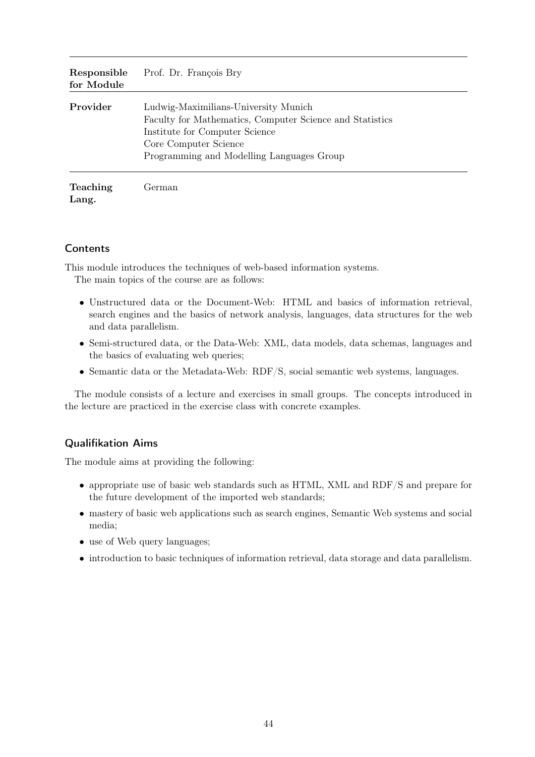| | |
|---|---|
| **Responsible for Module** | Prof. Dr. François Bry |
| **Provider** | Ludwig-Maximilians-University Munich<br>Faculty for Mathematics, Computer Science and Statistics<br>Institute for Computer Science<br>Core Computer Science<br>Programming and Modelling Languages Group |
| **Teaching Lang.** | German |

## Contents

This module introduces the techniques of web-based information systems.
The main topics of the course are as follows:

- Unstructured data or the Document-Web: HTML and basics of information retrieval, search engines and the basics of network analysis, languages, data structures for the web and data parallelism.
- Semi-structured data, or the Data-Web: XML, data models, data schemas, languages and the basics of evaluating web queries;
- Semantic data or the Metadata-Web: RDF/S, social semantic web systems, languages.

The module consists of a lecture and exercises in small groups. The concepts introduced in the lecture are practiced in the exercise class with concrete examples.

## Qualifikation Aims

The module aims at providing the following:

- appropriate use of basic web standards such as HTML, XML and RDF/S and prepare for the future development of the imported web standards;
- mastery of basic web applications such as search engines, Semantic Web systems and social media;
- use of Web query languages;
- introduction to basic techniques of information retrieval, data storage and data parallelism.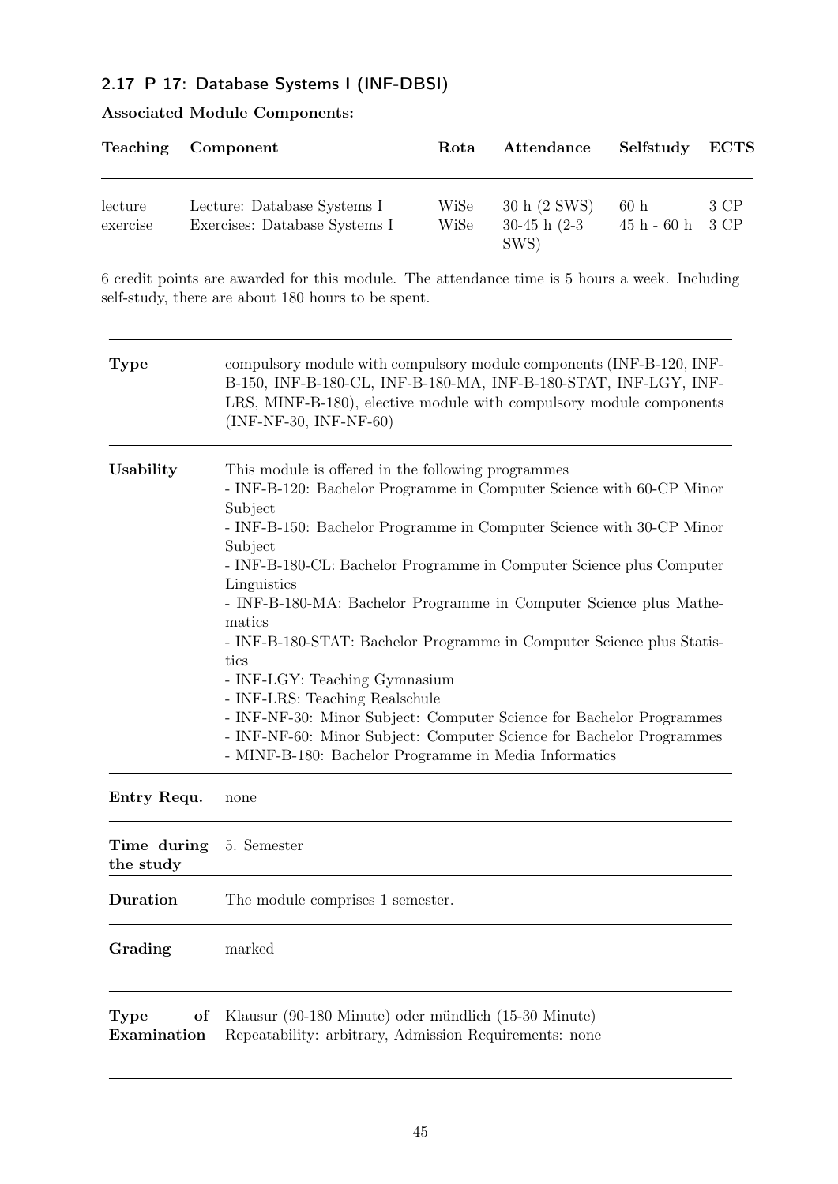### 2.17 P 17: Database Systems I (INF-DBSI)

**Associated Module Components:**

| Teaching | Component | Rota | Attendance | Selfstudy | ECTS |
|---|---|---|---|---|---|
| lecture | Lecture: Database Systems I | WiSe | 30 h (2 SWS) | 60 h | 3 CP |
| exercise | Exercises: Database Systems I | WiSe | 30-45 h (2-3 SWS) | 45 h - 60 h | 3 CP |

6 credit points are awarded for this module. The attendance time is 5 hours a week. Including self-study, there are about 180 hours to be spent.

| | |
|---|---|
| **Type** | compulsory module with compulsory module components (INF-B-120, INF-B-150, INF-B-180-CL, INF-B-180-MA, INF-B-180-STAT, INF-LGY, INF-LRS, MINF-B-180), elective module with compulsory module components (INF-NF-30, INF-NF-60) |
| **Usability** | This module is offered in the following programmes<br>- INF-B-120: Bachelor Programme in Computer Science with 60-CP Minor Subject<br>- INF-B-150: Bachelor Programme in Computer Science with 30-CP Minor Subject<br>- INF-B-180-CL: Bachelor Programme in Computer Science plus Computer Linguistics<br>- INF-B-180-MA: Bachelor Programme in Computer Science plus Mathematics<br>- INF-B-180-STAT: Bachelor Programme in Computer Science plus Statistics<br>- INF-LGY: Teaching Gymnasium<br>- INF-LRS: Teaching Realschule<br>- INF-NF-30: Minor Subject: Computer Science for Bachelor Programmes<br>- INF-NF-60: Minor Subject: Computer Science for Bachelor Programmes<br>- MINF-B-180: Bachelor Programme in Media Informatics |
| **Entry Requ.** | none |
| **Time during the study** | 5. Semester |
| **Duration** | The module comprises 1 semester. |
| **Grading** | marked |
| **Type of Examination** | Klausur (90-180 Minute) oder mündlich (15-30 Minute)<br>Repeatability: arbitrary, Admission Requirements: none |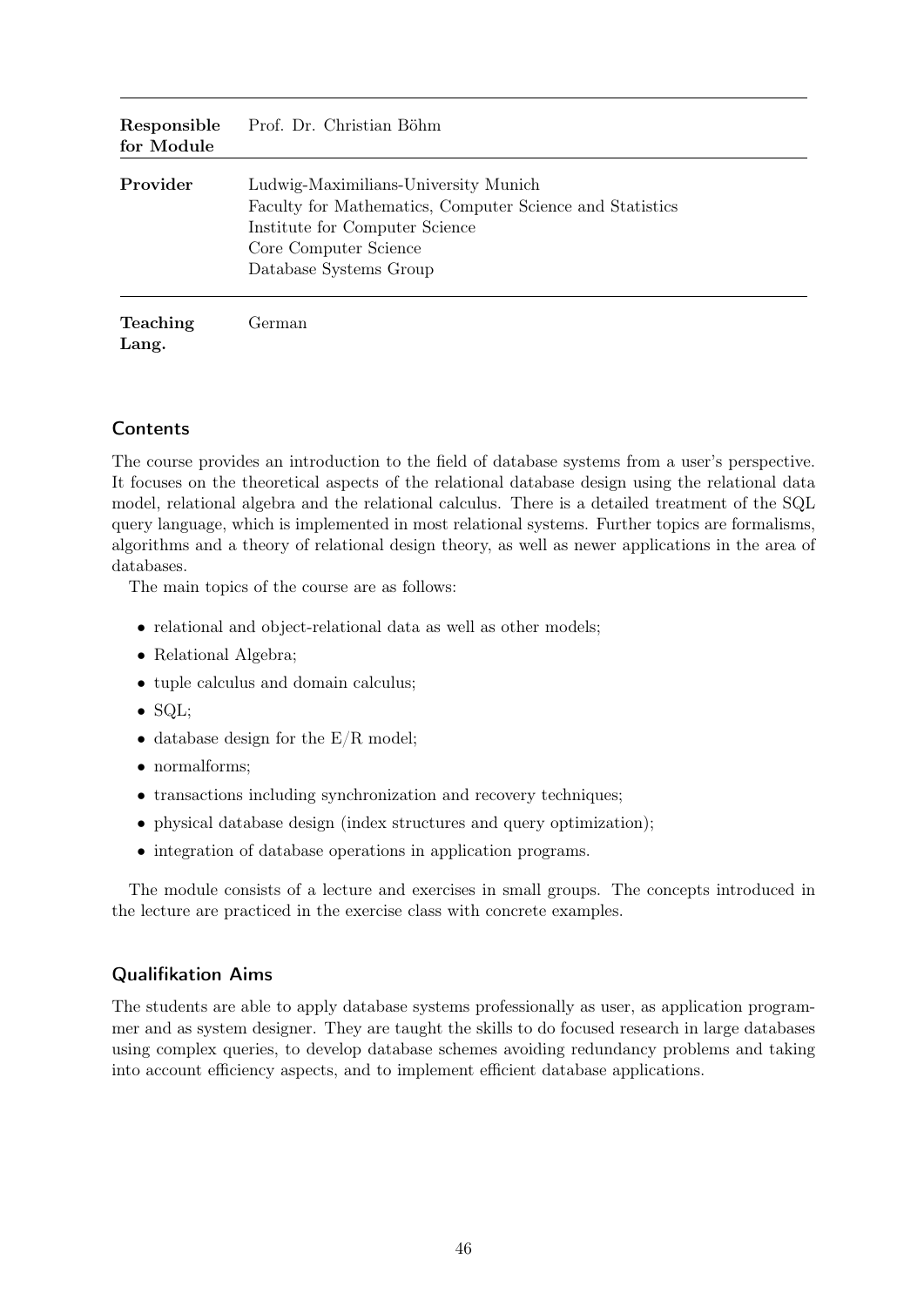| | |
|---|---|
| **Responsible for Module** | Prof. Dr. Christian Böhm |
| **Provider** | Ludwig-Maximilians-University Munich<br>Faculty for Mathematics, Computer Science and Statistics<br>Institute for Computer Science<br>Core Computer Science<br>Database Systems Group |
| **Teaching Lang.** | German |

## Contents

The course provides an introduction to the field of database systems from a user's perspective. It focuses on the theoretical aspects of the relational database design using the relational data model, relational algebra and the relational calculus. There is a detailed treatment of the SQL query language, which is implemented in most relational systems. Further topics are formalisms, algorithms and a theory of relational design theory, as well as newer applications in the area of databases.

The main topics of the course are as follows:

- relational and object-relational data as well as other models;
- Relational Algebra;
- tuple calculus and domain calculus;
- SQL;
- database design for the E/R model;
- normalforms;
- transactions including synchronization and recovery techniques;
- physical database design (index structures and query optimization);
- integration of database operations in application programs.

The module consists of a lecture and exercises in small groups. The concepts introduced in the lecture are practiced in the exercise class with concrete examples.

## Qualifikation Aims

The students are able to apply database systems professionally as user, as application programmer and as system designer. They are taught the skills to do focused research in large databases using complex queries, to develop database schemes avoiding redundancy problems and taking into account efficiency aspects, and to implement efficient database applications.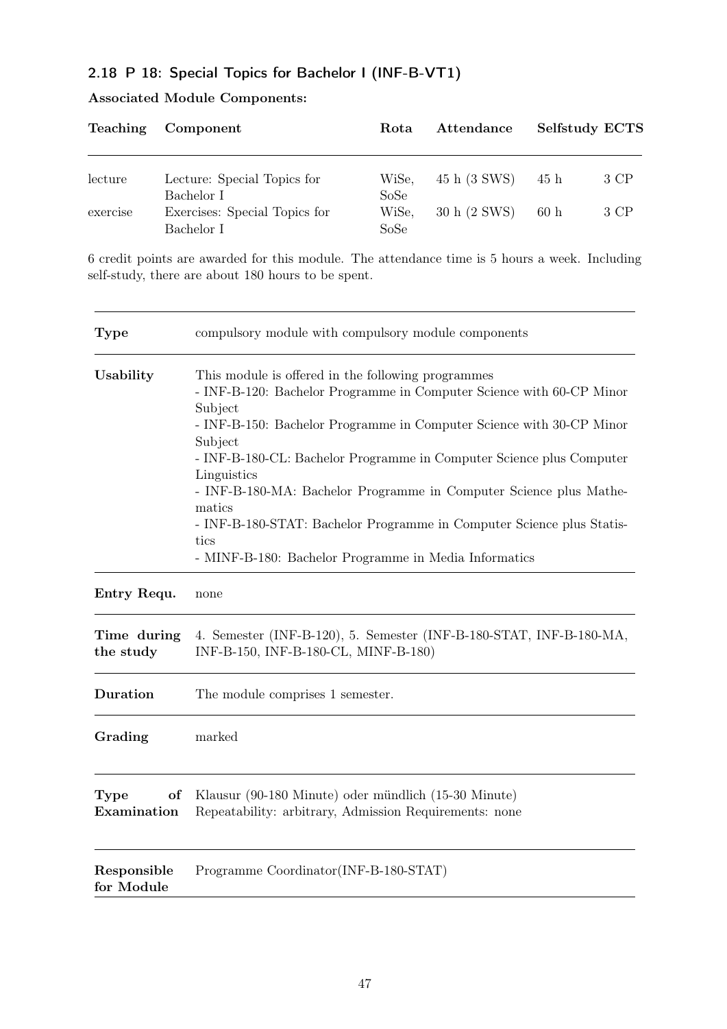### 2.18 P 18: Special Topics for Bachelor I (INF-B-VT1)

**Associated Module Components:**

| Teaching | Component | Rota | Attendance | Selfstudy | ECTS |
|---|---|---|---|---|---|
| lecture | Lecture: Special Topics for Bachelor I | WiSe, SoSe | 45 h (3 SWS) | 45 h | 3 CP |
| exercise | Exercises: Special Topics for Bachelor I | WiSe, SoSe | 30 h (2 SWS) | 60 h | 3 CP |

6 credit points are awarded for this module. The attendance time is 5 hours a week. Including self-study, there are about 180 hours to be spent.

| | |
|---|---|
| **Type** | compulsory module with compulsory module components |
| **Usability** | This module is offered in the following programmes<br>- INF-B-120: Bachelor Programme in Computer Science with 60-CP Minor Subject<br>- INF-B-150: Bachelor Programme in Computer Science with 30-CP Minor Subject<br>- INF-B-180-CL: Bachelor Programme in Computer Science plus Computer Linguistics<br>- INF-B-180-MA: Bachelor Programme in Computer Science plus Mathematics<br>- INF-B-180-STAT: Bachelor Programme in Computer Science plus Statistics<br>- MINF-B-180: Bachelor Programme in Media Informatics |
| **Entry Requ.** | none |
| **Time during the study** | 4. Semester (INF-B-120), 5. Semester (INF-B-180-STAT, INF-B-180-MA, INF-B-150, INF-B-180-CL, MINF-B-180) |
| **Duration** | The module comprises 1 semester. |
| **Grading** | marked |
| **Type of Examination** | Klausur (90-180 Minute) oder mündlich (15-30 Minute)<br>Repeatability: arbitrary, Admission Requirements: none |
| **Responsible for Module** | Programme Coordinator(INF-B-180-STAT) |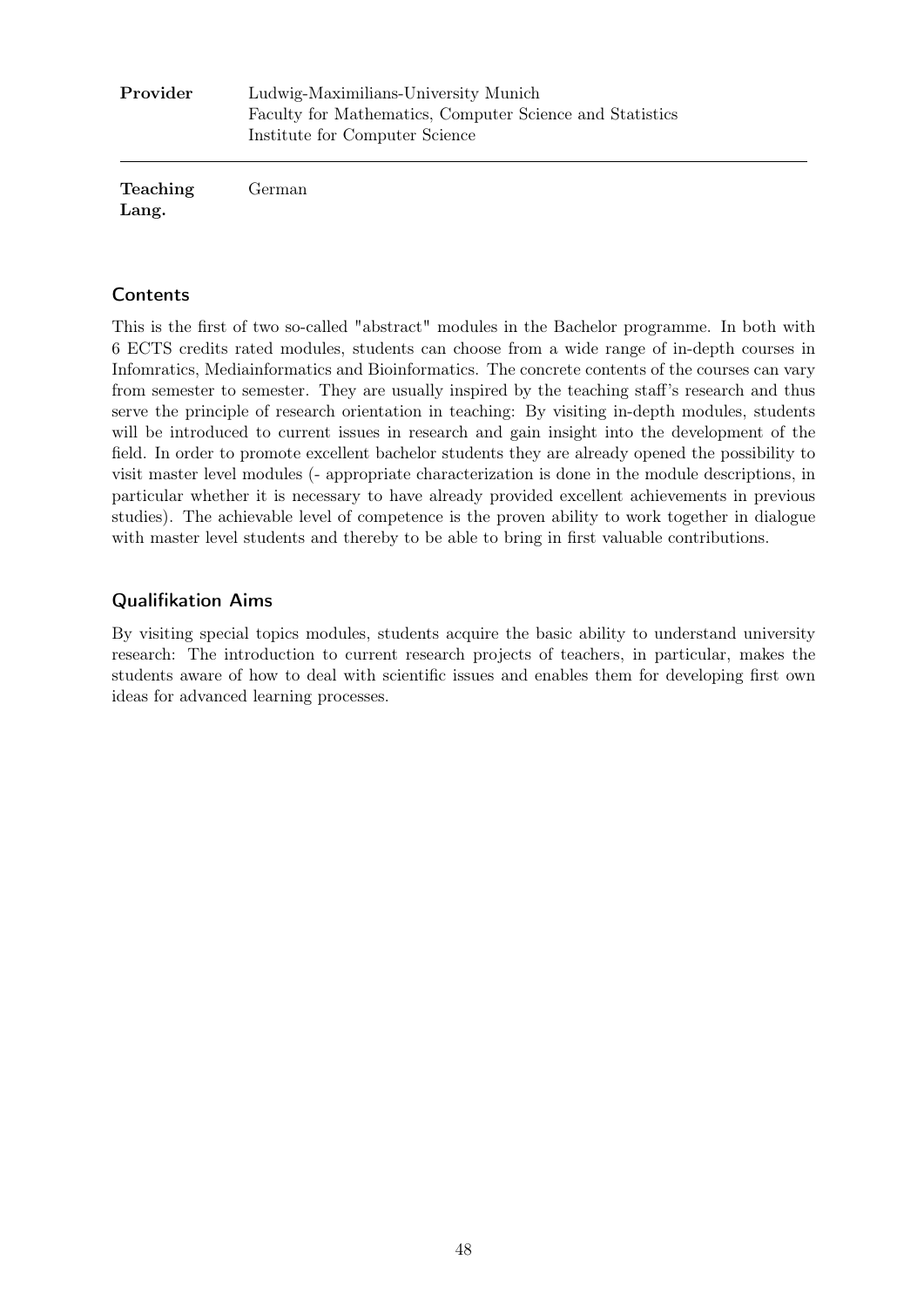| | |
|---|---|
| **Provider** | Ludwig-Maximilians-University Munich<br>Faculty for Mathematics, Computer Science and Statistics<br>Institute for Computer Science |
| **Teaching Lang.** | German |

## Contents

This is the first of two so-called "abstract" modules in the Bachelor programme. In both with 6 ECTS credits rated modules, students can choose from a wide range of in-depth courses in Infomratics, Mediainformatics and Bioinformatics. The concrete contents of the courses can vary from semester to semester. They are usually inspired by the teaching staff's research and thus serve the principle of research orientation in teaching: By visiting in-depth modules, students will be introduced to current issues in research and gain insight into the development of the field. In order to promote excellent bachelor students they are already opened the possibility to visit master level modules (- appropriate characterization is done in the module descriptions, in particular whether it is necessary to have already provided excellent achievements in previous studies). The achievable level of competence is the proven ability to work together in dialogue with master level students and thereby to be able to bring in first valuable contributions.

## Qualifikation Aims

By visiting special topics modules, students acquire the basic ability to understand university research: The introduction to current research projects of teachers, in particular, makes the students aware of how to deal with scientific issues and enables them for developing first own ideas for advanced learning processes.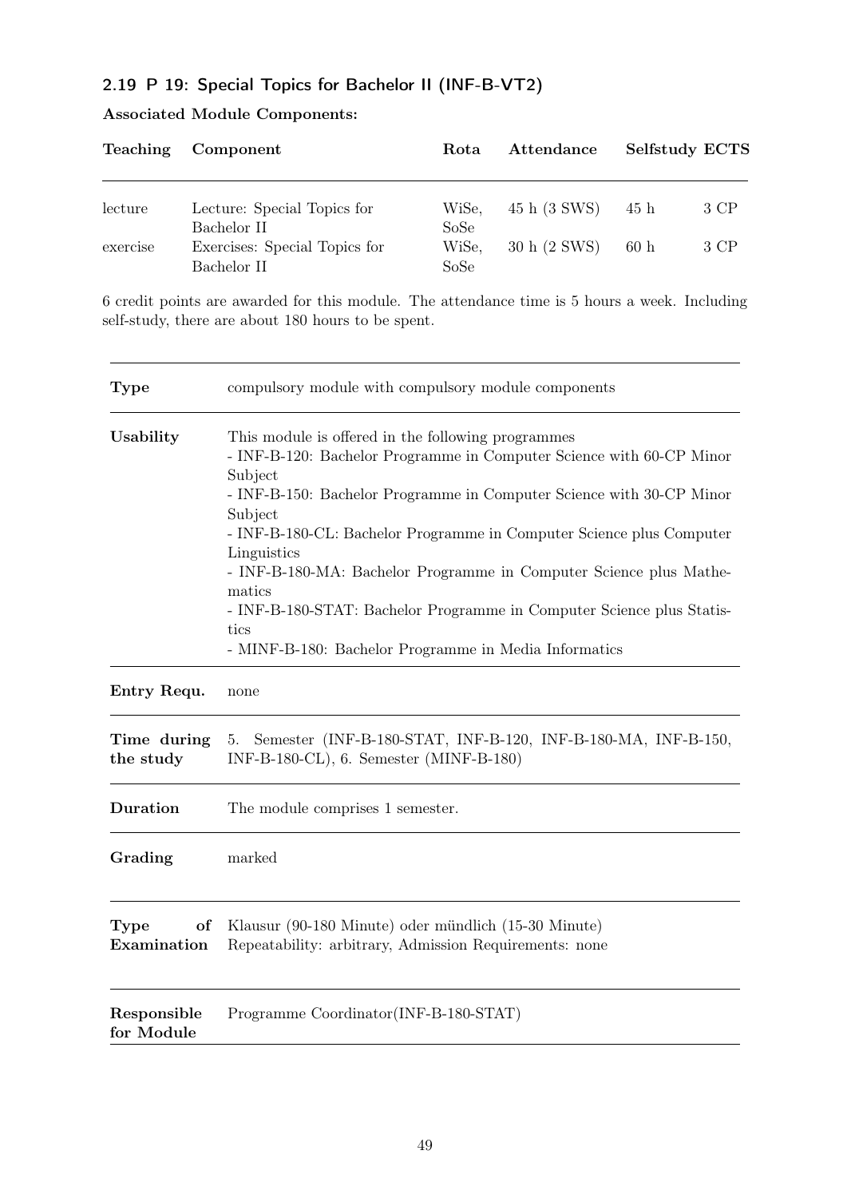### 2.19 P 19: Special Topics for Bachelor II (INF-B-VT2)

**Associated Module Components:**

| Teaching | Component | Rota | Attendance | Selfstudy | ECTS |
|---|---|---|---|---|---|
| lecture | Lecture: Special Topics for Bachelor II | WiSe, SoSe | 45 h (3 SWS) | 45 h | 3 CP |
| exercise | Exercises: Special Topics for Bachelor II | WiSe, SoSe | 30 h (2 SWS) | 60 h | 3 CP |

6 credit points are awarded for this module. The attendance time is 5 hours a week. Including self-study, there are about 180 hours to be spent.

| | |
|---|---|
| **Type** | compulsory module with compulsory module components |
| **Usability** | This module is offered in the following programmes<br>- INF-B-120: Bachelor Programme in Computer Science with 60-CP Minor Subject<br>- INF-B-150: Bachelor Programme in Computer Science with 30-CP Minor Subject<br>- INF-B-180-CL: Bachelor Programme in Computer Science plus Computer Linguistics<br>- INF-B-180-MA: Bachelor Programme in Computer Science plus Mathematics<br>- INF-B-180-STAT: Bachelor Programme in Computer Science plus Statistics<br>- MINF-B-180: Bachelor Programme in Media Informatics |
| **Entry Requ.** | none |
| **Time during the study** | 5. Semester (INF-B-180-STAT, INF-B-120, INF-B-180-MA, INF-B-150, INF-B-180-CL), 6. Semester (MINF-B-180) |
| **Duration** | The module comprises 1 semester. |
| **Grading** | marked |
| **Type of Examination** | Klausur (90-180 Minute) oder mündlich (15-30 Minute)<br>Repeatability: arbitrary, Admission Requirements: none |
| **Responsible for Module** | Programme Coordinator(INF-B-180-STAT) |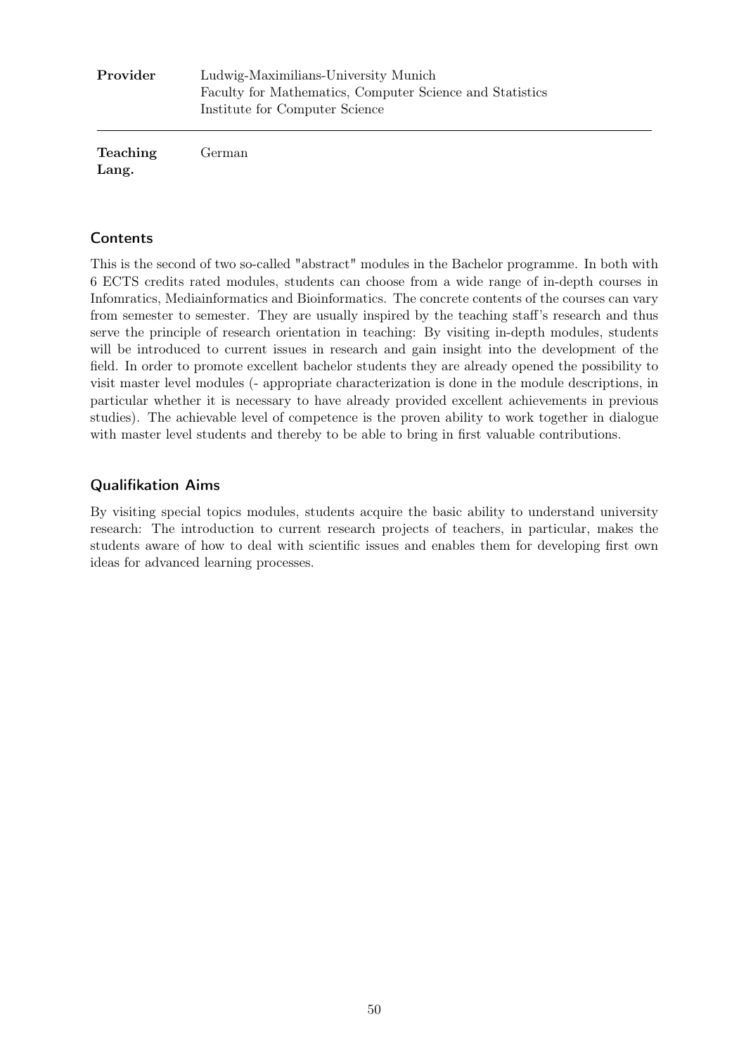| | |
|---|---|
| **Provider** | Ludwig-Maximilians-University Munich<br>Faculty for Mathematics, Computer Science and Statistics<br>Institute for Computer Science |
| **Teaching Lang.** | German |

## Contents

This is the second of two so-called "abstract" modules in the Bachelor programme. In both with 6 ECTS credits rated modules, students can choose from a wide range of in-depth courses in Infomratics, Mediainformatics and Bioinformatics. The concrete contents of the courses can vary from semester to semester. They are usually inspired by the teaching staff's research and thus serve the principle of research orientation in teaching: By visiting in-depth modules, students will be introduced to current issues in research and gain insight into the development of the field. In order to promote excellent bachelor students they are already opened the possibility to visit master level modules (- appropriate characterization is done in the module descriptions, in particular whether it is necessary to have already provided excellent achievements in previous studies). The achievable level of competence is the proven ability to work together in dialogue with master level students and thereby to be able to bring in first valuable contributions.

## Qualifikation Aims

By visiting special topics modules, students acquire the basic ability to understand university research: The introduction to current research projects of teachers, in particular, makes the students aware of how to deal with scientific issues and enables them for developing first own ideas for advanced learning processes.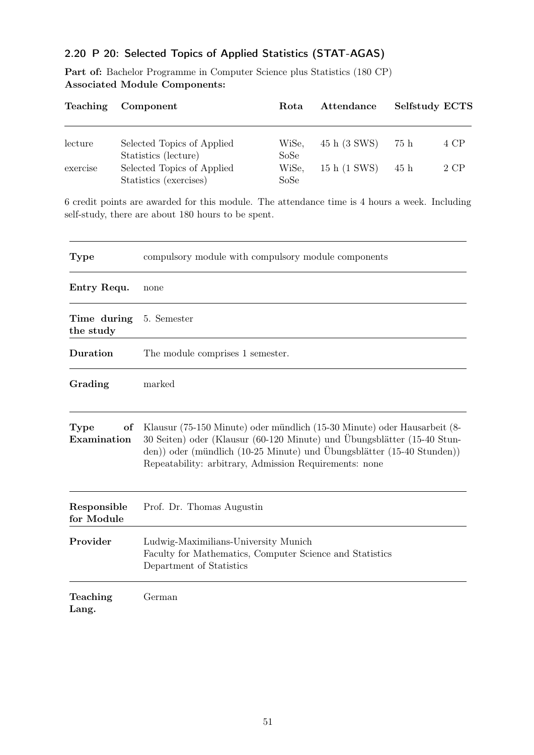## 2.20 P 20: Selected Topics of Applied Statistics (STAT-AGAS)

**Part of:** Bachelor Programme in Computer Science plus Statistics (180 CP)
**Associated Module Components:**

| Teaching | Component | Rota | Attendance | Selfstudy | ECTS |
|---|---|---|---|---|---|
| lecture | Selected Topics of Applied Statistics (lecture) | WiSe, SoSe | 45 h (3 SWS) | 75 h | 4 CP |
| exercise | Selected Topics of Applied Statistics (exercises) | WiSe, SoSe | 15 h (1 SWS) | 45 h | 2 CP |

6 credit points are awarded for this module. The attendance time is 4 hours a week. Including self-study, there are about 180 hours to be spent.

| | |
|---|---|
| **Type** | compulsory module with compulsory module components |
| **Entry Requ.** | none |
| **Time during the study** | 5. Semester |
| **Duration** | The module comprises 1 semester. |
| **Grading** | marked |
| **Type of Examination** | Klausur (75-150 Minute) oder mündlich (15-30 Minute) oder Hausarbeit (8-30 Seiten) oder (Klausur (60-120 Minute) und Übungsblätter (15-40 Stunden)) oder (mündlich (10-25 Minute) und Übungsblätter (15-40 Stunden)) Repeatability: arbitrary, Admission Requirements: none |
| **Responsible for Module** | Prof. Dr. Thomas Augustin |
| **Provider** | Ludwig-Maximilians-University Munich<br>Faculty for Mathematics, Computer Science and Statistics<br>Department of Statistics |
| **Teaching Lang.** | German |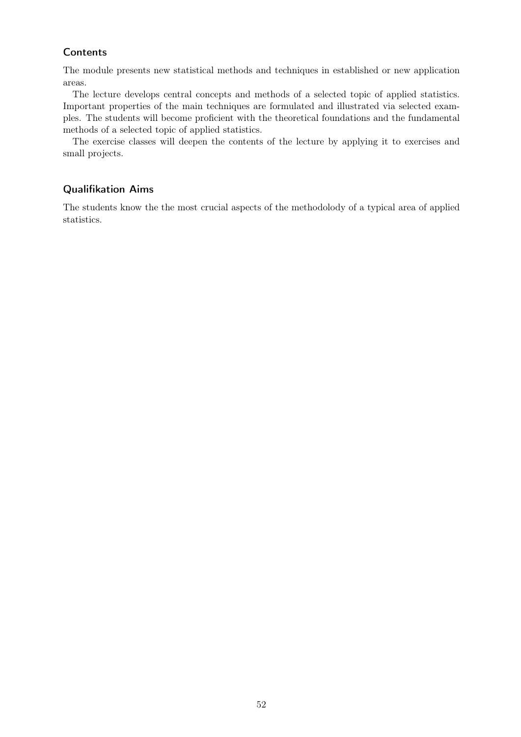## Contents

The module presents new statistical methods and techniques in established or new application areas.

The lecture develops central concepts and methods of a selected topic of applied statistics. Important properties of the main techniques are formulated and illustrated via selected examples. The students will become proficient with the theoretical foundations and the fundamental methods of a selected topic of applied statistics.

The exercise classes will deepen the contents of the lecture by applying it to exercises and small projects.

## Qualifikation Aims

The students know the the most crucial aspects of the methodolody of a typical area of applied statistics.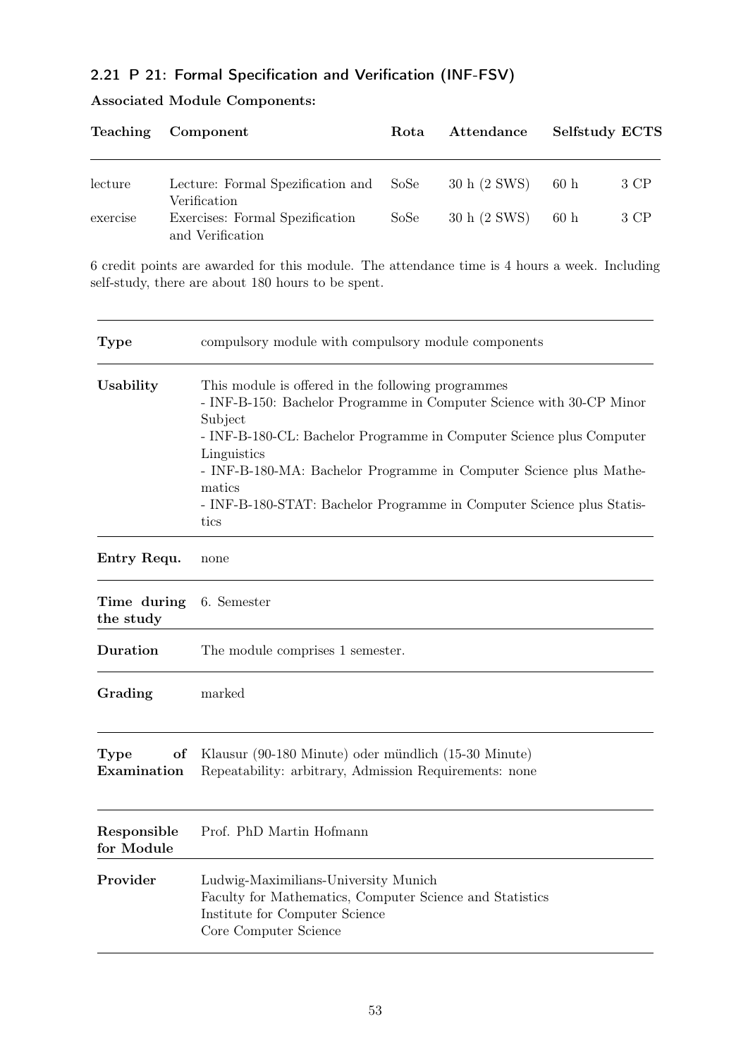### 2.21 P 21: Formal Specification and Verification (INF-FSV)

**Associated Module Components:**

| Teaching | Component | Rota | Attendance | Selfstudy | ECTS |
|---|---|---|---|---|---|
| lecture | Lecture: Formal Spezification and Verification | SoSe | 30 h (2 SWS) | 60 h | 3 CP |
| exercise | Exercises: Formal Spezification and Verification | SoSe | 30 h (2 SWS) | 60 h | 3 CP |

6 credit points are awarded for this module. The attendance time is 4 hours a week. Including self-study, there are about 180 hours to be spent.

| | |
|---|---|
| **Type** | compulsory module with compulsory module components |
| **Usability** | This module is offered in the following programmes<br>- INF-B-150: Bachelor Programme in Computer Science with 30-CP Minor Subject<br>- INF-B-180-CL: Bachelor Programme in Computer Science plus Computer Linguistics<br>- INF-B-180-MA: Bachelor Programme in Computer Science plus Mathematics<br>- INF-B-180-STAT: Bachelor Programme in Computer Science plus Statistics |
| **Entry Requ.** | none |
| **Time during the study** | 6. Semester |
| **Duration** | The module comprises 1 semester. |
| **Grading** | marked |
| **Type of Examination** | Klausur (90-180 Minute) oder mündlich (15-30 Minute)<br>Repeatability: arbitrary, Admission Requirements: none |
| **Responsible for Module** | Prof. PhD Martin Hofmann |
| **Provider** | Ludwig-Maximilians-University Munich<br>Faculty for Mathematics, Computer Science and Statistics<br>Institute for Computer Science<br>Core Computer Science |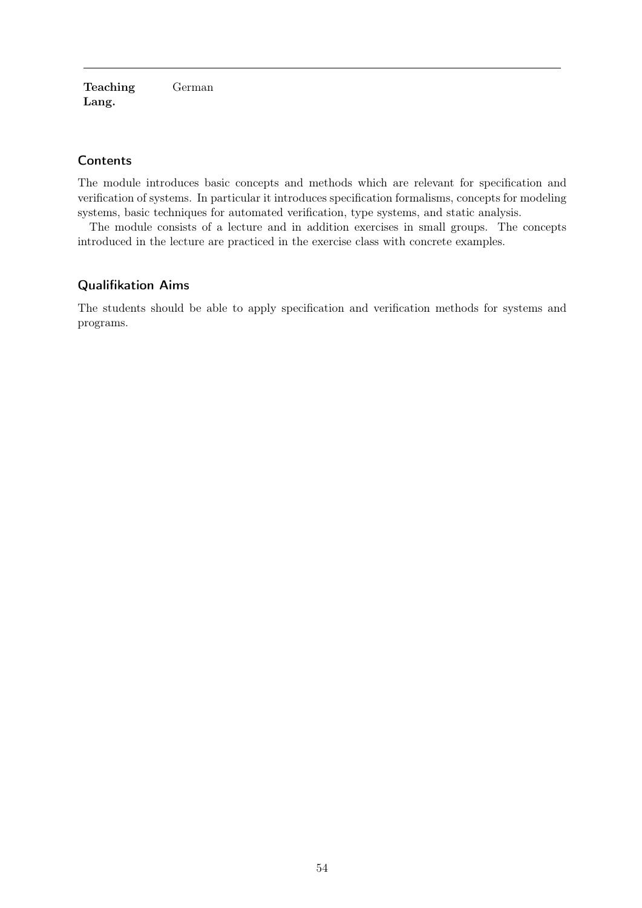| | |
|---|---|
| **Teaching Lang.** | German |

## Contents

The module introduces basic concepts and methods which are relevant for specification and verification of systems. In particular it introduces specification formalisms, concepts for modeling systems, basic techniques for automated verification, type systems, and static analysis.

The module consists of a lecture and in addition exercises in small groups. The concepts introduced in the lecture are practiced in the exercise class with concrete examples.

## Qualifikation Aims

The students should be able to apply specification and verification methods for systems and programs.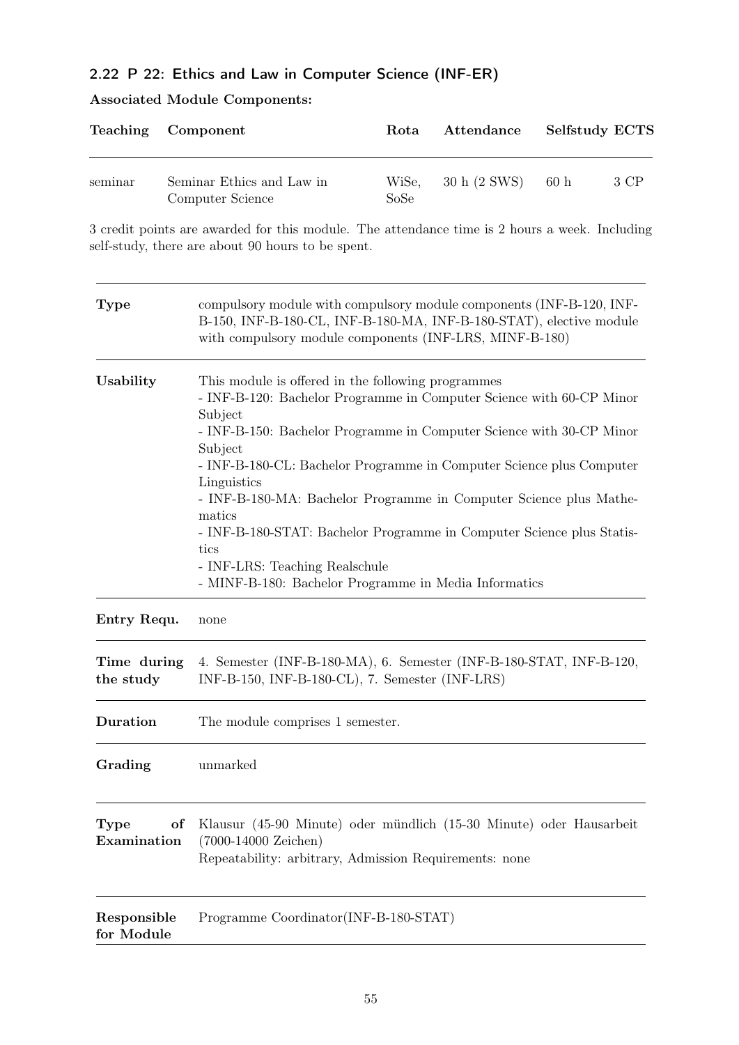## 2.22 P 22: Ethics and Law in Computer Science (INF-ER)

**Associated Module Components:**

| Teaching | Component | Rota | Attendance | Selfstudy | ECTS |
|---|---|---|---|---|---|
| seminar | Seminar Ethics and Law in Computer Science | WiSe, SoSe | 30 h (2 SWS) | 60 h | 3 CP |

3 credit points are awarded for this module. The attendance time is 2 hours a week. Including self-study, there are about 90 hours to be spent.

| | |
|---|---|
| **Type** | compulsory module with compulsory module components (INF-B-120, INF-B-150, INF-B-180-CL, INF-B-180-MA, INF-B-180-STAT), elective module with compulsory module components (INF-LRS, MINF-B-180) |
| **Usability** | This module is offered in the following programmes<br>- INF-B-120: Bachelor Programme in Computer Science with 60-CP Minor Subject<br>- INF-B-150: Bachelor Programme in Computer Science with 30-CP Minor Subject<br>- INF-B-180-CL: Bachelor Programme in Computer Science plus Computer Linguistics<br>- INF-B-180-MA: Bachelor Programme in Computer Science plus Mathematics<br>- INF-B-180-STAT: Bachelor Programme in Computer Science plus Statistics<br>- INF-LRS: Teaching Realschule<br>- MINF-B-180: Bachelor Programme in Media Informatics |
| **Entry Requ.** | none |
| **Time during the study** | 4. Semester (INF-B-180-MA), 6. Semester (INF-B-180-STAT, INF-B-120, INF-B-150, INF-B-180-CL), 7. Semester (INF-LRS) |
| **Duration** | The module comprises 1 semester. |
| **Grading** | unmarked |
| **Type of Examination** | Klausur (45-90 Minute) oder mündlich (15-30 Minute) oder Hausarbeit (7000-14000 Zeichen)<br>Repeatability: arbitrary, Admission Requirements: none |
| **Responsible for Module** | Programme Coordinator(INF-B-180-STAT) |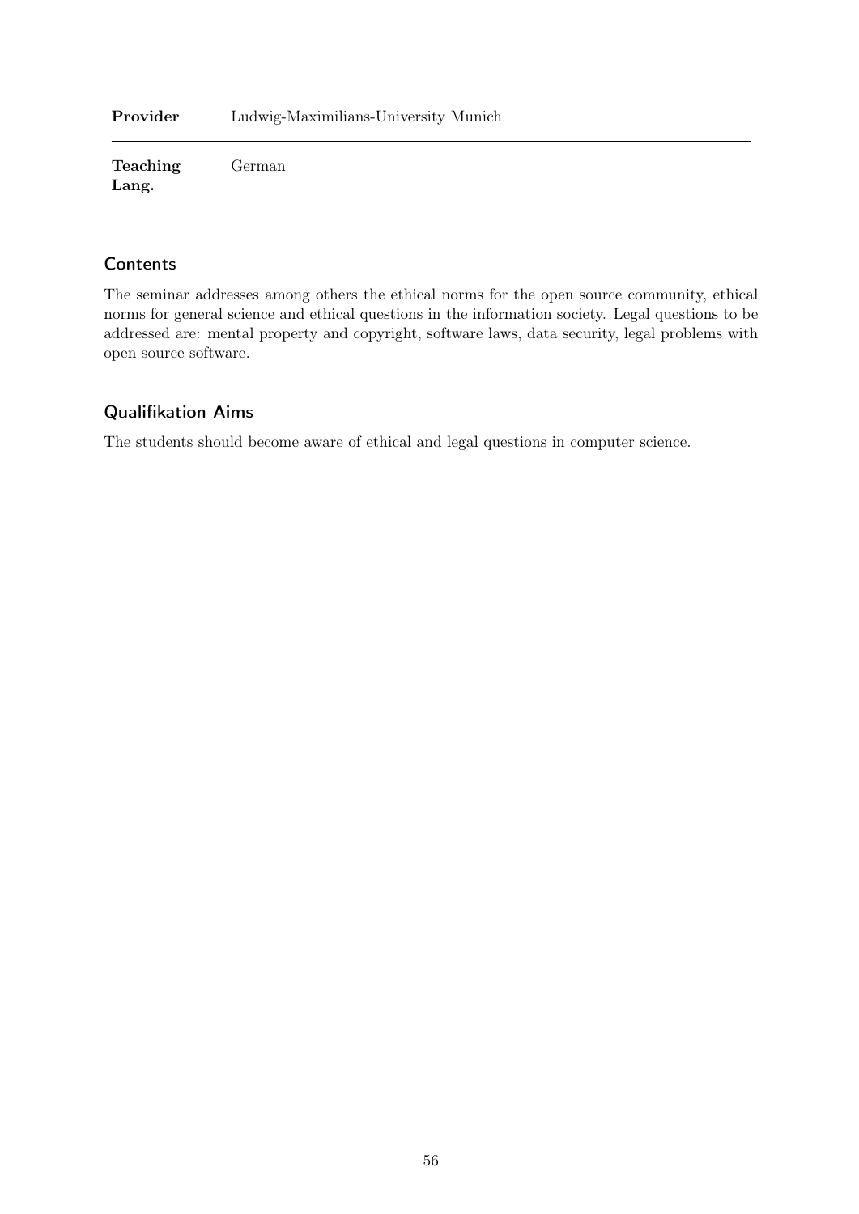| | |
|---|---|
| **Provider** | Ludwig-Maximilians-University Munich |
| **Teaching Lang.** | German |

## Contents

The seminar addresses among others the ethical norms for the open source community, ethical norms for general science and ethical questions in the information society. Legal questions to be addressed are: mental property and copyright, software laws, data security, legal problems with open source software.

## Qualifikation Aims

The students should become aware of ethical and legal questions in computer science.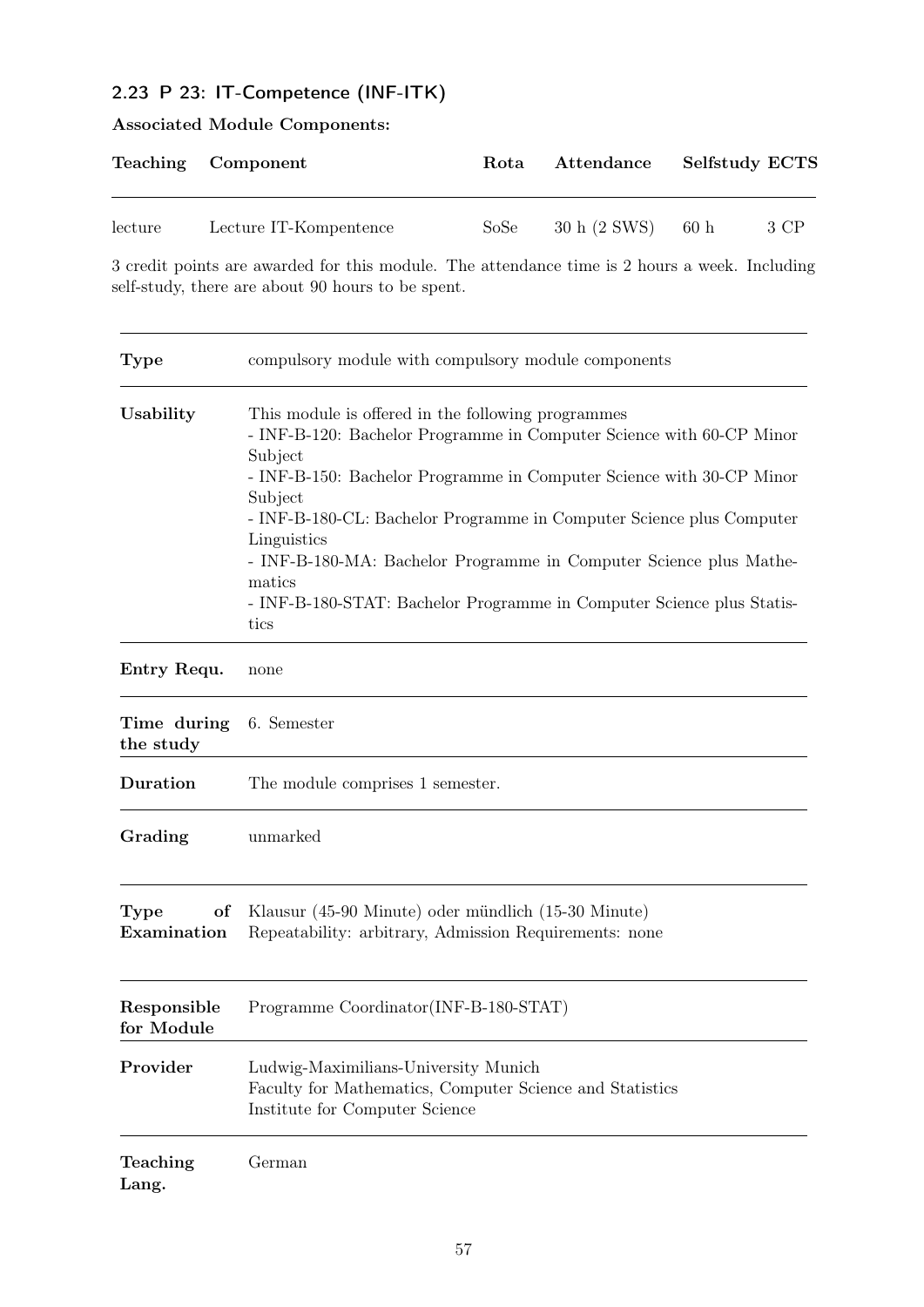## 2.23 P 23: IT-Competence (INF-ITK)

**Associated Module Components:**

| Teaching | Component | Rota | Attendance | Selfstudy | ECTS |
|---|---|---|---|---|---|
| lecture | Lecture IT-Kompentence | SoSe | 30 h (2 SWS) | 60 h | 3 CP |

3 credit points are awarded for this module. The attendance time is 2 hours a week. Including self-study, there are about 90 hours to be spent.

| | |
|---|---|
| **Type** | compulsory module with compulsory module components |
| **Usability** | This module is offered in the following programmes<br>- INF-B-120: Bachelor Programme in Computer Science with 60-CP Minor Subject<br>- INF-B-150: Bachelor Programme in Computer Science with 30-CP Minor Subject<br>- INF-B-180-CL: Bachelor Programme in Computer Science plus Computer Linguistics<br>- INF-B-180-MA: Bachelor Programme in Computer Science plus Mathematics<br>- INF-B-180-STAT: Bachelor Programme in Computer Science plus Statistics |
| **Entry Requ.** | none |
| **Time during the study** | 6. Semester |
| **Duration** | The module comprises 1 semester. |
| **Grading** | unmarked |
| **Type of Examination** | Klausur (45-90 Minute) oder mündlich (15-30 Minute)<br>Repeatability: arbitrary, Admission Requirements: none |
| **Responsible for Module** | Programme Coordinator(INF-B-180-STAT) |
| **Provider** | Ludwig-Maximilians-University Munich<br>Faculty for Mathematics, Computer Science and Statistics<br>Institute for Computer Science |
| **Teaching Lang.** | German |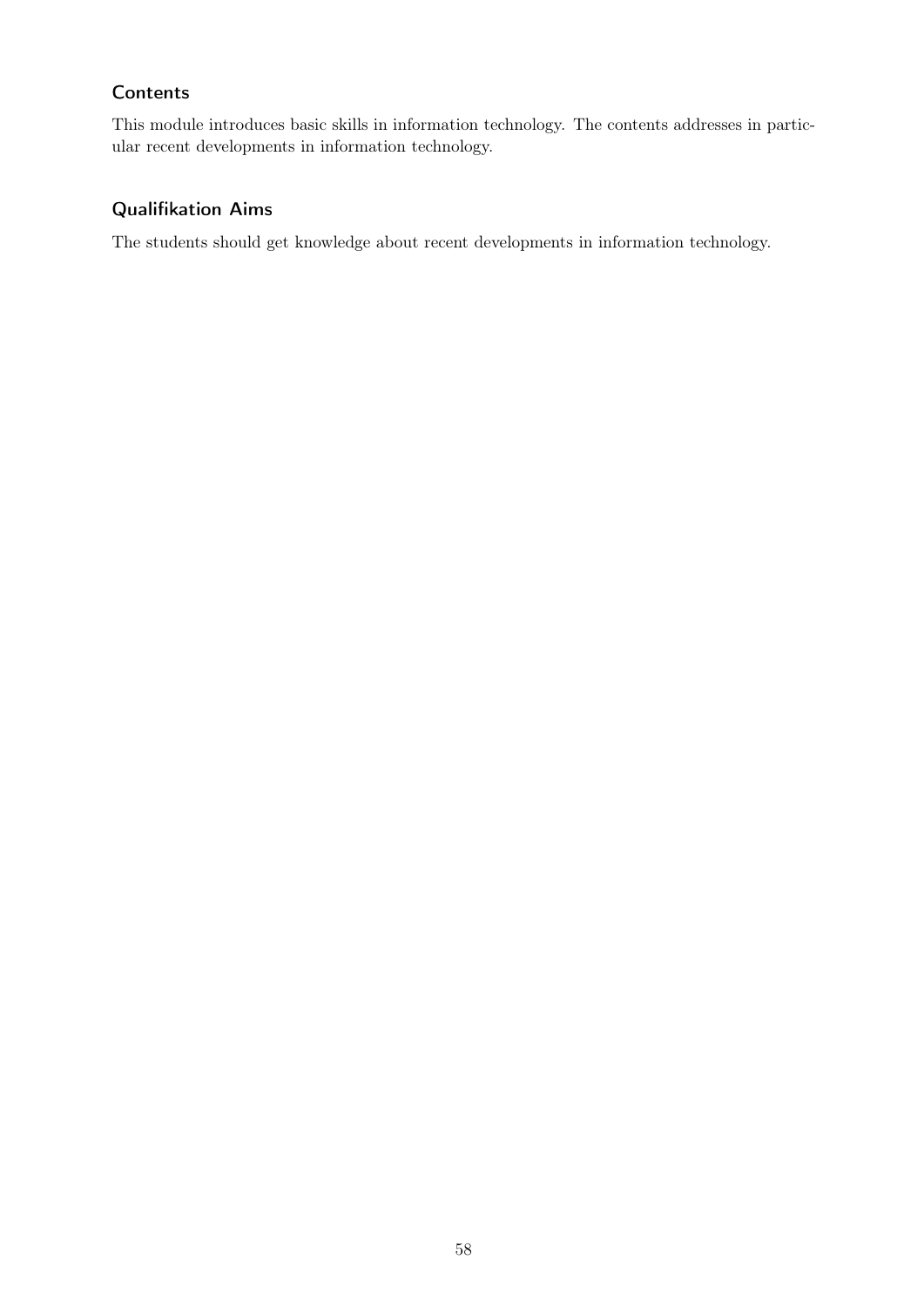### Contents

This module introduces basic skills in information technology. The contents addresses in particular recent developments in information technology.

### Qualifikation Aims

The students should get knowledge about recent developments in information technology.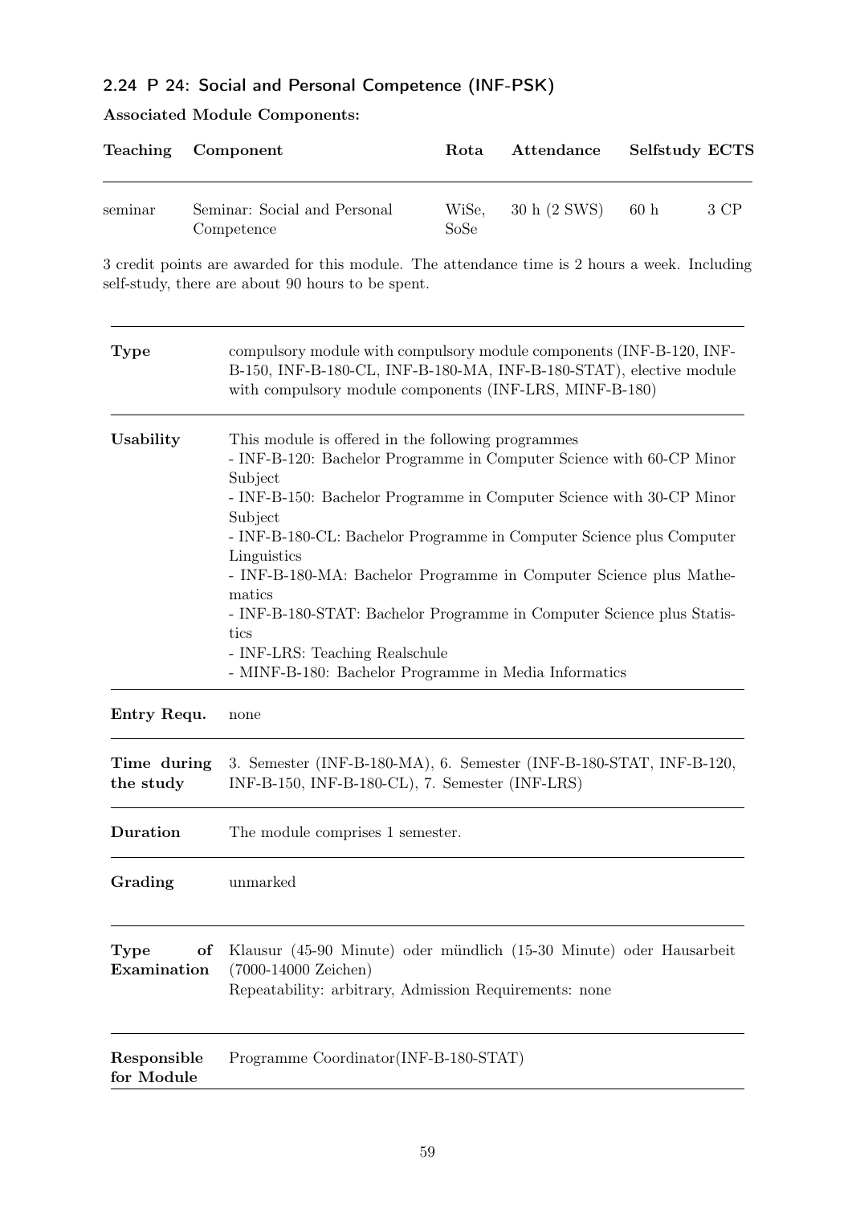## 2.24 P 24: Social and Personal Competence (INF-PSK)

**Associated Module Components:**

| Teaching | Component | Rota | Attendance | Selfstudy | ECTS |
|---|---|---|---|---|---|
| seminar | Seminar: Social and Personal Competence | WiSe, SoSe | 30 h (2 SWS) | 60 h | 3 CP |

3 credit points are awarded for this module. The attendance time is 2 hours a week. Including self-study, there are about 90 hours to be spent.

| | |
|---|---|
| **Type** | compulsory module with compulsory module components (INF-B-120, INF-B-150, INF-B-180-CL, INF-B-180-MA, INF-B-180-STAT), elective module with compulsory module components (INF-LRS, MINF-B-180) |
| **Usability** | This module is offered in the following programmes<br>- INF-B-120: Bachelor Programme in Computer Science with 60-CP Minor Subject<br>- INF-B-150: Bachelor Programme in Computer Science with 30-CP Minor Subject<br>- INF-B-180-CL: Bachelor Programme in Computer Science plus Computer Linguistics<br>- INF-B-180-MA: Bachelor Programme in Computer Science plus Mathematics<br>- INF-B-180-STAT: Bachelor Programme in Computer Science plus Statistics<br>- INF-LRS: Teaching Realschule<br>- MINF-B-180: Bachelor Programme in Media Informatics |
| **Entry Requ.** | none |
| **Time during the study** | 3. Semester (INF-B-180-MA), 6. Semester (INF-B-180-STAT, INF-B-120, INF-B-150, INF-B-180-CL), 7. Semester (INF-LRS) |
| **Duration** | The module comprises 1 semester. |
| **Grading** | unmarked |
| **Type of Examination** | Klausur (45-90 Minute) oder mündlich (15-30 Minute) oder Hausarbeit (7000-14000 Zeichen)<br>Repeatability: arbitrary, Admission Requirements: none |
| **Responsible for Module** | Programme Coordinator(INF-B-180-STAT) |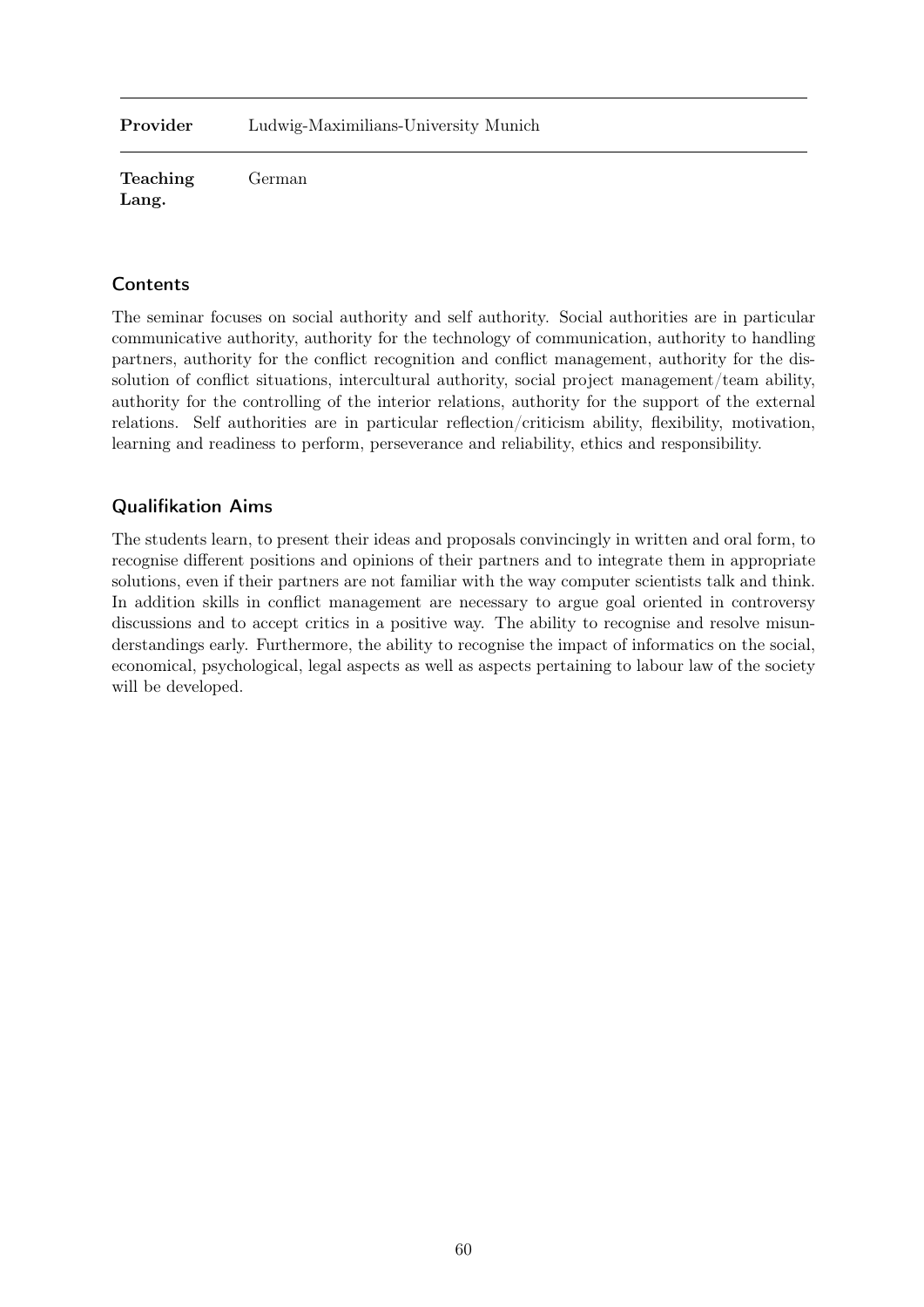| Provider | Ludwig-Maximilians-University Munich |
|---|---|
| **Teaching Lang.** | German |

### Contents

The seminar focuses on social authority and self authority. Social authorities are in particular communicative authority, authority for the technology of communication, authority to handling partners, authority for the conflict recognition and conflict management, authority for the dissolution of conflict situations, intercultural authority, social project management/team ability, authority for the controlling of the interior relations, authority for the support of the external relations. Self authorities are in particular reflection/criticism ability, flexibility, motivation, learning and readiness to perform, perseverance and reliability, ethics and responsibility.

### Qualifikation Aims

The students learn, to present their ideas and proposals convincingly in written and oral form, to recognise different positions and opinions of their partners and to integrate them in appropriate solutions, even if their partners are not familiar with the way computer scientists talk and think. In addition skills in conflict management are necessary to argue goal oriented in controversy discussions and to accept critics in a positive way. The ability to recognise and resolve misunderstandings early. Furthermore, the ability to recognise the impact of informatics on the social, economical, psychological, legal aspects as well as aspects pertaining to labour law of the society will be developed.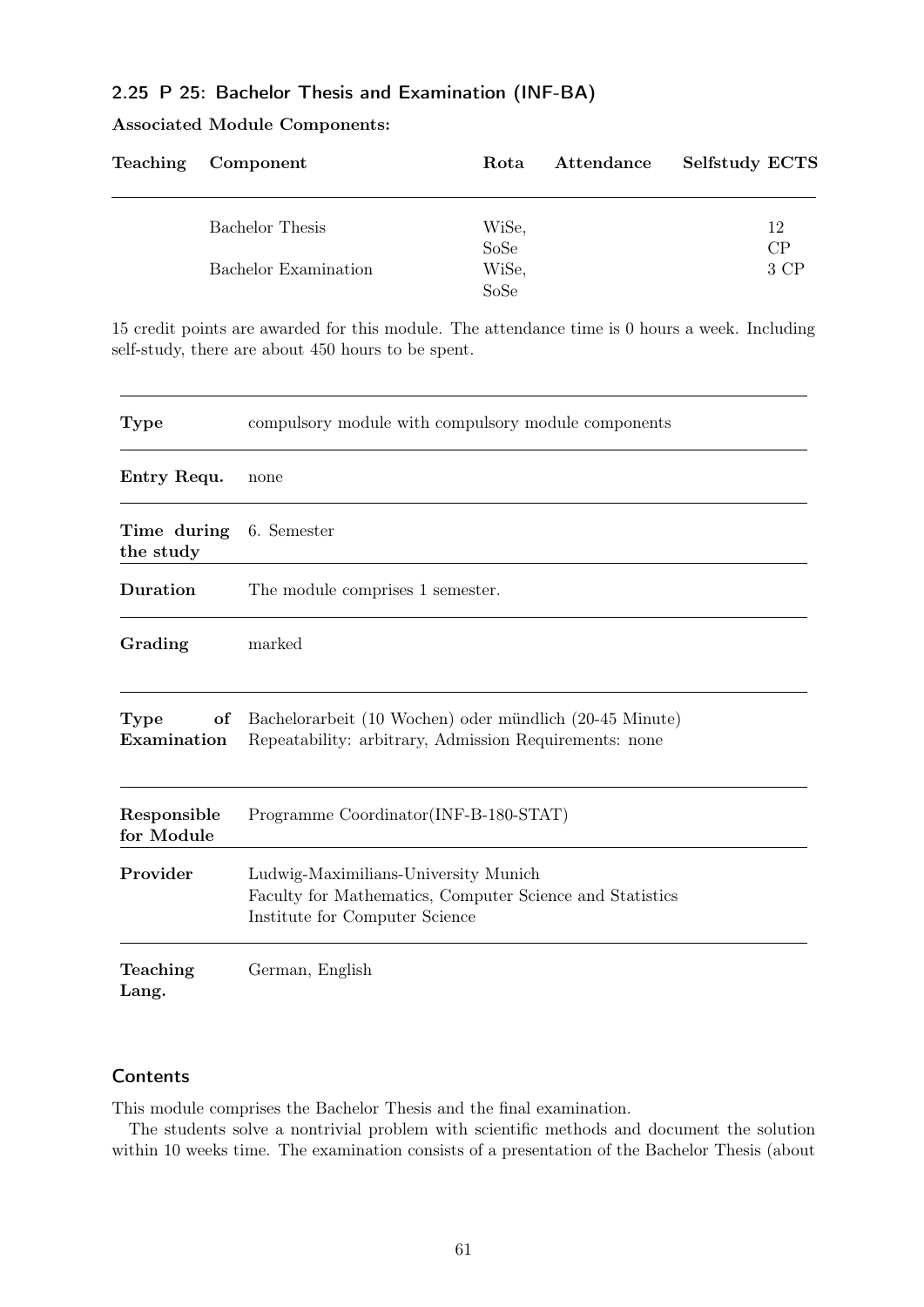## 2.25 P 25: Bachelor Thesis and Examination (INF-BA)

**Associated Module Components:**

| Teaching | Component | Rota | Attendance | Selfstudy | ECTS |
|---|---|---|---|---|---|
| | Bachelor Thesis | WiSe, SoSe | | | 12 CP |
| | Bachelor Examination | WiSe, SoSe | | | 3 CP |

15 credit points are awarded for this module. The attendance time is 0 hours a week. Including self-study, there are about 450 hours to be spent.

| | |
|---|---|
| **Type** | compulsory module with compulsory module components |
| **Entry Requ.** | none |
| **Time during the study** | 6. Semester |
| **Duration** | The module comprises 1 semester. |
| **Grading** | marked |
| **Type of Examination** | Bachelorarbeit (10 Wochen) oder mündlich (20-45 Minute)<br>Repeatability: arbitrary, Admission Requirements: none |
| **Responsible for Module** | Programme Coordinator(INF-B-180-STAT) |
| **Provider** | Ludwig-Maximilians-University Munich<br>Faculty for Mathematics, Computer Science and Statistics<br>Institute for Computer Science |
| **Teaching Lang.** | German, English |

### Contents

This module comprises the Bachelor Thesis and the final examination.

The students solve a nontrivial problem with scientific methods and document the solution within 10 weeks time. The examination consists of a presentation of the Bachelor Thesis (about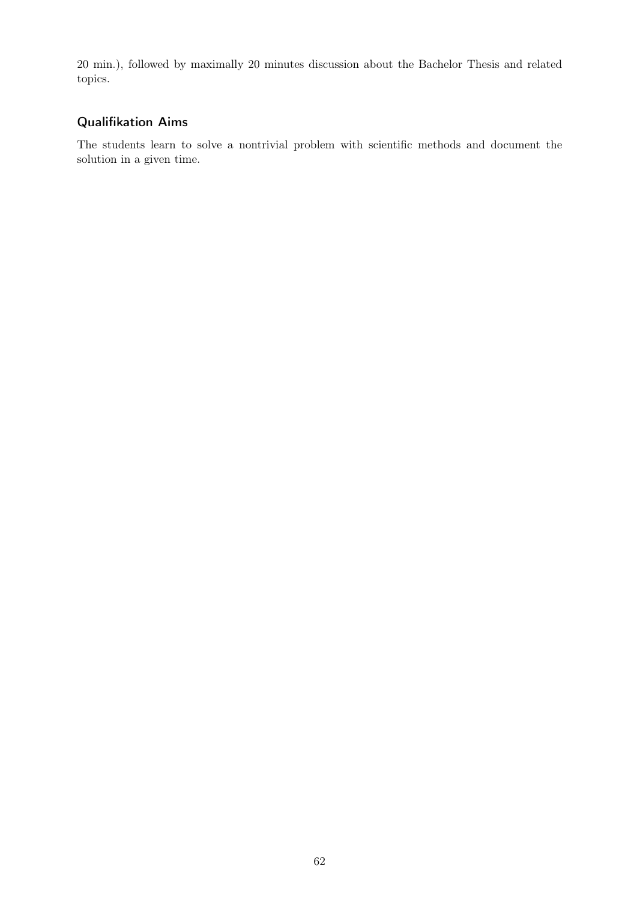20 min.), followed by maximally 20 minutes discussion about the Bachelor Thesis and related topics.

### Qualifikation Aims

The students learn to solve a nontrivial problem with scientific methods and document the solution in a given time.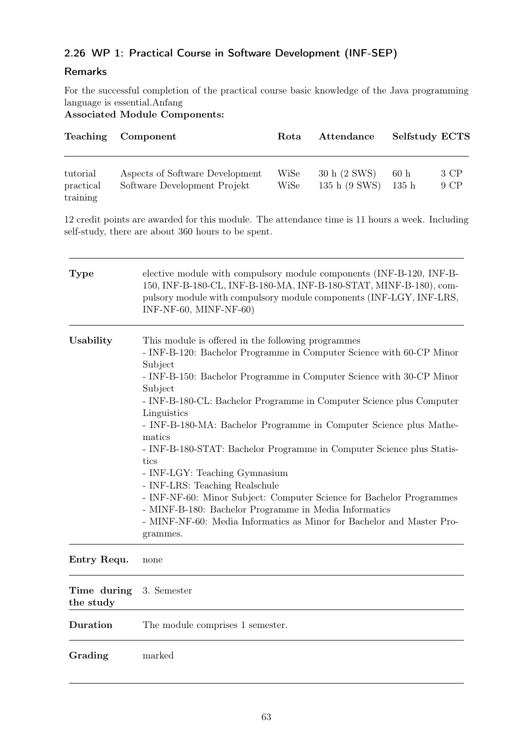## 2.26 WP 1: Practical Course in Software Development (INF-SEP)

### Remarks

For the successful completion of the practical course basic knowledge of the Java programming language is essential.Anfang

**Associated Module Components:**

| Teaching | Component | Rota | Attendance | Selfstudy | ECTS |
|---|---|---|---|---|---|
| tutorial | Aspects of Software Development | WiSe | 30 h (2 SWS) | 60 h | 3 CP |
| practical training | Software Development Projekt | WiSe | 135 h (9 SWS) | 135 h | 9 CP |

12 credit points are awarded for this module. The attendance time is 11 hours a week. Including self-study, there are about 360 hours to be spent.

| | |
|---|---|
| **Type** | elective module with compulsory module components (INF-B-120, INF-B-150, INF-B-180-CL, INF-B-180-MA, INF-B-180-STAT, MINF-B-180), compulsory module with compulsory module components (INF-LGY, INF-LRS, INF-NF-60, MINF-NF-60) |
| **Usability** | This module is offered in the following programmes<br>- INF-B-120: Bachelor Programme in Computer Science with 60-CP Minor Subject<br>- INF-B-150: Bachelor Programme in Computer Science with 30-CP Minor Subject<br>- INF-B-180-CL: Bachelor Programme in Computer Science plus Computer Linguistics<br>- INF-B-180-MA: Bachelor Programme in Computer Science plus Mathematics<br>- INF-B-180-STAT: Bachelor Programme in Computer Science plus Statistics<br>- INF-LGY: Teaching Gymnasium<br>- INF-LRS: Teaching Realschule<br>- INF-NF-60: Minor Subject: Computer Science for Bachelor Programmes<br>- MINF-B-180: Bachelor Programme in Media Informatics<br>- MINF-NF-60: Media Informatics as Minor for Bachelor and Master Programmes. |
| **Entry Requ.** | none |
| **Time during the study** | 3. Semester |
| **Duration** | The module comprises 1 semester. |
| **Grading** | marked |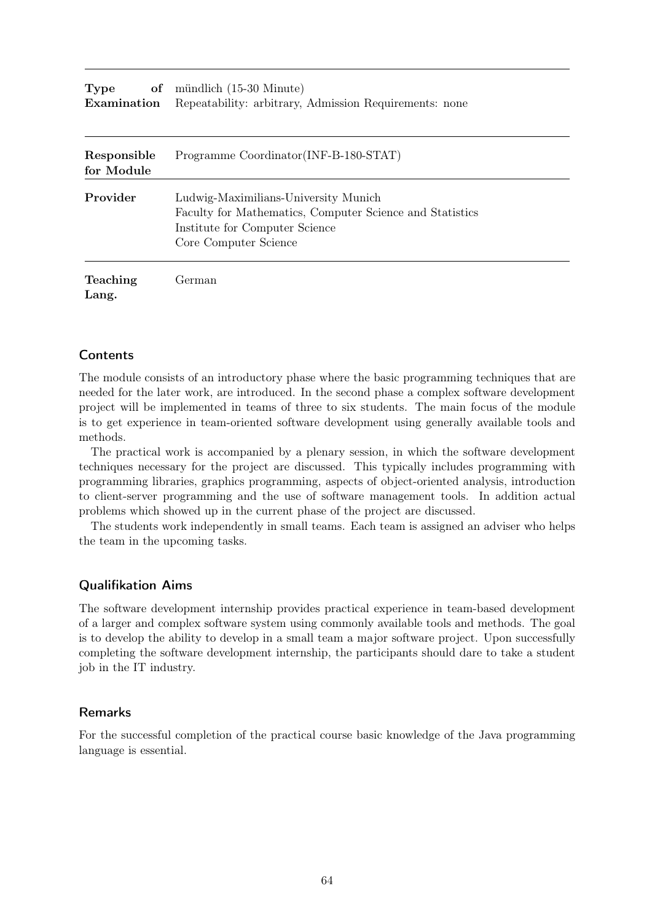| | |
|---|---|
| **Type of Examination** | mündlich (15-30 Minute)<br>Repeatability: arbitrary, Admission Requirements: none |
| **Responsible for Module** | Programme Coordinator(INF-B-180-STAT) |
| **Provider** | Ludwig-Maximilians-University Munich<br>Faculty for Mathematics, Computer Science and Statistics<br>Institute for Computer Science<br>Core Computer Science |
| **Teaching Lang.** | German |

## Contents

The module consists of an introductory phase where the basic programming techniques that are needed for the later work, are introduced. In the second phase a complex software development project will be implemented in teams of three to six students. The main focus of the module is to get experience in team-oriented software development using generally available tools and methods.

The practical work is accompanied by a plenary session, in which the software development techniques necessary for the project are discussed. This typically includes programming with programming libraries, graphics programming, aspects of object-oriented analysis, introduction to client-server programming and the use of software management tools. In addition actual problems which showed up in the current phase of the project are discussed.

The students work independently in small teams. Each team is assigned an adviser who helps the team in the upcoming tasks.

## Qualifikation Aims

The software development internship provides practical experience in team-based development of a larger and complex software system using commonly available tools and methods. The goal is to develop the ability to develop in a small team a major software project. Upon successfully completing the software development internship, the participants should dare to take a student job in the IT industry.

## Remarks

For the successful completion of the practical course basic knowledge of the Java programming language is essential.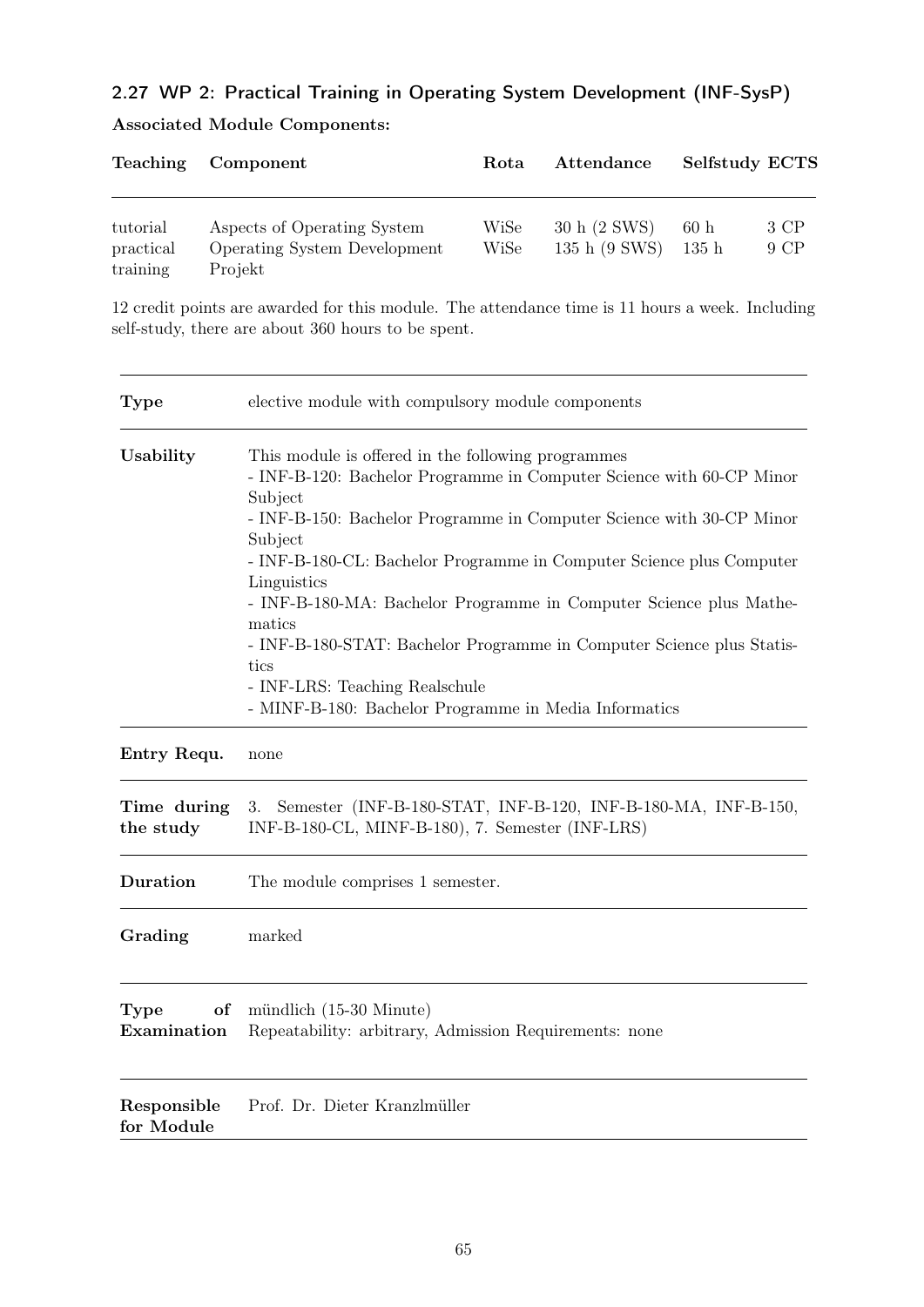## 2.27 WP 2: Practical Training in Operating System Development (INF-SysP)

**Associated Module Components:**

| Teaching | Component | Rota | Attendance | Selfstudy | ECTS |
|---|---|---|---|---|---|
| tutorial | Aspects of Operating System | WiSe | 30 h (2 SWS) | 60 h | 3 CP |
| practical training | Operating System Development Projekt | WiSe | 135 h (9 SWS) | 135 h | 9 CP |

12 credit points are awarded for this module. The attendance time is 11 hours a week. Including self-study, there are about 360 hours to be spent.

| | |
|---|---|
| **Type** | elective module with compulsory module components |
| **Usability** | This module is offered in the following programmes<br>- INF-B-120: Bachelor Programme in Computer Science with 60-CP Minor Subject<br>- INF-B-150: Bachelor Programme in Computer Science with 30-CP Minor Subject<br>- INF-B-180-CL: Bachelor Programme in Computer Science plus Computer Linguistics<br>- INF-B-180-MA: Bachelor Programme in Computer Science plus Mathematics<br>- INF-B-180-STAT: Bachelor Programme in Computer Science plus Statistics<br>- INF-LRS: Teaching Realschule<br>- MINF-B-180: Bachelor Programme in Media Informatics |
| **Entry Requ.** | none |
| **Time during the study** | 3. Semester (INF-B-180-STAT, INF-B-120, INF-B-180-MA, INF-B-150, INF-B-180-CL, MINF-B-180), 7. Semester (INF-LRS) |
| **Duration** | The module comprises 1 semester. |
| **Grading** | marked |
| **Type of Examination** | mündlich (15-30 Minute)<br>Repeatability: arbitrary, Admission Requirements: none |
| **Responsible for Module** | Prof. Dr. Dieter Kranzlmüller |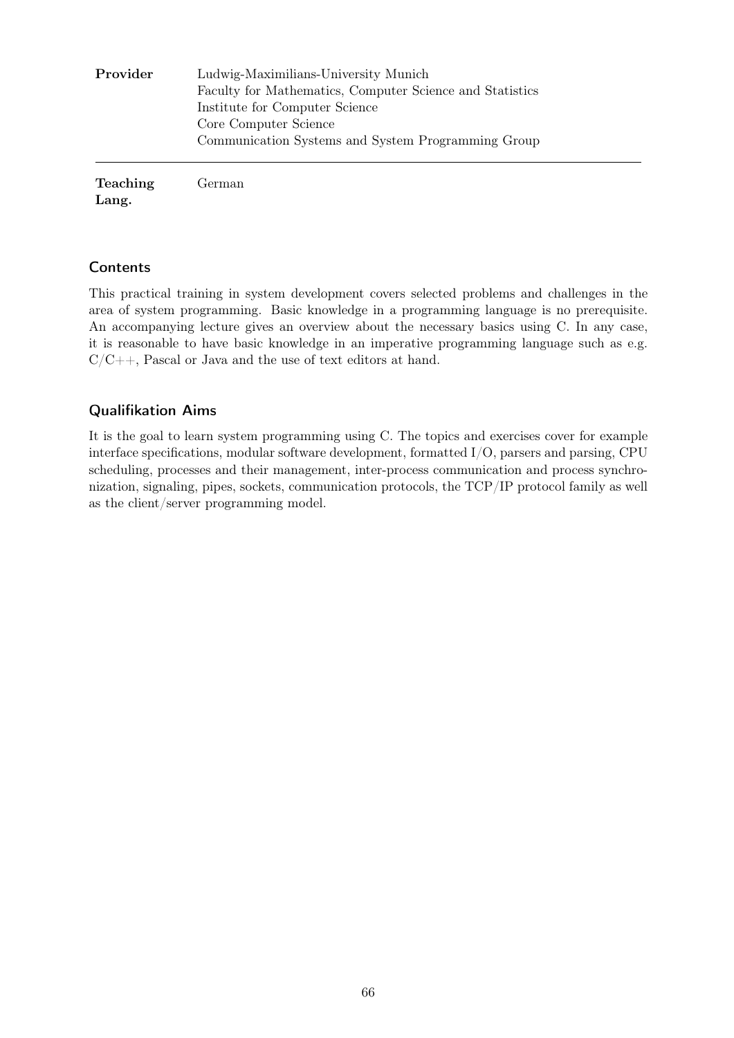| | |
|---|---|
| **Provider** | Ludwig-Maximilians-University Munich<br>Faculty for Mathematics, Computer Science and Statistics<br>Institute for Computer Science<br>Core Computer Science<br>Communication Systems and System Programming Group |
| **Teaching Lang.** | German |

### Contents

This practical training in system development covers selected problems and challenges in the area of system programming. Basic knowledge in a programming language is no prerequisite. An accompanying lecture gives an overview about the necessary basics using C. In any case, it is reasonable to have basic knowledge in an imperative programming language such as e.g. C/C++, Pascal or Java and the use of text editors at hand.

### Qualifikation Aims

It is the goal to learn system programming using C. The topics and exercises cover for example interface specifications, modular software development, formatted I/O, parsers and parsing, CPU scheduling, processes and their management, inter-process communication and process synchronization, signaling, pipes, sockets, communication protocols, the TCP/IP protocol family as well as the client/server programming model.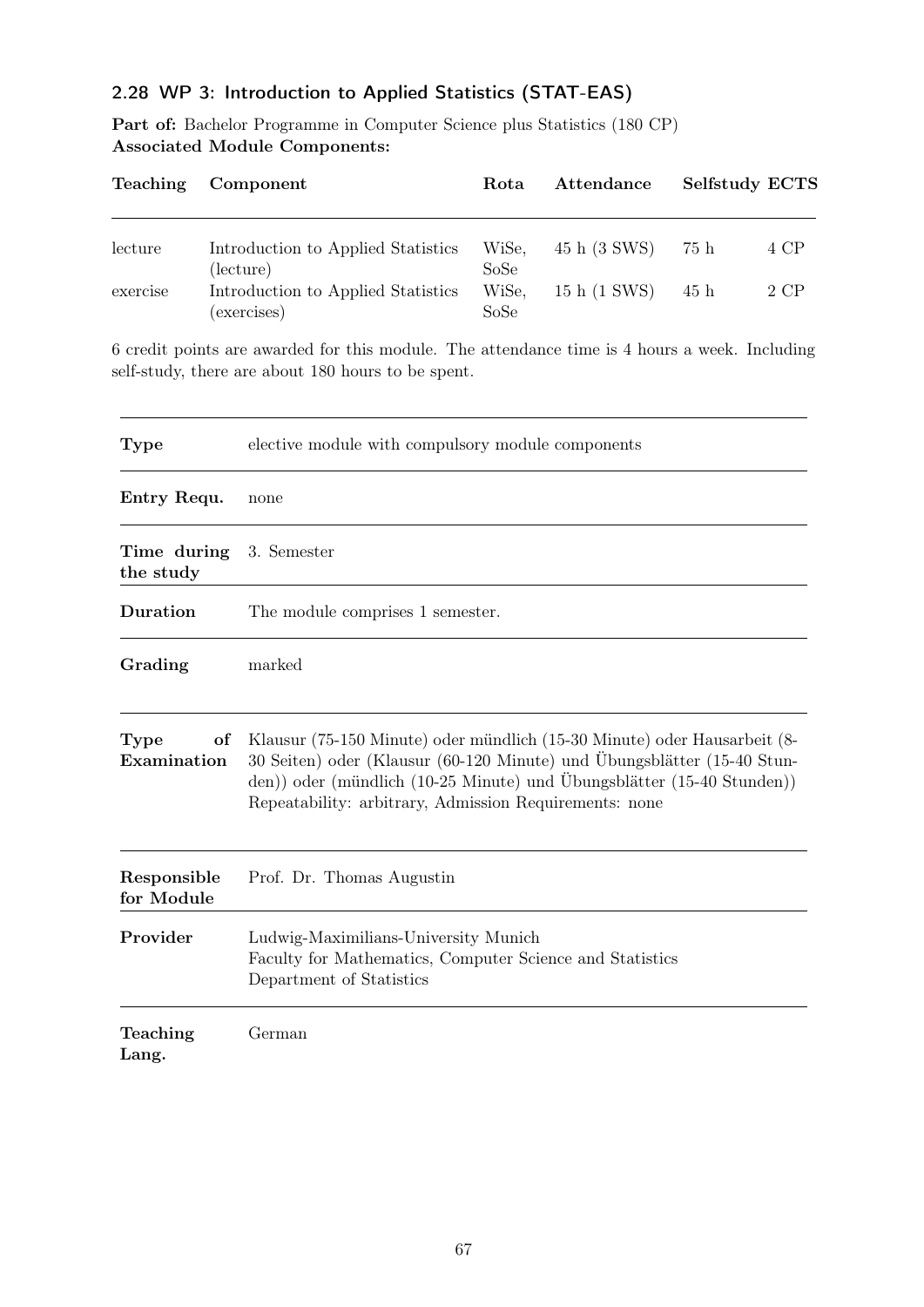### 2.28 WP 3: Introduction to Applied Statistics (STAT-EAS)

**Part of:** Bachelor Programme in Computer Science plus Statistics (180 CP)
**Associated Module Components:**

| Teaching | Component | Rota | Attendance | Selfstudy | ECTS |
|---|---|---|---|---|---|
| lecture | Introduction to Applied Statistics (lecture) | WiSe, SoSe | 45 h (3 SWS) | 75 h | 4 CP |
| exercise | Introduction to Applied Statistics (exercises) | WiSe, SoSe | 15 h (1 SWS) | 45 h | 2 CP |

6 credit points are awarded for this module. The attendance time is 4 hours a week. Including self-study, there are about 180 hours to be spent.

| | |
|---|---|
| **Type** | elective module with compulsory module components |
| **Entry Requ.** | none |
| **Time during the study** | 3. Semester |
| **Duration** | The module comprises 1 semester. |
| **Grading** | marked |
| **Type of Examination** | Klausur (75-150 Minute) oder mündlich (15-30 Minute) oder Hausarbeit (8-30 Seiten) oder (Klausur (60-120 Minute) und Übungsblätter (15-40 Stunden)) oder (mündlich (10-25 Minute) und Übungsblätter (15-40 Stunden)) Repeatability: arbitrary, Admission Requirements: none |
| **Responsible for Module** | Prof. Dr. Thomas Augustin |
| **Provider** | Ludwig-Maximilians-University Munich<br>Faculty for Mathematics, Computer Science and Statistics<br>Department of Statistics |
| **Teaching Lang.** | German |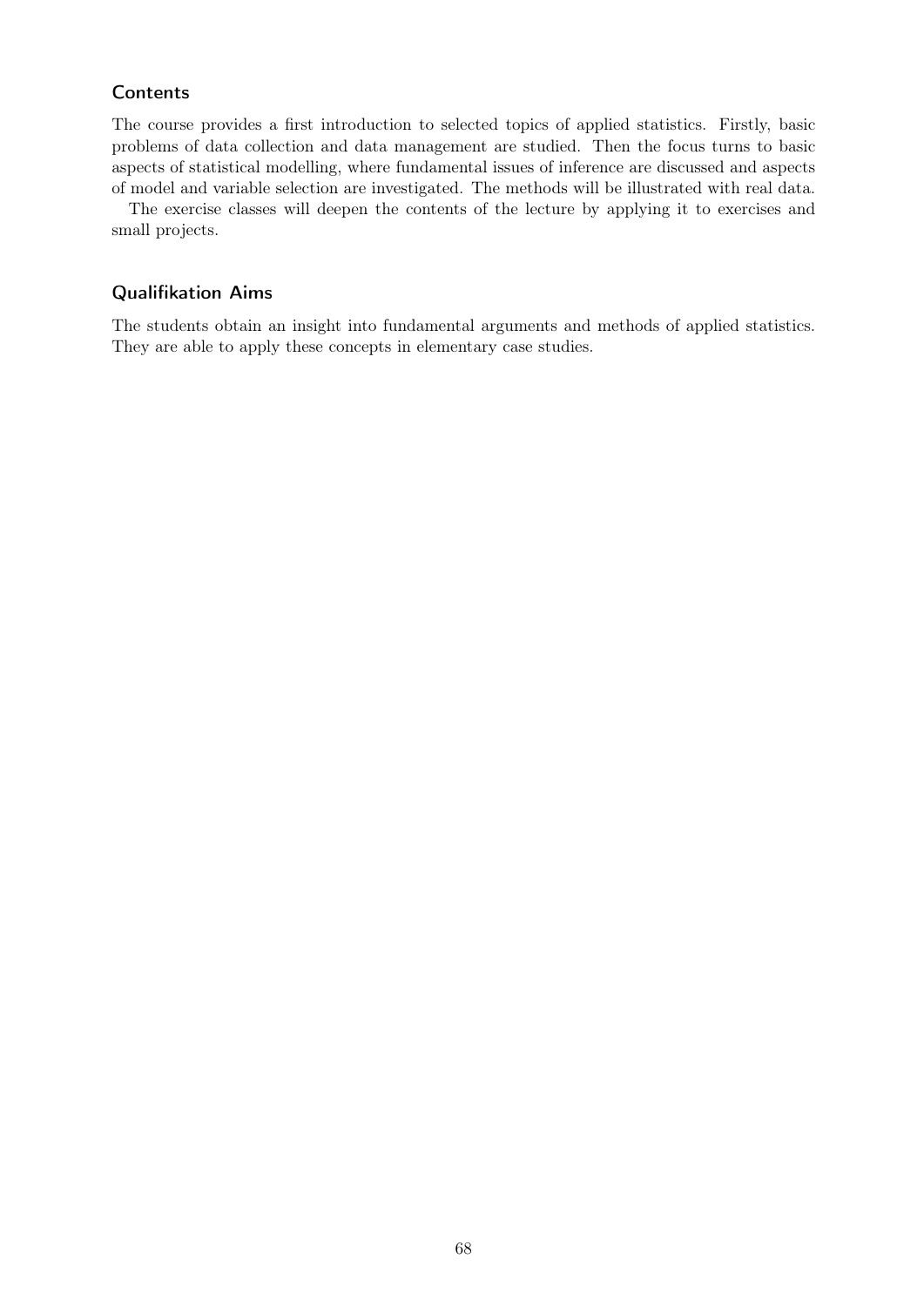### Contents

The course provides a first introduction to selected topics of applied statistics. Firstly, basic problems of data collection and data management are studied. Then the focus turns to basic aspects of statistical modelling, where fundamental issues of inference are discussed and aspects of model and variable selection are investigated. The methods will be illustrated with real data.

The exercise classes will deepen the contents of the lecture by applying it to exercises and small projects.

### Qualifikation Aims

The students obtain an insight into fundamental arguments and methods of applied statistics. They are able to apply these concepts in elementary case studies.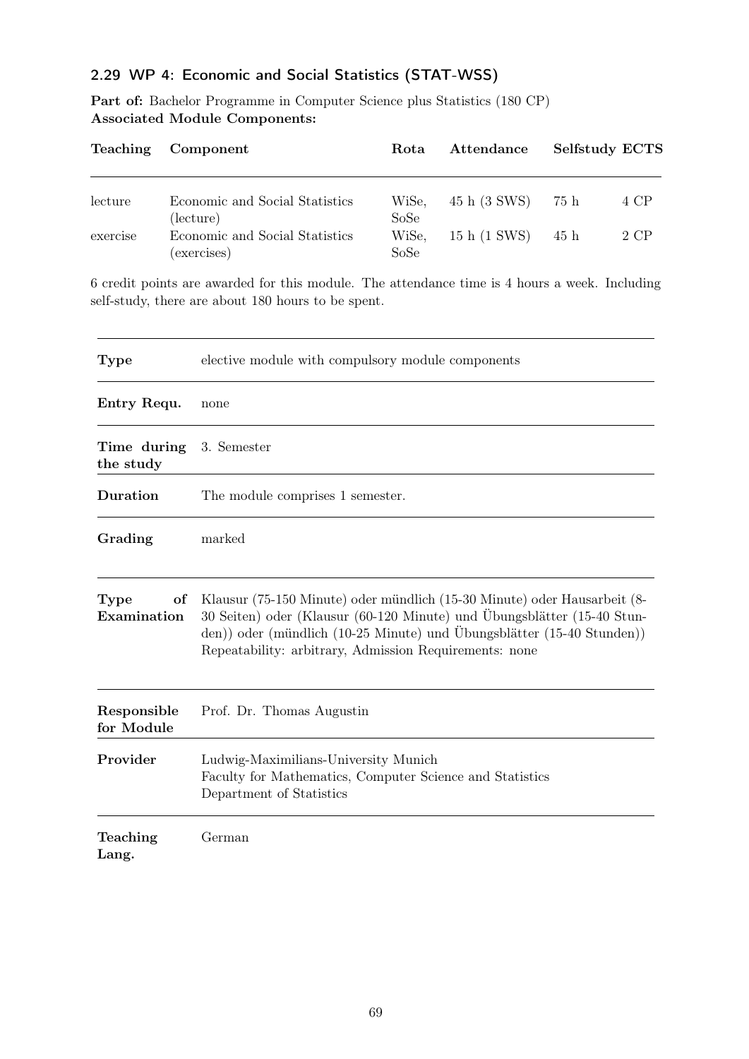## 2.29 WP 4: Economic and Social Statistics (STAT-WSS)

**Part of:** Bachelor Programme in Computer Science plus Statistics (180 CP)
**Associated Module Components:**

| Teaching | Component | Rota | Attendance | Selfstudy | ECTS |
|---|---|---|---|---|---|
| lecture | Economic and Social Statistics (lecture) | WiSe, SoSe | 45 h (3 SWS) | 75 h | 4 CP |
| exercise | Economic and Social Statistics (exercises) | WiSe, SoSe | 15 h (1 SWS) | 45 h | 2 CP |

6 credit points are awarded for this module. The attendance time is 4 hours a week. Including self-study, there are about 180 hours to be spent.

| | |
|---|---|
| **Type** | elective module with compulsory module components |
| **Entry Requ.** | none |
| **Time during the study** | 3. Semester |
| **Duration** | The module comprises 1 semester. |
| **Grading** | marked |
| **Type of Examination** | Klausur (75-150 Minute) oder mündlich (15-30 Minute) oder Hausarbeit (8-30 Seiten) oder (Klausur (60-120 Minute) und Übungsblätter (15-40 Stunden)) oder (mündlich (10-25 Minute) und Übungsblätter (15-40 Stunden)) Repeatability: arbitrary, Admission Requirements: none |
| **Responsible for Module** | Prof. Dr. Thomas Augustin |
| **Provider** | Ludwig-Maximilians-University Munich<br>Faculty for Mathematics, Computer Science and Statistics<br>Department of Statistics |
| **Teaching Lang.** | German |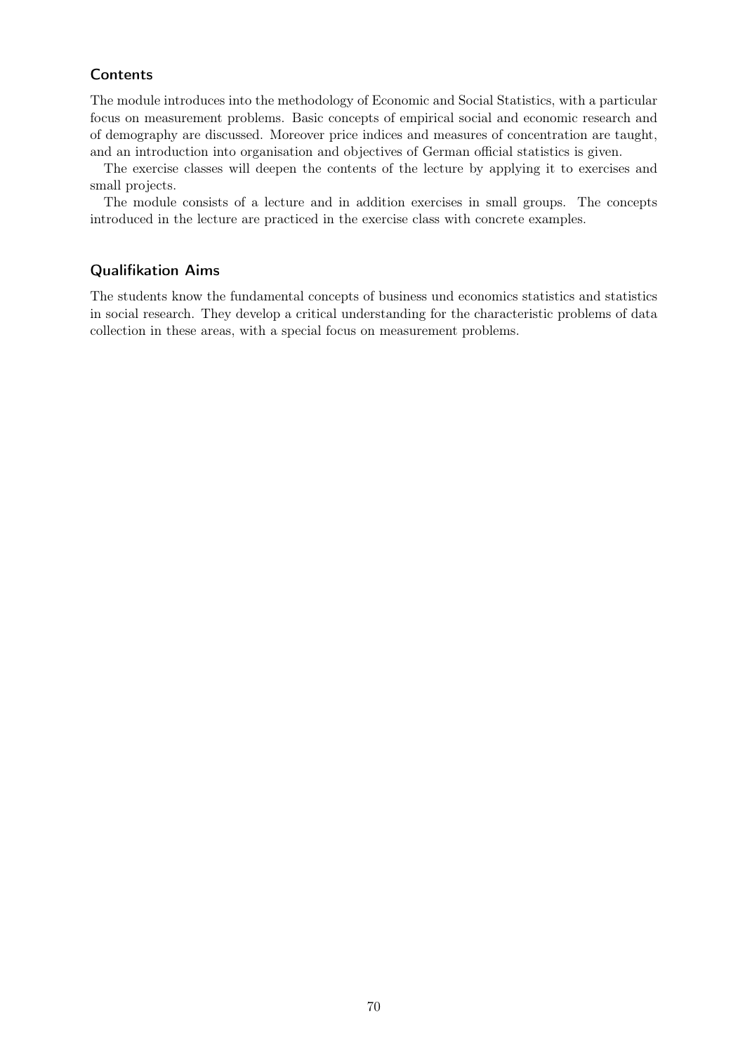### Contents

The module introduces into the methodology of Economic and Social Statistics, with a particular focus on measurement problems. Basic concepts of empirical social and economic research and of demography are discussed. Moreover price indices and measures of concentration are taught, and an introduction into organisation and objectives of German official statistics is given.

The exercise classes will deepen the contents of the lecture by applying it to exercises and small projects.

The module consists of a lecture and in addition exercises in small groups. The concepts introduced in the lecture are practiced in the exercise class with concrete examples.

### Qualifikation Aims

The students know the fundamental concepts of business und economics statistics and statistics in social research. They develop a critical understanding for the characteristic problems of data collection in these areas, with a special focus on measurement problems.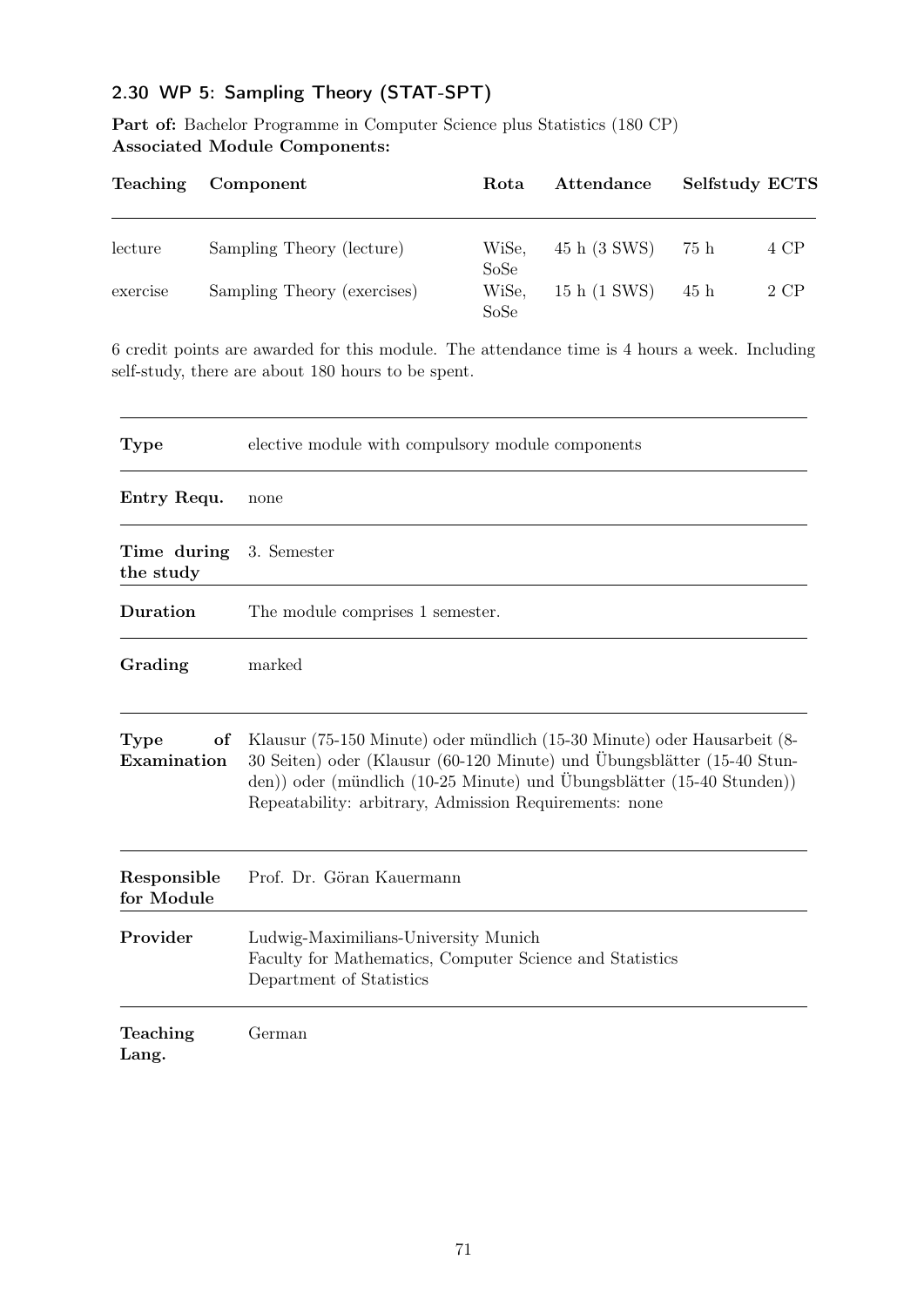## 2.30 WP 5: Sampling Theory (STAT-SPT)

**Part of:** Bachelor Programme in Computer Science plus Statistics (180 CP)
**Associated Module Components:**

| Teaching | Component | Rota | Attendance | Selfstudy | ECTS |
|---|---|---|---|---|---|
| lecture | Sampling Theory (lecture) | WiSe, SoSe | 45 h (3 SWS) | 75 h | 4 CP |
| exercise | Sampling Theory (exercises) | WiSe, SoSe | 15 h (1 SWS) | 45 h | 2 CP |

6 credit points are awarded for this module. The attendance time is 4 hours a week. Including self-study, there are about 180 hours to be spent.

| | |
|---|---|
| **Type** | elective module with compulsory module components |
| **Entry Requ.** | none |
| **Time during the study** | 3. Semester |
| **Duration** | The module comprises 1 semester. |
| **Grading** | marked |
| **Type of Examination** | Klausur (75-150 Minute) oder mündlich (15-30 Minute) oder Hausarbeit (8-30 Seiten) oder (Klausur (60-120 Minute) und Übungsblätter (15-40 Stunden)) oder (mündlich (10-25 Minute) und Übungsblätter (15-40 Stunden)) Repeatability: arbitrary, Admission Requirements: none |
| **Responsible for Module** | Prof. Dr. Göran Kauermann |
| **Provider** | Ludwig-Maximilians-University Munich<br>Faculty for Mathematics, Computer Science and Statistics<br>Department of Statistics |
| **Teaching Lang.** | German |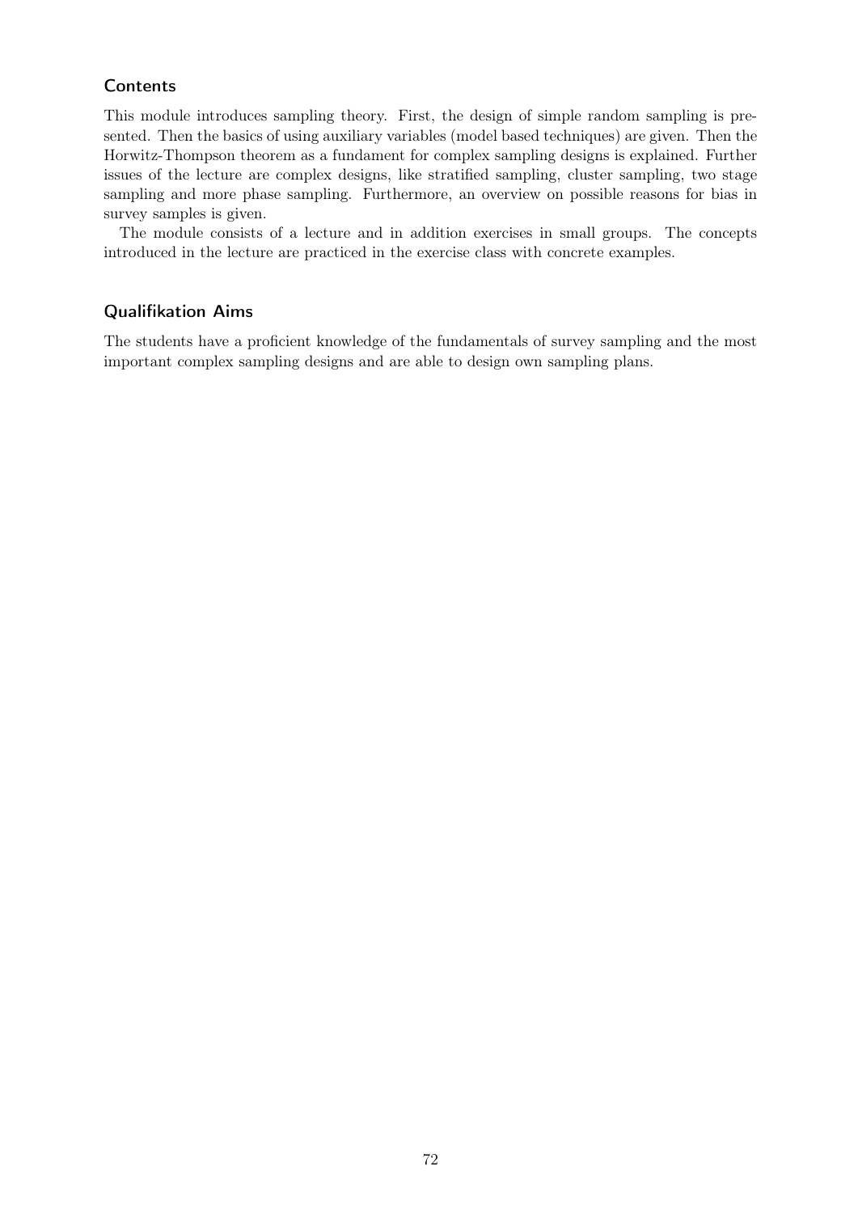### Contents

This module introduces sampling theory. First, the design of simple random sampling is presented. Then the basics of using auxiliary variables (model based techniques) are given. Then the Horwitz-Thompson theorem as a fundament for complex sampling designs is explained. Further issues of the lecture are complex designs, like stratified sampling, cluster sampling, two stage sampling and more phase sampling. Furthermore, an overview on possible reasons for bias in survey samples is given.

The module consists of a lecture and in addition exercises in small groups. The concepts introduced in the lecture are practiced in the exercise class with concrete examples.

### Qualifikation Aims

The students have a proficient knowledge of the fundamentals of survey sampling and the most important complex sampling designs and are able to design own sampling plans.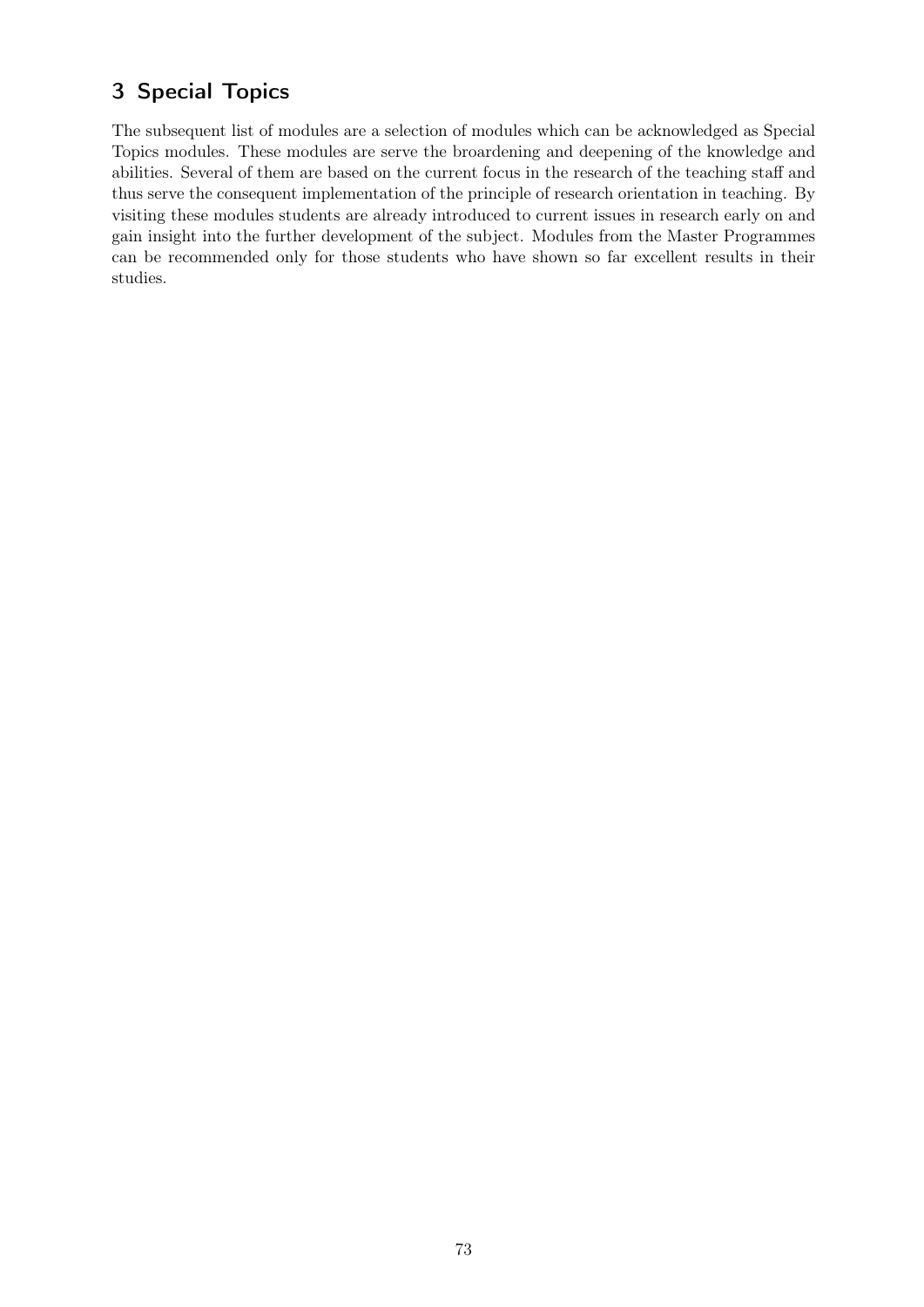# 3 Special Topics

The subsequent list of modules are a selection of modules which can be acknowledged as Special Topics modules. These modules are serve the broardening and deepening of the knowledge and abilities. Several of them are based on the current focus in the research of the teaching staff and thus serve the consequent implementation of the principle of research orientation in teaching. By visiting these modules students are already introduced to current issues in research early on and gain insight into the further development of the subject. Modules from the Master Programmes can be recommended only for those students who have shown so far excellent results in their studies.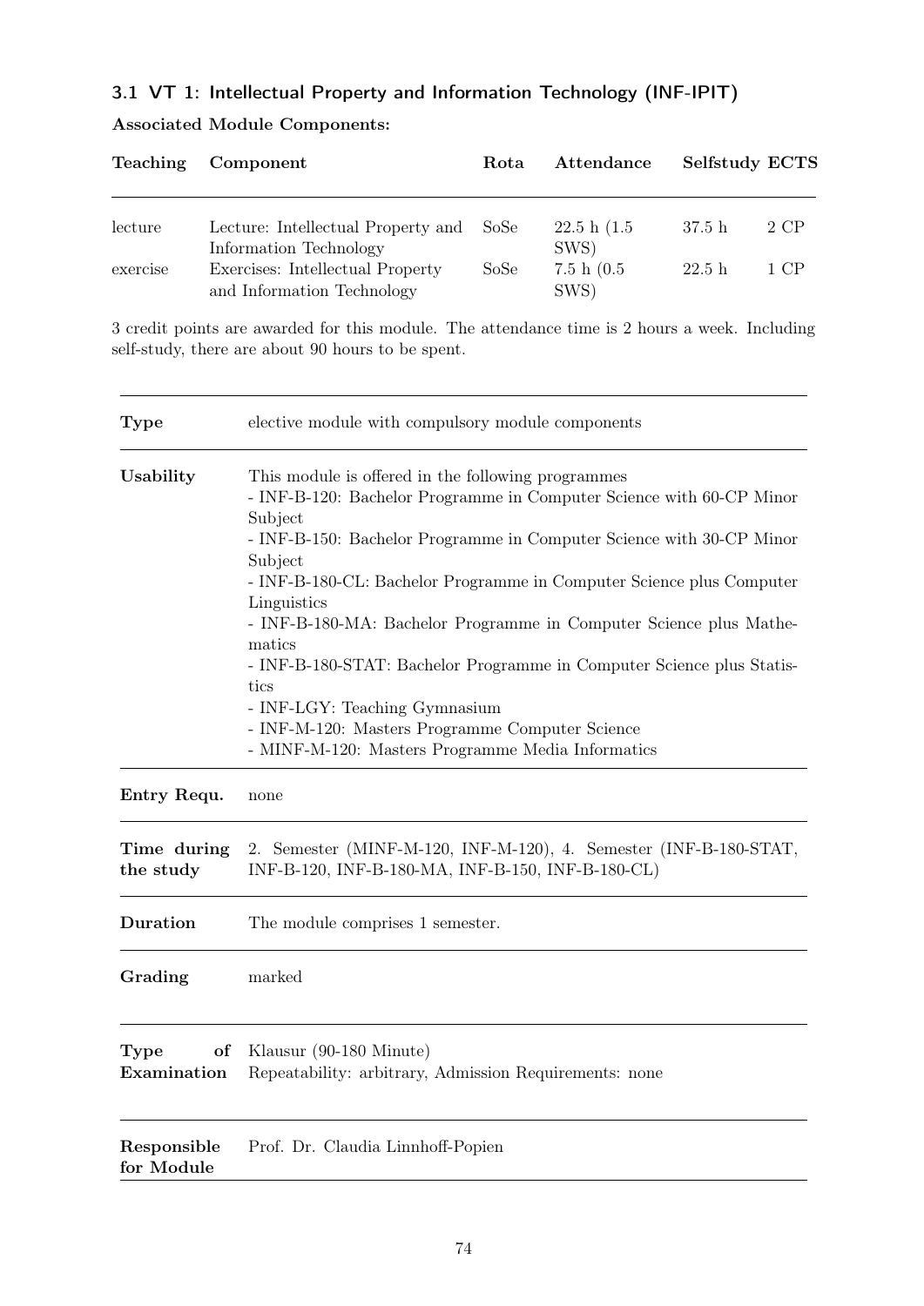### 3.1 VT 1: Intellectual Property and Information Technology (INF-IPIT)

**Associated Module Components:**

| Teaching | Component | Rota | Attendance | Selfstudy | ECTS |
|---|---|---|---|---|---|
| lecture | Lecture: Intellectual Property and Information Technology | SoSe | 22.5 h (1.5 SWS) | 37.5 h | 2 CP |
| exercise | Exercises: Intellectual Property and Information Technology | SoSe | 7.5 h (0.5 SWS) | 22.5 h | 1 CP |

3 credit points are awarded for this module. The attendance time is 2 hours a week. Including self-study, there are about 90 hours to be spent.

| | |
|---|---|
| **Type** | elective module with compulsory module components |
| **Usability** | This module is offered in the following programmes<br>- INF-B-120: Bachelor Programme in Computer Science with 60-CP Minor Subject<br>- INF-B-150: Bachelor Programme in Computer Science with 30-CP Minor Subject<br>- INF-B-180-CL: Bachelor Programme in Computer Science plus Computer Linguistics<br>- INF-B-180-MA: Bachelor Programme in Computer Science plus Mathematics<br>- INF-B-180-STAT: Bachelor Programme in Computer Science plus Statistics<br>- INF-LGY: Teaching Gymnasium<br>- INF-M-120: Masters Programme Computer Science<br>- MINF-M-120: Masters Programme Media Informatics |
| **Entry Requ.** | none |
| **Time during the study** | 2. Semester (MINF-M-120, INF-M-120), 4. Semester (INF-B-180-STAT, INF-B-120, INF-B-180-MA, INF-B-150, INF-B-180-CL) |
| **Duration** | The module comprises 1 semester. |
| **Grading** | marked |
| **Type of Examination** | Klausur (90-180 Minute)<br>Repeatability: arbitrary, Admission Requirements: none |
| **Responsible for Module** | Prof. Dr. Claudia Linnhoff-Popien |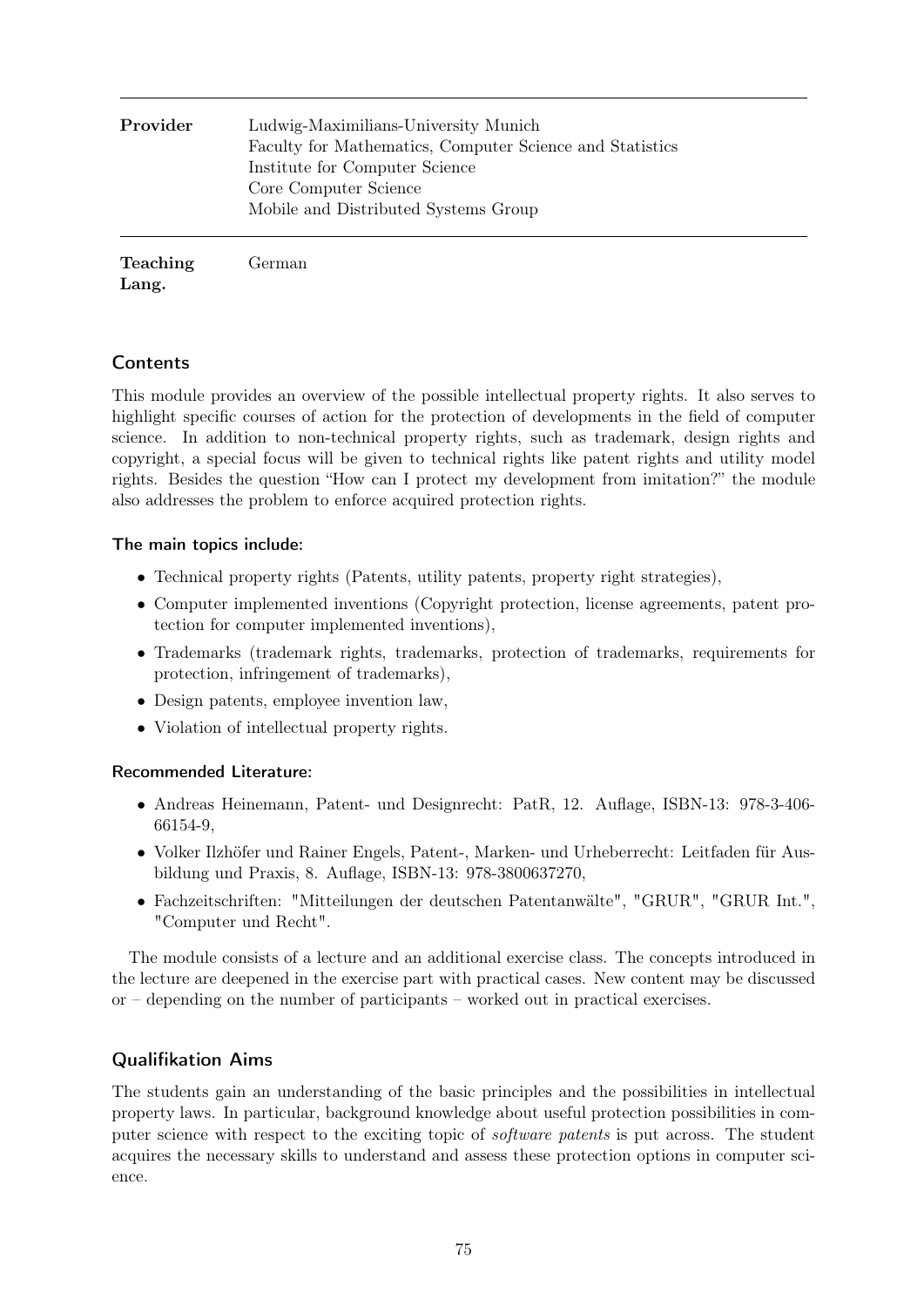| | |
|---|---|
| **Provider** | Ludwig-Maximilians-University Munich<br>Faculty for Mathematics, Computer Science and Statistics<br>Institute for Computer Science<br>Core Computer Science<br>Mobile and Distributed Systems Group |
| **Teaching Lang.** | German |

## Contents

This module provides an overview of the possible intellectual property rights. It also serves to highlight specific courses of action for the protection of developments in the field of computer science. In addition to non-technical property rights, such as trademark, design rights and copyright, a special focus will be given to technical rights like patent rights and utility model rights. Besides the question "How can I protect my development from imitation?" the module also addresses the problem to enforce acquired protection rights.

### The main topics include:

- Technical property rights (Patents, utility patents, property right strategies),
- Computer implemented inventions (Copyright protection, license agreements, patent protection for computer implemented inventions),
- Trademarks (trademark rights, trademarks, protection of trademarks, requirements for protection, infringement of trademarks),
- Design patents, employee invention law,
- Violation of intellectual property rights.

### Recommended Literature:

- Andreas Heinemann, Patent- und Designrecht: PatR, 12. Auflage, ISBN-13: 978-3-406-66154-9,
- Volker Ilzhöfer und Rainer Engels, Patent-, Marken- und Urheberrecht: Leitfaden für Ausbildung und Praxis, 8. Auflage, ISBN-13: 978-3800637270,
- Fachzeitschriften: "Mitteilungen der deutschen Patentanwälte", "GRUR", "GRUR Int.", "Computer und Recht".

The module consists of a lecture and an additional exercise class. The concepts introduced in the lecture are deepened in the exercise part with practical cases. New content may be discussed or – depending on the number of participants – worked out in practical exercises.

## Qualifikation Aims

The students gain an understanding of the basic principles and the possibilities in intellectual property laws. In particular, background knowledge about useful protection possibilities in computer science with respect to the exciting topic of *software patents* is put across. The student acquires the necessary skills to understand and assess these protection options in computer science.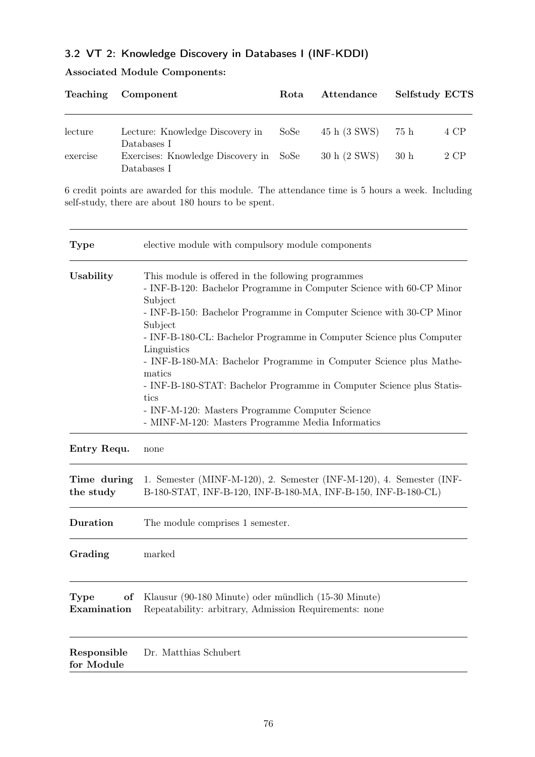### 3.2 VT 2: Knowledge Discovery in Databases I (INF-KDDI)

**Associated Module Components:**

| Teaching | Component | Rota | Attendance | Selfstudy | ECTS |
|---|---|---|---|---|---|
| lecture | Lecture: Knowledge Discovery in Databases I | SoSe | 45 h (3 SWS) | 75 h | 4 CP |
| exercise | Exercises: Knowledge Discovery in Databases I | SoSe | 30 h (2 SWS) | 30 h | 2 CP |

6 credit points are awarded for this module. The attendance time is 5 hours a week. Including self-study, there are about 180 hours to be spent.

| | |
|---|---|
| **Type** | elective module with compulsory module components |
| **Usability** | This module is offered in the following programmes<br>- INF-B-120: Bachelor Programme in Computer Science with 60-CP Minor Subject<br>- INF-B-150: Bachelor Programme in Computer Science with 30-CP Minor Subject<br>- INF-B-180-CL: Bachelor Programme in Computer Science plus Computer Linguistics<br>- INF-B-180-MA: Bachelor Programme in Computer Science plus Mathematics<br>- INF-B-180-STAT: Bachelor Programme in Computer Science plus Statistics<br>- INF-M-120: Masters Programme Computer Science<br>- MINF-M-120: Masters Programme Media Informatics |
| **Entry Requ.** | none |
| **Time during the study** | 1. Semester (MINF-M-120), 2. Semester (INF-M-120), 4. Semester (INF-B-180-STAT, INF-B-120, INF-B-180-MA, INF-B-150, INF-B-180-CL) |
| **Duration** | The module comprises 1 semester. |
| **Grading** | marked |
| **Type of Examination** | Klausur (90-180 Minute) oder mündlich (15-30 Minute)<br>Repeatability: arbitrary, Admission Requirements: none |
| **Responsible for Module** | Dr. Matthias Schubert |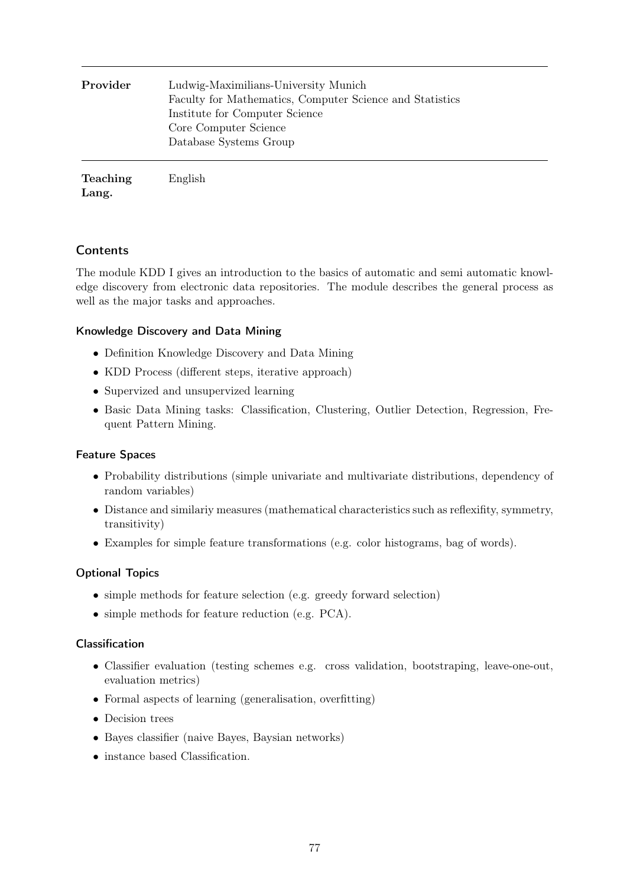| | |
|---|---|
| **Provider** | Ludwig-Maximilians-University Munich<br>Faculty for Mathematics, Computer Science and Statistics<br>Institute for Computer Science<br>Core Computer Science<br>Database Systems Group |
| **Teaching Lang.** | English |

## Contents

The module KDD I gives an introduction to the basics of automatic and semi automatic knowledge discovery from electronic data repositories. The module describes the general process as well as the major tasks and approaches.

### Knowledge Discovery and Data Mining

- Definition Knowledge Discovery and Data Mining
- KDD Process (different steps, iterative approach)
- Supervized and unsupervized learning
- Basic Data Mining tasks: Classification, Clustering, Outlier Detection, Regression, Frequent Pattern Mining.

### Feature Spaces

- Probability distributions (simple univariate and multivariate distributions, dependency of random variables)
- Distance and similariy measures (mathematical characteristics such as reflexifity, symmetry, transitivity)
- Examples for simple feature transformations (e.g. color histograms, bag of words).

### Optional Topics

- simple methods for feature selection (e.g. greedy forward selection)
- simple methods for feature reduction (e.g. PCA).

### Classification

- Classifier evaluation (testing schemes e.g. cross validation, bootstraping, leave-one-out, evaluation metrics)
- Formal aspects of learning (generalisation, overfitting)
- Decision trees
- Bayes classifier (naive Bayes, Baysian networks)
- instance based Classification.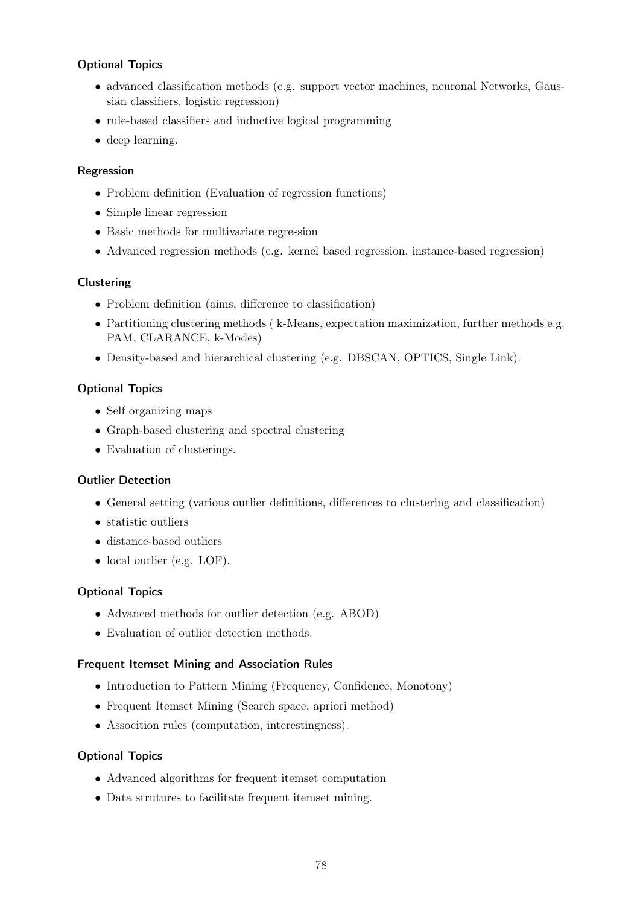#### Optional Topics

- advanced classification methods (e.g. support vector machines, neuronal Networks, Gaussian classifiers, logistic regression)
- rule-based classifiers and inductive logical programming
- deep learning.

#### Regression

- Problem definition (Evaluation of regression functions)
- Simple linear regression
- Basic methods for multivariate regression
- Advanced regression methods (e.g. kernel based regression, instance-based regression)

#### Clustering

- Problem definition (aims, difference to classification)
- Partitioning clustering methods ( k-Means, expectation maximization, further methods e.g. PAM, CLARANCE, k-Modes)
- Density-based and hierarchical clustering (e.g. DBSCAN, OPTICS, Single Link).

#### Optional Topics

- Self organizing maps
- Graph-based clustering and spectral clustering
- Evaluation of clusterings.

#### Outlier Detection

- General setting (various outlier definitions, differences to clustering and classification)
- statistic outliers
- distance-based outliers
- local outlier (e.g. LOF).

#### Optional Topics

- Advanced methods for outlier detection (e.g. ABOD)
- Evaluation of outlier detection methods.

#### Frequent Itemset Mining and Association Rules

- Introduction to Pattern Mining (Frequency, Confidence, Monotony)
- Frequent Itemset Mining (Search space, apriori method)
- Assocition rules (computation, interestingness).

#### Optional Topics

- Advanced algorithms for frequent itemset computation
- Data strutures to facilitate frequent itemset mining.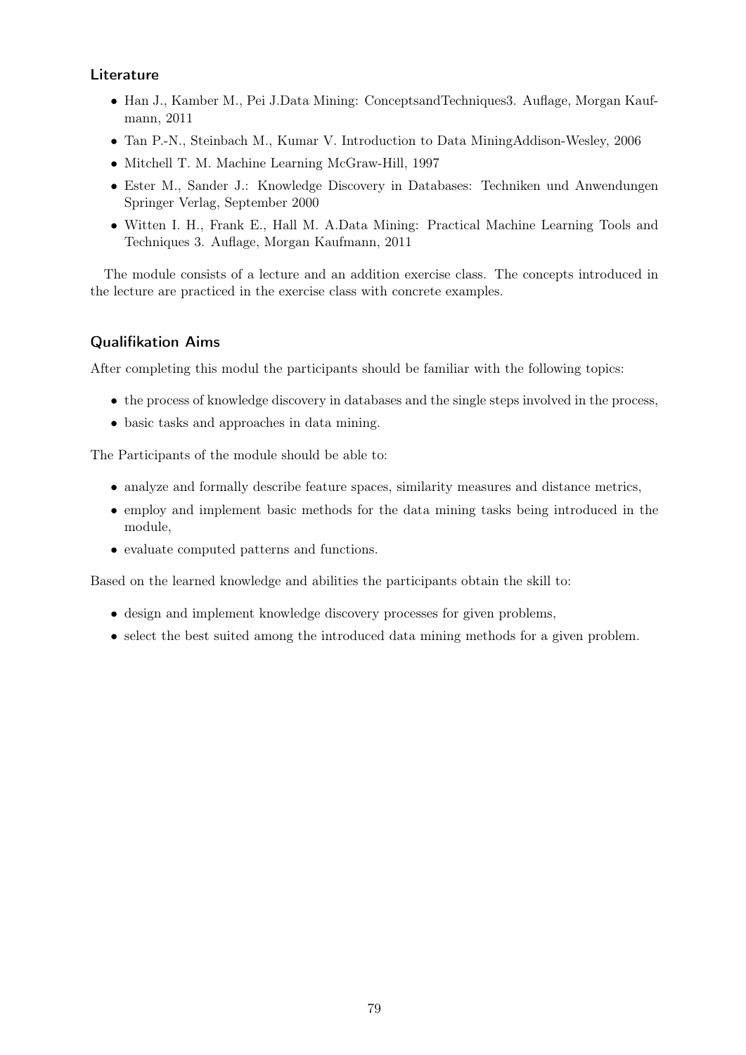### Literature

- Han J., Kamber M., Pei J.Data Mining: ConceptsandTechniques3. Auflage, Morgan Kaufmann, 2011
- Tan P.-N., Steinbach M., Kumar V. Introduction to Data MiningAddison-Wesley, 2006
- Mitchell T. M. Machine Learning McGraw-Hill, 1997
- Ester M., Sander J.: Knowledge Discovery in Databases: Techniken und Anwendungen Springer Verlag, September 2000
- Witten I. H., Frank E., Hall M. A.Data Mining: Practical Machine Learning Tools and Techniques 3. Auflage, Morgan Kaufmann, 2011

The module consists of a lecture and an addition exercise class. The concepts introduced in the lecture are practiced in the exercise class with concrete examples.

### Qualifikation Aims

After completing this modul the participants should be familiar with the following topics:

- the process of knowledge discovery in databases and the single steps involved in the process,
- basic tasks and approaches in data mining.

The Participants of the module should be able to:

- analyze and formally describe feature spaces, similarity measures and distance metrics,
- employ and implement basic methods for the data mining tasks being introduced in the module,
- evaluate computed patterns and functions.

Based on the learned knowledge and abilities the participants obtain the skill to:

- design and implement knowledge discovery processes for given problems,
- select the best suited among the introduced data mining methods for a given problem.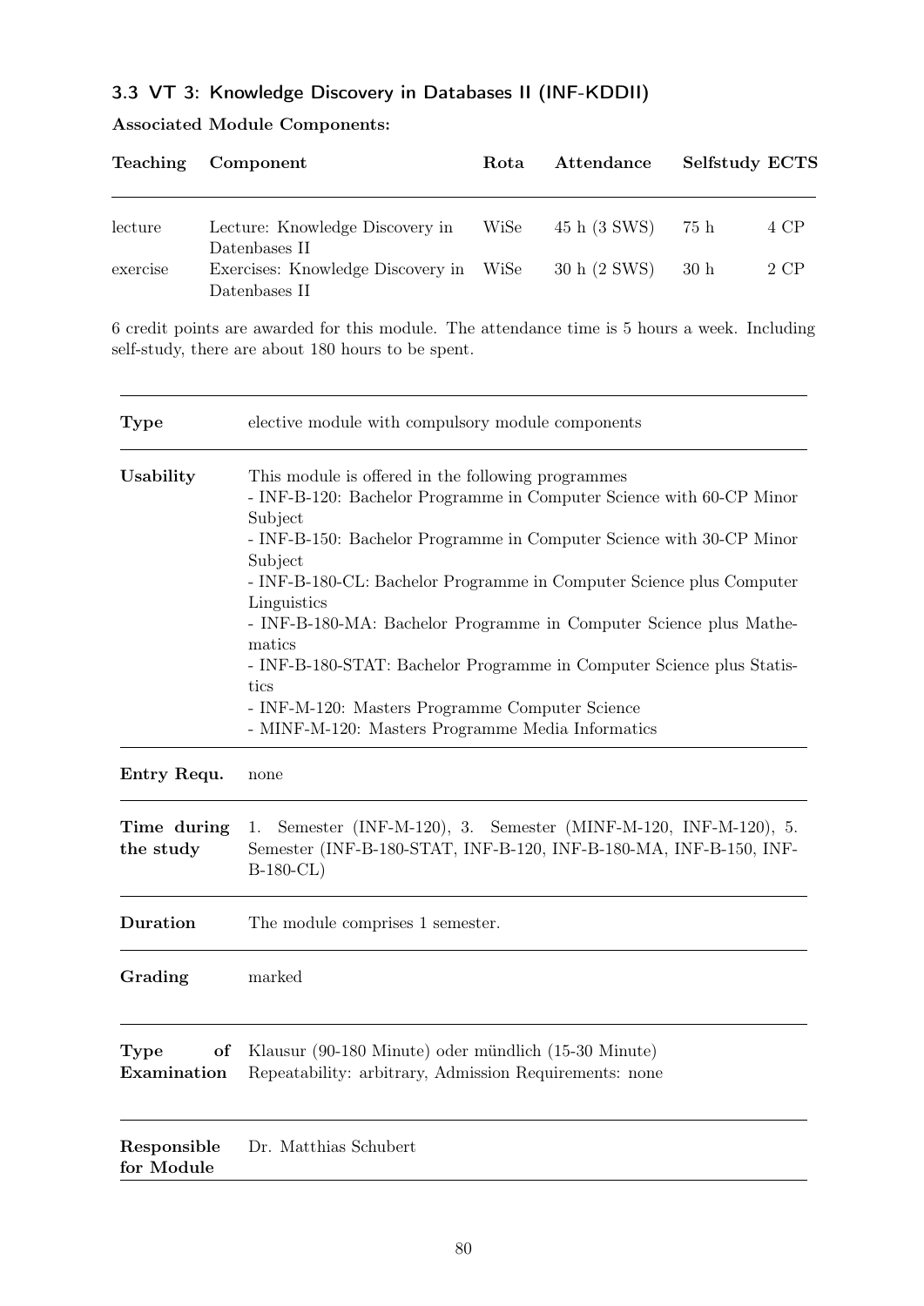### 3.3 VT 3: Knowledge Discovery in Databases II (INF-KDDII)

**Associated Module Components:**

| Teaching | Component | Rota | Attendance | Selfstudy | ECTS |
|---|---|---|---|---|---|
| lecture | Lecture: Knowledge Discovery in Datenbases II | WiSe | 45 h (3 SWS) | 75 h | 4 CP |
| exercise | Exercises: Knowledge Discovery in Datenbases II | WiSe | 30 h (2 SWS) | 30 h | 2 CP |

6 credit points are awarded for this module. The attendance time is 5 hours a week. Including self-study, there are about 180 hours to be spent.

| | |
|---|---|
| **Type** | elective module with compulsory module components |
| **Usability** | This module is offered in the following programmes<br>- INF-B-120: Bachelor Programme in Computer Science with 60-CP Minor Subject<br>- INF-B-150: Bachelor Programme in Computer Science with 30-CP Minor Subject<br>- INF-B-180-CL: Bachelor Programme in Computer Science plus Computer Linguistics<br>- INF-B-180-MA: Bachelor Programme in Computer Science plus Mathematics<br>- INF-B-180-STAT: Bachelor Programme in Computer Science plus Statistics<br>- INF-M-120: Masters Programme Computer Science<br>- MINF-M-120: Masters Programme Media Informatics |
| **Entry Requ.** | none |
| **Time during the study** | 1. Semester (INF-M-120), 3. Semester (MINF-M-120, INF-M-120), 5. Semester (INF-B-180-STAT, INF-B-120, INF-B-180-MA, INF-B-150, INF-B-180-CL) |
| **Duration** | The module comprises 1 semester. |
| **Grading** | marked |
| **Type of Examination** | Klausur (90-180 Minute) oder mündlich (15-30 Minute)<br>Repeatability: arbitrary, Admission Requirements: none |
| **Responsible for Module** | Dr. Matthias Schubert |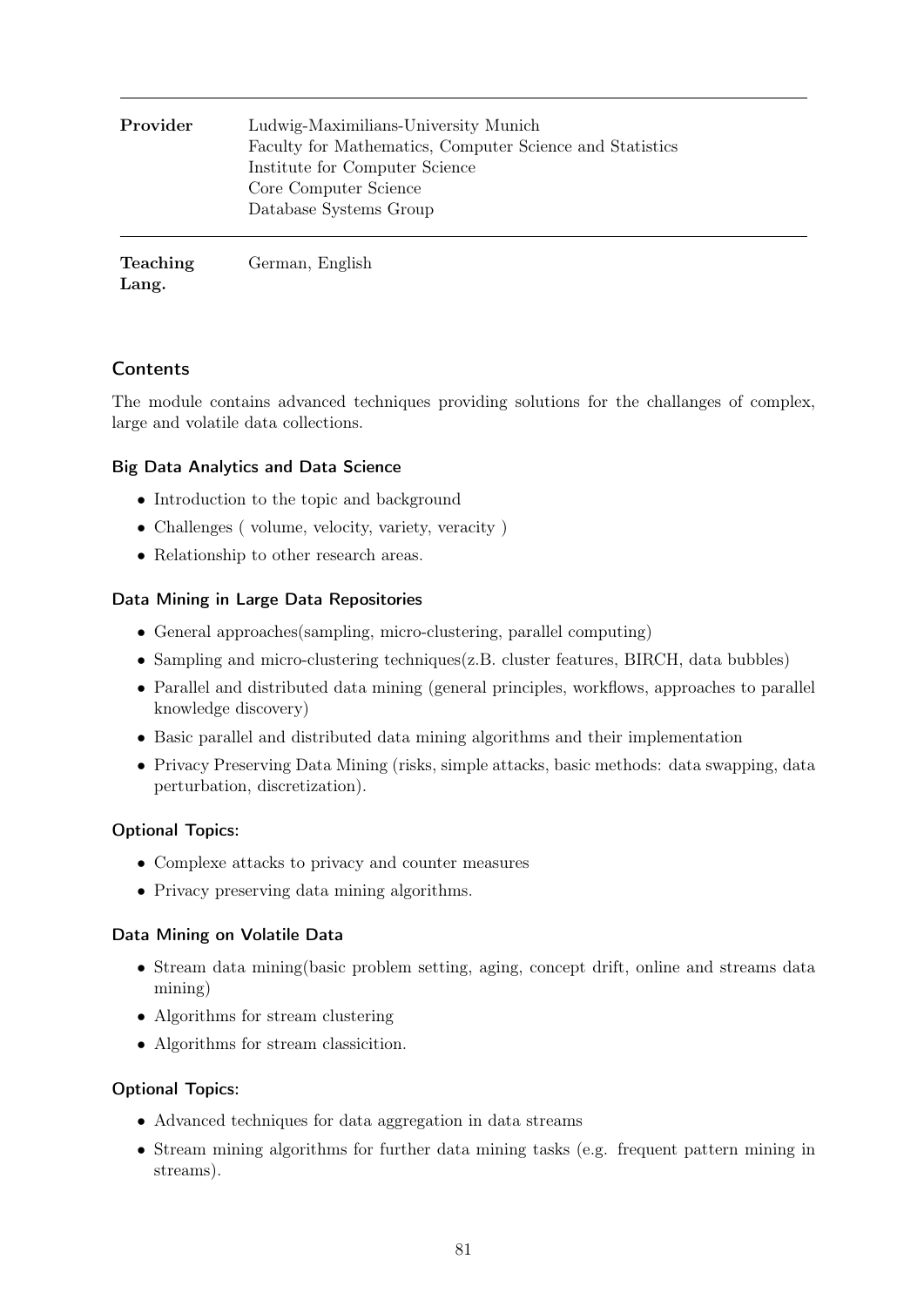| | |
|---|---|
| **Provider** | Ludwig-Maximilians-University Munich<br>Faculty for Mathematics, Computer Science and Statistics<br>Institute for Computer Science<br>Core Computer Science<br>Database Systems Group |
| **Teaching Lang.** | German, English |

## Contents

The module contains advanced techniques providing solutions for the challanges of complex, large and volatile data collections.

### Big Data Analytics and Data Science

- Introduction to the topic and background
- Challenges ( volume, velocity, variety, veracity )
- Relationship to other research areas.

### Data Mining in Large Data Repositories

- General approaches(sampling, micro-clustering, parallel computing)
- Sampling and micro-clustering techniques(z.B. cluster features, BIRCH, data bubbles)
- Parallel and distributed data mining (general principles, workflows, approaches to parallel knowledge discovery)
- Basic parallel and distributed data mining algorithms and their implementation
- Privacy Preserving Data Mining (risks, simple attacks, basic methods: data swapping, data perturbation, discretization).

### Optional Topics:

- Complexe attacks to privacy and counter measures
- Privacy preserving data mining algorithms.

### Data Mining on Volatile Data

- Stream data mining(basic problem setting, aging, concept drift, online and streams data mining)
- Algorithms for stream clustering
- Algorithms for stream classicition.

### Optional Topics:

- Advanced techniques for data aggregation in data streams
- Stream mining algorithms for further data mining tasks (e.g. frequent pattern mining in streams).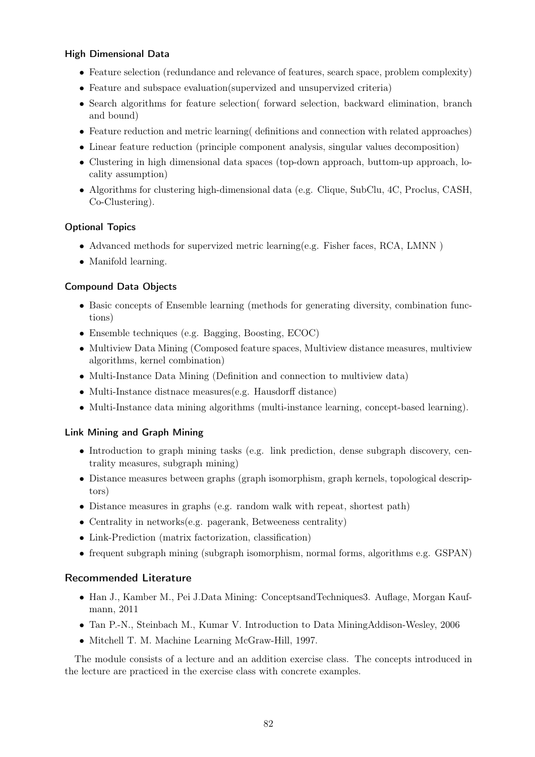#### High Dimensional Data

- Feature selection (redundance and relevance of features, search space, problem complexity)
- Feature and subspace evaluation(supervized and unsupervized criteria)
- Search algorithms for feature selection( forward selection, backward elimination, branch and bound)
- Feature reduction and metric learning( definitions and connection with related approaches)
- Linear feature reduction (principle component analysis, singular values decomposition)
- Clustering in high dimensional data spaces (top-down approach, buttom-up approach, locality assumption)
- Algorithms for clustering high-dimensional data (e.g. Clique, SubClu, 4C, Proclus, CASH, Co-Clustering).

#### Optional Topics

- Advanced methods for supervized metric learning(e.g. Fisher faces, RCA, LMNN )
- Manifold learning.

#### Compound Data Objects

- Basic concepts of Ensemble learning (methods for generating diversity, combination functions)
- Ensemble techniques (e.g. Bagging, Boosting, ECOC)
- Multiview Data Mining (Composed feature spaces, Multiview distance measures, multiview algorithms, kernel combination)
- Multi-Instance Data Mining (Definition and connection to multiview data)
- Multi-Instance distnace measures(e.g. Hausdorff distance)
- Multi-Instance data mining algorithms (multi-instance learning, concept-based learning).

#### Link Mining and Graph Mining

- Introduction to graph mining tasks (e.g. link prediction, dense subgraph discovery, centrality measures, subgraph mining)
- Distance measures between graphs (graph isomorphism, graph kernels, topological descriptors)
- Distance measures in graphs (e.g. random walk with repeat, shortest path)
- Centrality in networks(e.g. pagerank, Betweeness centrality)
- Link-Prediction (matrix factorization, classification)
- frequent subgraph mining (subgraph isomorphism, normal forms, algorithms e.g. GSPAN)

### Recommended Literature

- Han J., Kamber M., Pei J.Data Mining: ConceptsandTechniques3. Auflage, Morgan Kaufmann, 2011
- Tan P.-N., Steinbach M., Kumar V. Introduction to Data MiningAddison-Wesley, 2006
- Mitchell T. M. Machine Learning McGraw-Hill, 1997.

The module consists of a lecture and an addition exercise class. The concepts introduced in the lecture are practiced in the exercise class with concrete examples.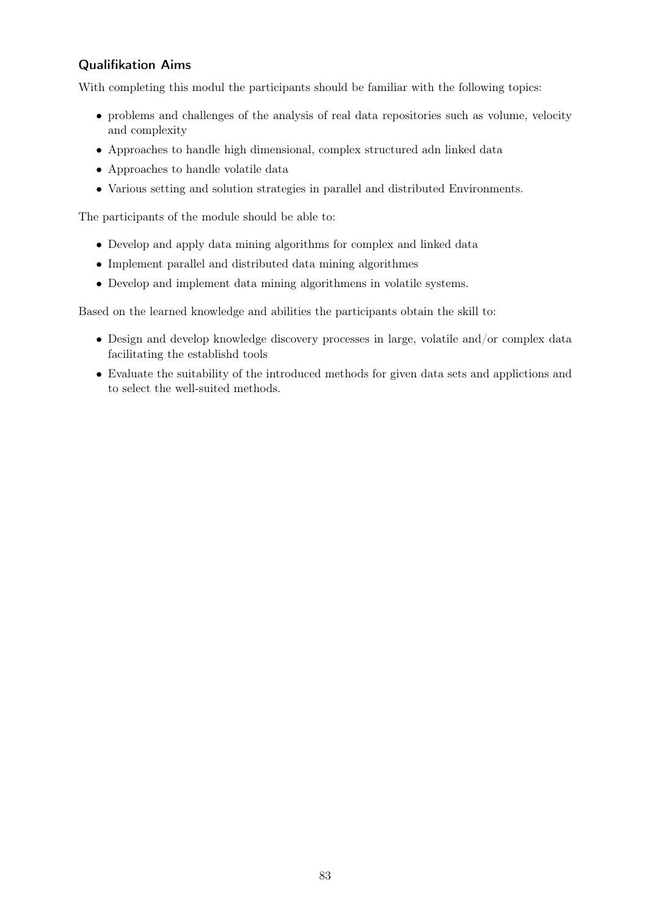### Qualifikation Aims

With completing this modul the participants should be familiar with the following topics:

- problems and challenges of the analysis of real data repositories such as volume, velocity and complexity
- Approaches to handle high dimensional, complex structured adn linked data
- Approaches to handle volatile data
- Various setting and solution strategies in parallel and distributed Environments.

The participants of the module should be able to:

- Develop and apply data mining algorithms for complex and linked data
- Implement parallel and distributed data mining algorithmes
- Develop and implement data mining algorithmens in volatile systems.

Based on the learned knowledge and abilities the participants obtain the skill to:

- Design and develop knowledge discovery processes in large, volatile and/or complex data facilitating the establishd tools
- Evaluate the suitability of the introduced methods for given data sets and applictions and to select the well-suited methods.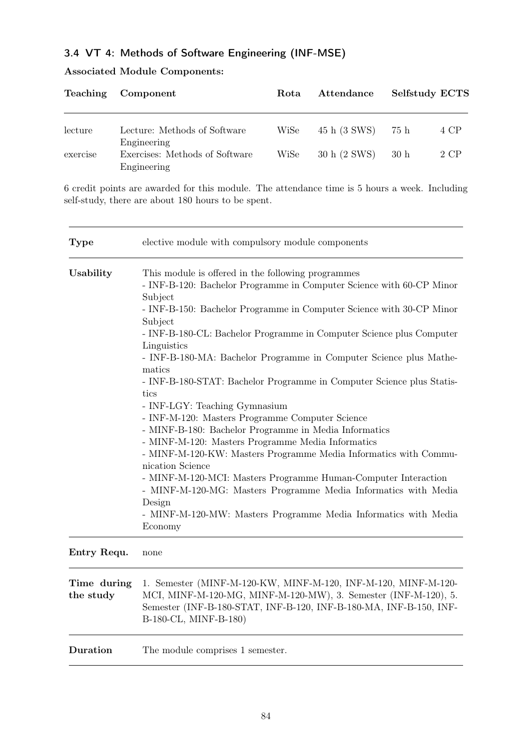### 3.4 VT 4: Methods of Software Engineering (INF-MSE)

**Associated Module Components:**

| Teaching | Component | Rota | Attendance | Selfstudy | ECTS |
|---|---|---|---|---|---|
| lecture | Lecture: Methods of Software Engineering | WiSe | 45 h (3 SWS) | 75 h | 4 CP |
| exercise | Exercises: Methods of Software Engineering | WiSe | 30 h (2 SWS) | 30 h | 2 CP |

6 credit points are awarded for this module. The attendance time is 5 hours a week. Including self-study, there are about 180 hours to be spent.

| | |
|---|---|
| **Type** | elective module with compulsory module components |
| **Usability** | This module is offered in the following programmes<br>- INF-B-120: Bachelor Programme in Computer Science with 60-CP Minor Subject<br>- INF-B-150: Bachelor Programme in Computer Science with 30-CP Minor Subject<br>- INF-B-180-CL: Bachelor Programme in Computer Science plus Computer Linguistics<br>- INF-B-180-MA: Bachelor Programme in Computer Science plus Mathematics<br>- INF-B-180-STAT: Bachelor Programme in Computer Science plus Statistics<br>- INF-LGY: Teaching Gymnasium<br>- INF-M-120: Masters Programme Computer Science<br>- MINF-B-180: Bachelor Programme in Media Informatics<br>- MINF-M-120: Masters Programme Media Informatics<br>- MINF-M-120-KW: Masters Programme Media Informatics with Communication Science<br>- MINF-M-120-MCI: Masters Programme Human-Computer Interaction<br>- MINF-M-120-MG: Masters Programme Media Informatics with Media Design<br>- MINF-M-120-MW: Masters Programme Media Informatics with Media Economy |
| **Entry Requ.** | none |
| **Time during the study** | 1. Semester (MINF-M-120-KW, MINF-M-120, INF-M-120, MINF-M-120-MCI, MINF-M-120-MG, MINF-M-120-MW), 3. Semester (INF-M-120), 5. Semester (INF-B-180-STAT, INF-B-120, INF-B-180-MA, INF-B-150, INF-B-180-CL, MINF-B-180) |
| **Duration** | The module comprises 1 semester. |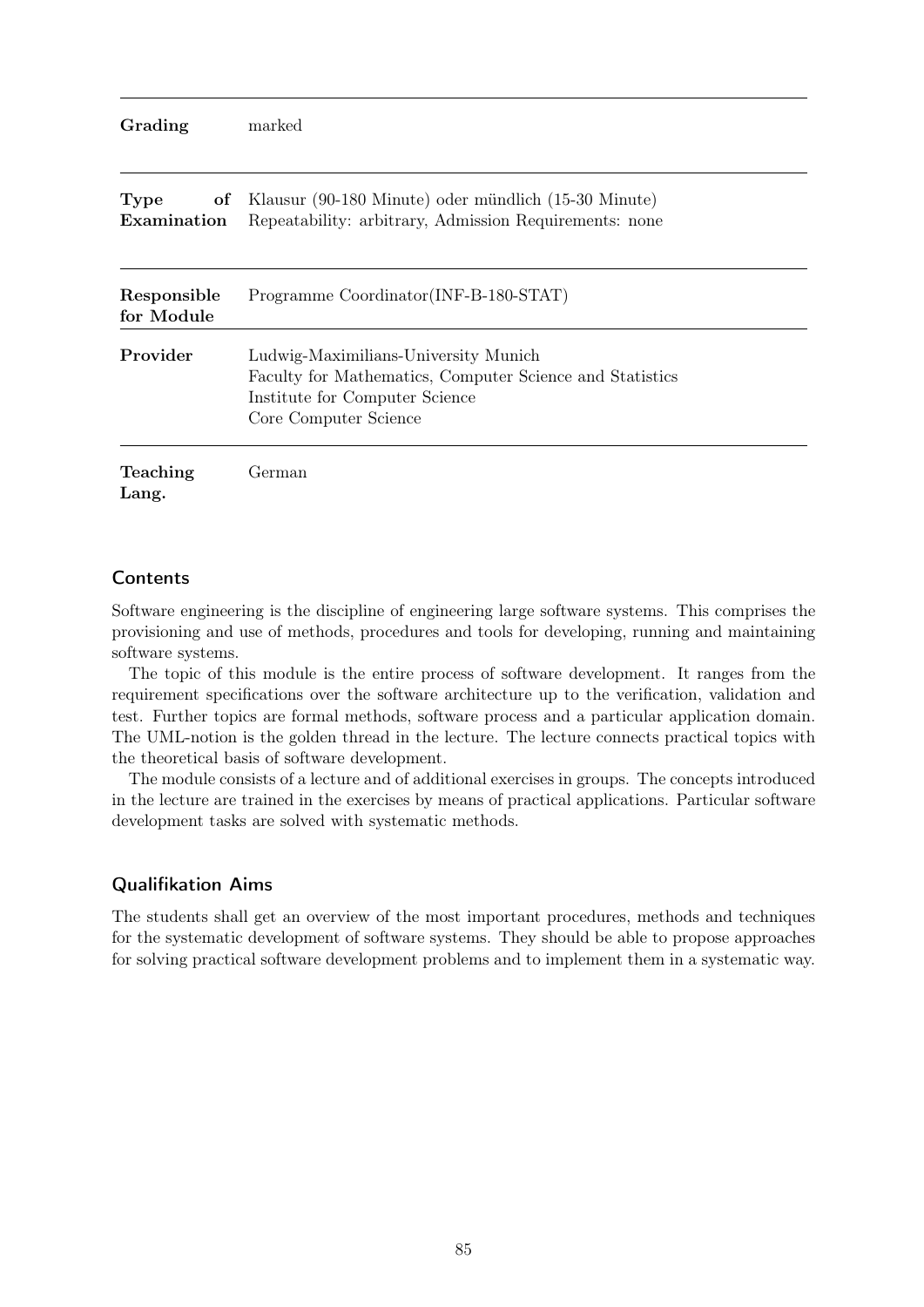| | |
|---|---|
| **Grading** | marked |
| **Type of Examination** | Klausur (90-180 Minute) oder mündlich (15-30 Minute)<br>Repeatability: arbitrary, Admission Requirements: none |
| **Responsible for Module** | Programme Coordinator(INF-B-180-STAT) |
| **Provider** | Ludwig-Maximilians-University Munich<br>Faculty for Mathematics, Computer Science and Statistics<br>Institute for Computer Science<br>Core Computer Science |
| **Teaching Lang.** | German |

## Contents

Software engineering is the discipline of engineering large software systems. This comprises the provisioning and use of methods, procedures and tools for developing, running and maintaining software systems.

The topic of this module is the entire process of software development. It ranges from the requirement specifications over the software architecture up to the verification, validation and test. Further topics are formal methods, software process and a particular application domain. The UML-notion is the golden thread in the lecture. The lecture connects practical topics with the theoretical basis of software development.

The module consists of a lecture and of additional exercises in groups. The concepts introduced in the lecture are trained in the exercises by means of practical applications. Particular software development tasks are solved with systematic methods.

## Qualifikation Aims

The students shall get an overview of the most important procedures, methods and techniques for the systematic development of software systems. They should be able to propose approaches for solving practical software development problems and to implement them in a systematic way.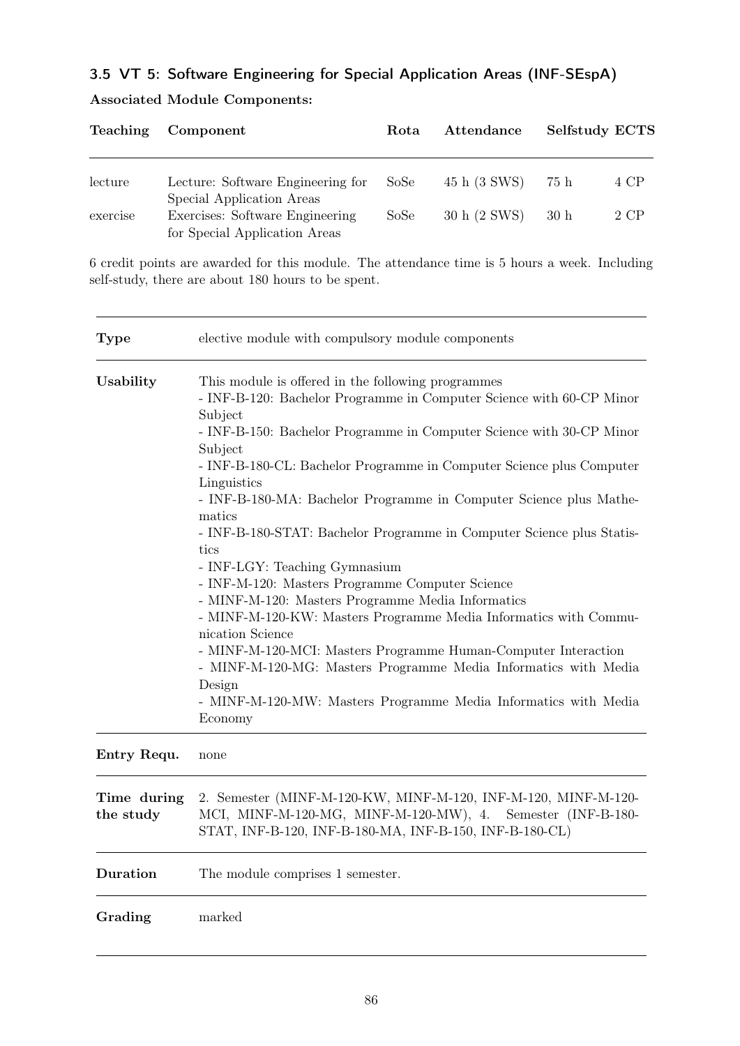### 3.5 VT 5: Software Engineering for Special Application Areas (INF-SEspA)

**Associated Module Components:**

| Teaching | Component | Rota | Attendance | Selfstudy | ECTS |
|---|---|---|---|---|---|
| lecture | Lecture: Software Engineering for Special Application Areas | SoSe | 45 h (3 SWS) | 75 h | 4 CP |
| exercise | Exercises: Software Engineering for Special Application Areas | SoSe | 30 h (2 SWS) | 30 h | 2 CP |

6 credit points are awarded for this module. The attendance time is 5 hours a week. Including self-study, there are about 180 hours to be spent.

| | |
|---|---|
| **Type** | elective module with compulsory module components |
| **Usability** | This module is offered in the following programmes<br>- INF-B-120: Bachelor Programme in Computer Science with 60-CP Minor Subject<br>- INF-B-150: Bachelor Programme in Computer Science with 30-CP Minor Subject<br>- INF-B-180-CL: Bachelor Programme in Computer Science plus Computer Linguistics<br>- INF-B-180-MA: Bachelor Programme in Computer Science plus Mathematics<br>- INF-B-180-STAT: Bachelor Programme in Computer Science plus Statistics<br>- INF-LGY: Teaching Gymnasium<br>- INF-M-120: Masters Programme Computer Science<br>- MINF-M-120: Masters Programme Media Informatics<br>- MINF-M-120-KW: Masters Programme Media Informatics with Communication Science<br>- MINF-M-120-MCI: Masters Programme Human-Computer Interaction<br>- MINF-M-120-MG: Masters Programme Media Informatics with Media Design<br>- MINF-M-120-MW: Masters Programme Media Informatics with Media Economy |
| **Entry Requ.** | none |
| **Time during the study** | 2. Semester (MINF-M-120-KW, MINF-M-120, INF-M-120, MINF-M-120-MCI, MINF-M-120-MG, MINF-M-120-MW), 4. Semester (INF-B-180-STAT, INF-B-120, INF-B-180-MA, INF-B-150, INF-B-180-CL) |
| **Duration** | The module comprises 1 semester. |
| **Grading** | marked |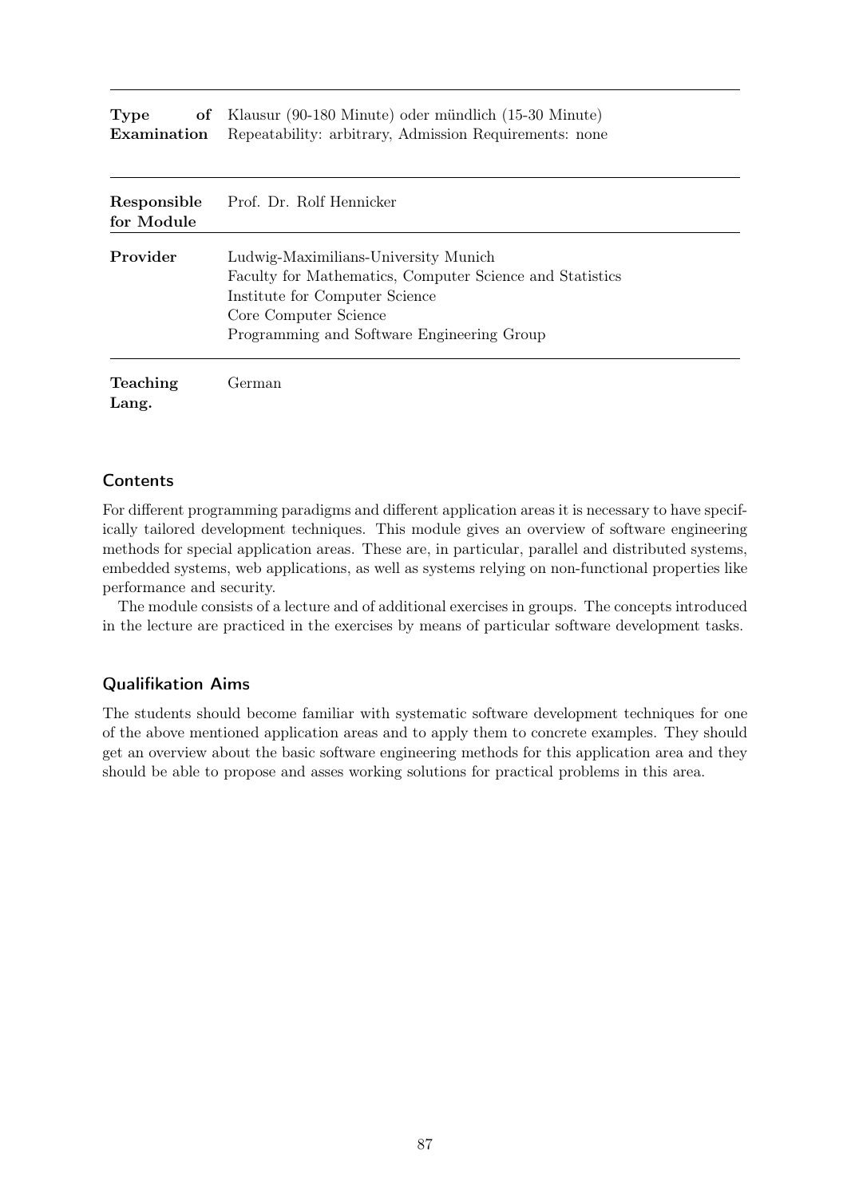| | |
|---|---|
| **Type of Examination** | Klausur (90-180 Minute) oder mündlich (15-30 Minute)<br>Repeatability: arbitrary, Admission Requirements: none |
| **Responsible for Module** | Prof. Dr. Rolf Hennicker |
| **Provider** | Ludwig-Maximilians-University Munich<br>Faculty for Mathematics, Computer Science and Statistics<br>Institute for Computer Science<br>Core Computer Science<br>Programming and Software Engineering Group |
| **Teaching Lang.** | German |

## Contents

For different programming paradigms and different application areas it is necessary to have specifically tailored development techniques. This module gives an overview of software engineering methods for special application areas. These are, in particular, parallel and distributed systems, embedded systems, web applications, as well as systems relying on non-functional properties like performance and security.

The module consists of a lecture and of additional exercises in groups. The concepts introduced in the lecture are practiced in the exercises by means of particular software development tasks.

## Qualifikation Aims

The students should become familiar with systematic software development techniques for one of the above mentioned application areas and to apply them to concrete examples. They should get an overview about the basic software engineering methods for this application area and they should be able to propose and asses working solutions for practical problems in this area.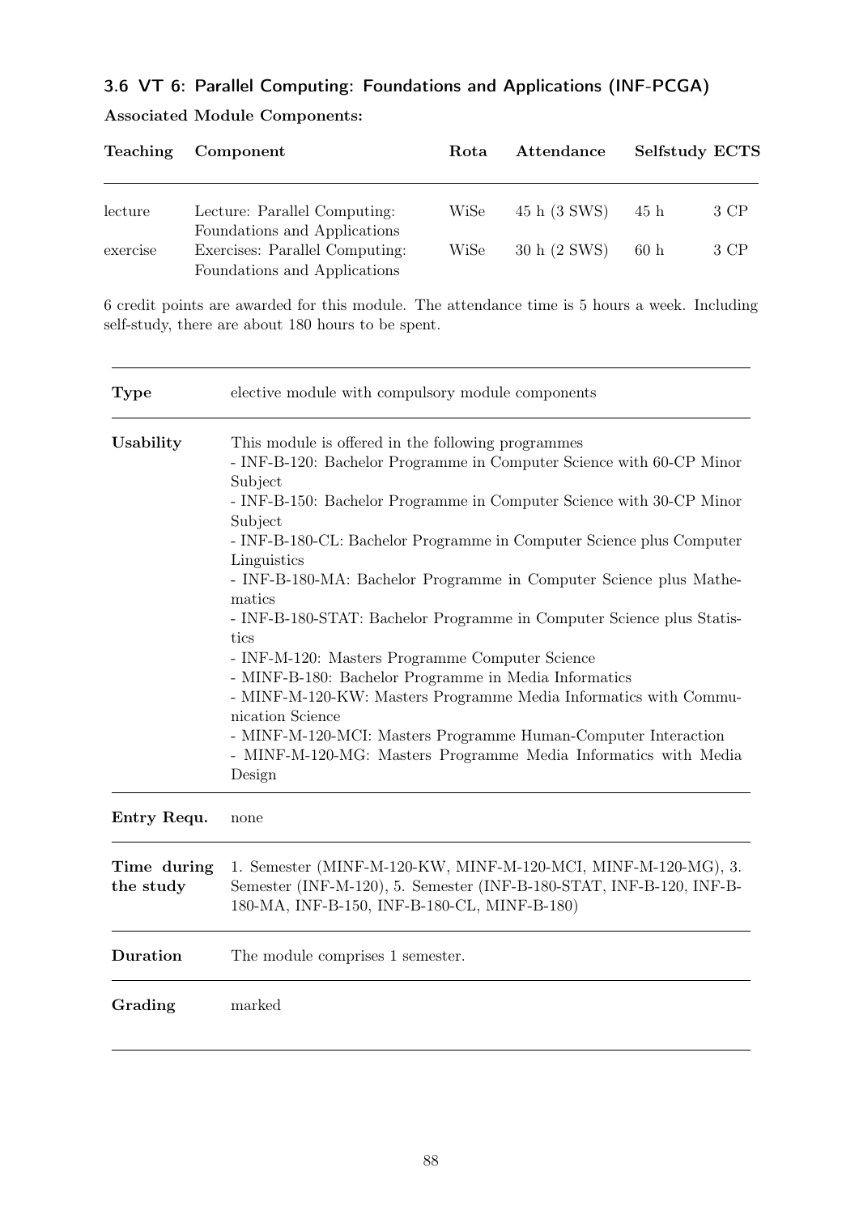### 3.6 VT 6: Parallel Computing: Foundations and Applications (INF-PCGA)

**Associated Module Components:**

| Teaching | Component | Rota | Attendance | Selfstudy | ECTS |
|---|---|---|---|---|---|
| lecture | Lecture: Parallel Computing: Foundations and Applications | WiSe | 45 h (3 SWS) | 45 h | 3 CP |
| exercise | Exercises: Parallel Computing: Foundations and Applications | WiSe | 30 h (2 SWS) | 60 h | 3 CP |

6 credit points are awarded for this module. The attendance time is 5 hours a week. Including self-study, there are about 180 hours to be spent.

| | |
|---|---|
| **Type** | elective module with compulsory module components |
| **Usability** | This module is offered in the following programmes<br>- INF-B-120: Bachelor Programme in Computer Science with 60-CP Minor Subject<br>- INF-B-150: Bachelor Programme in Computer Science with 30-CP Minor Subject<br>- INF-B-180-CL: Bachelor Programme in Computer Science plus Computer Linguistics<br>- INF-B-180-MA: Bachelor Programme in Computer Science plus Mathematics<br>- INF-B-180-STAT: Bachelor Programme in Computer Science plus Statistics<br>- INF-M-120: Masters Programme Computer Science<br>- MINF-B-180: Bachelor Programme in Media Informatics<br>- MINF-M-120-KW: Masters Programme Media Informatics with Communication Science<br>- MINF-M-120-MCI: Masters Programme Human-Computer Interaction<br>- MINF-M-120-MG: Masters Programme Media Informatics with Media Design |
| **Entry Requ.** | none |
| **Time during the study** | 1. Semester (MINF-M-120-KW, MINF-M-120-MCI, MINF-M-120-MG), 3. Semester (INF-M-120), 5. Semester (INF-B-180-STAT, INF-B-120, INF-B-180-MA, INF-B-150, INF-B-180-CL, MINF-B-180) |
| **Duration** | The module comprises 1 semester. |
| **Grading** | marked |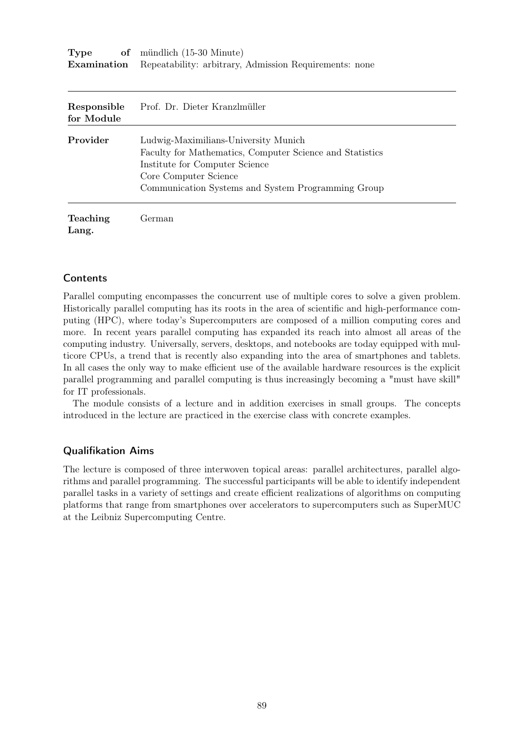| | |
|---|---|
| **Type of Examination** | mündlich (15-30 Minute)<br>Repeatability: arbitrary, Admission Requirements: none |
| **Responsible for Module** | Prof. Dr. Dieter Kranzlmüller |
| **Provider** | Ludwig-Maximilians-University Munich<br>Faculty for Mathematics, Computer Science and Statistics<br>Institute for Computer Science<br>Core Computer Science<br>Communication Systems and System Programming Group |
| **Teaching Lang.** | German |

## Contents

Parallel computing encompasses the concurrent use of multiple cores to solve a given problem. Historically parallel computing has its roots in the area of scientific and high-performance computing (HPC), where today's Supercomputers are composed of a million computing cores and more. In recent years parallel computing has expanded its reach into almost all areas of the computing industry. Universally, servers, desktops, and notebooks are today equipped with multicore CPUs, a trend that is recently also expanding into the area of smartphones and tablets. In all cases the only way to make efficient use of the available hardware resources is the explicit parallel programming and parallel computing is thus increasingly becoming a "must have skill" for IT professionals.

The module consists of a lecture and in addition exercises in small groups. The concepts introduced in the lecture are practiced in the exercise class with concrete examples.

## Qualifikation Aims

The lecture is composed of three interwoven topical areas: parallel architectures, parallel algorithms and parallel programming. The successful participants will be able to identify independent parallel tasks in a variety of settings and create efficient realizations of algorithms on computing platforms that range from smartphones over accelerators to supercomputers such as SuperMUC at the Leibniz Supercomputing Centre.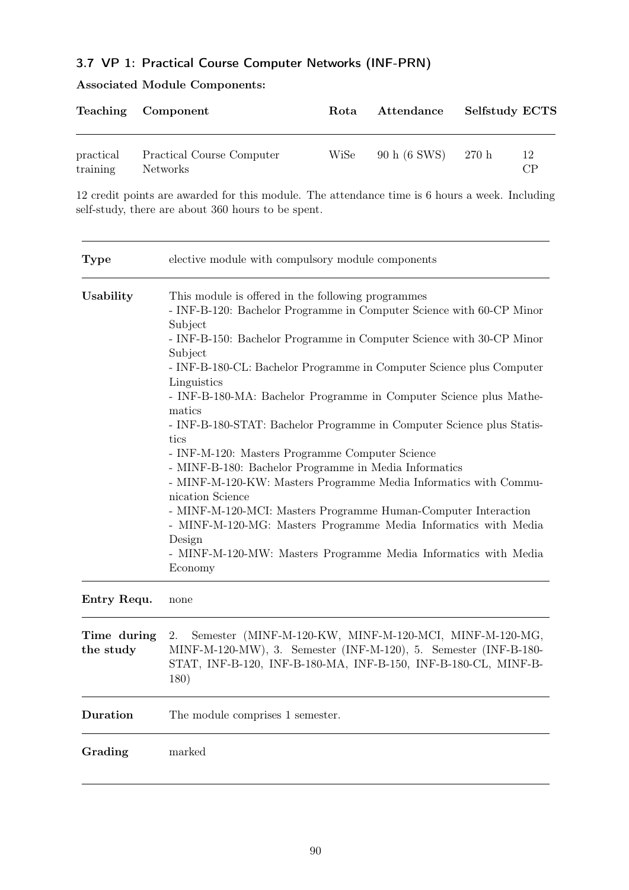### 3.7 VP 1: Practical Course Computer Networks (INF-PRN)

**Associated Module Components:**

| Teaching | Component | Rota | Attendance | Selfstudy | ECTS |
|---|---|---|---|---|---|
| practical training | Practical Course Computer Networks | WiSe | 90 h (6 SWS) | 270 h | 12 CP |

12 credit points are awarded for this module. The attendance time is 6 hours a week. Including self-study, there are about 360 hours to be spent.

| | |
|---|---|
| **Type** | elective module with compulsory module components |
| **Usability** | This module is offered in the following programmes<br>- INF-B-120: Bachelor Programme in Computer Science with 60-CP Minor Subject<br>- INF-B-150: Bachelor Programme in Computer Science with 30-CP Minor Subject<br>- INF-B-180-CL: Bachelor Programme in Computer Science plus Computer Linguistics<br>- INF-B-180-MA: Bachelor Programme in Computer Science plus Mathematics<br>- INF-B-180-STAT: Bachelor Programme in Computer Science plus Statistics<br>- INF-M-120: Masters Programme Computer Science<br>- MINF-B-180: Bachelor Programme in Media Informatics<br>- MINF-M-120-KW: Masters Programme Media Informatics with Communication Science<br>- MINF-M-120-MCI: Masters Programme Human-Computer Interaction<br>- MINF-M-120-MG: Masters Programme Media Informatics with Media Design<br>- MINF-M-120-MW: Masters Programme Media Informatics with Media Economy |
| **Entry Requ.** | none |
| **Time during the study** | 2. Semester (MINF-M-120-KW, MINF-M-120-MCI, MINF-M-120-MG, MINF-M-120-MW), 3. Semester (INF-M-120), 5. Semester (INF-B-180-STAT, INF-B-120, INF-B-180-MA, INF-B-150, INF-B-180-CL, MINF-B-180) |
| **Duration** | The module comprises 1 semester. |
| **Grading** | marked |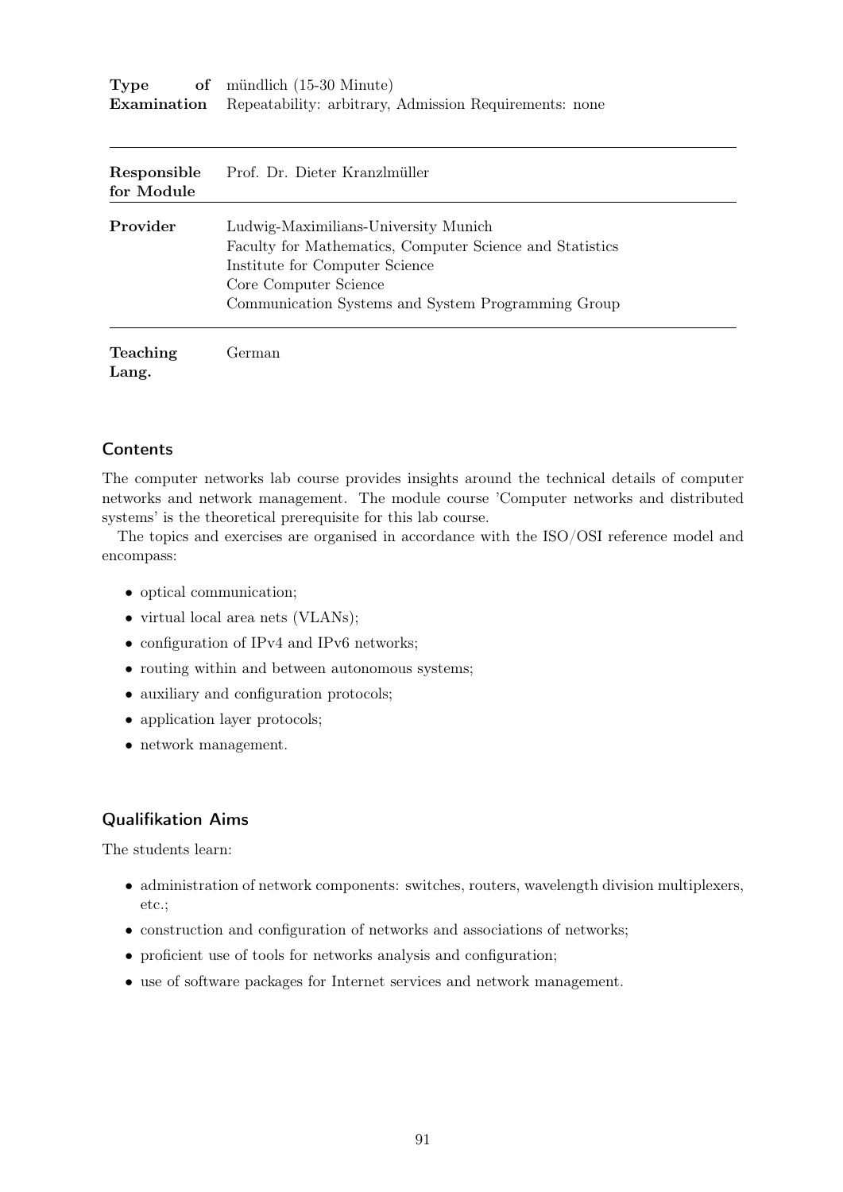| | |
|---|---|
| **Type of Examination** | mündlich (15-30 Minute)<br>Repeatability: arbitrary, Admission Requirements: none |

| | |
|---|---|
| **Responsible for Module** | Prof. Dr. Dieter Kranzlmüller |
| **Provider** | Ludwig-Maximilians-University Munich<br>Faculty for Mathematics, Computer Science and Statistics<br>Institute for Computer Science<br>Core Computer Science<br>Communication Systems and System Programming Group |
| **Teaching Lang.** | German |

## Contents

The computer networks lab course provides insights around the technical details of computer networks and network management. The module course 'Computer networks and distributed systems' is the theoretical prerequisite for this lab course.

The topics and exercises are organised in accordance with the ISO/OSI reference model and encompass:

- optical communication;
- virtual local area nets (VLANs);
- configuration of IPv4 and IPv6 networks;
- routing within and between autonomous systems;
- auxiliary and configuration protocols;
- application layer protocols;
- network management.

## Qualifikation Aims

The students learn:

- administration of network components: switches, routers, wavelength division multiplexers, etc.;
- construction and configuration of networks and associations of networks;
- proficient use of tools for networks analysis and configuration;
- use of software packages for Internet services and network management.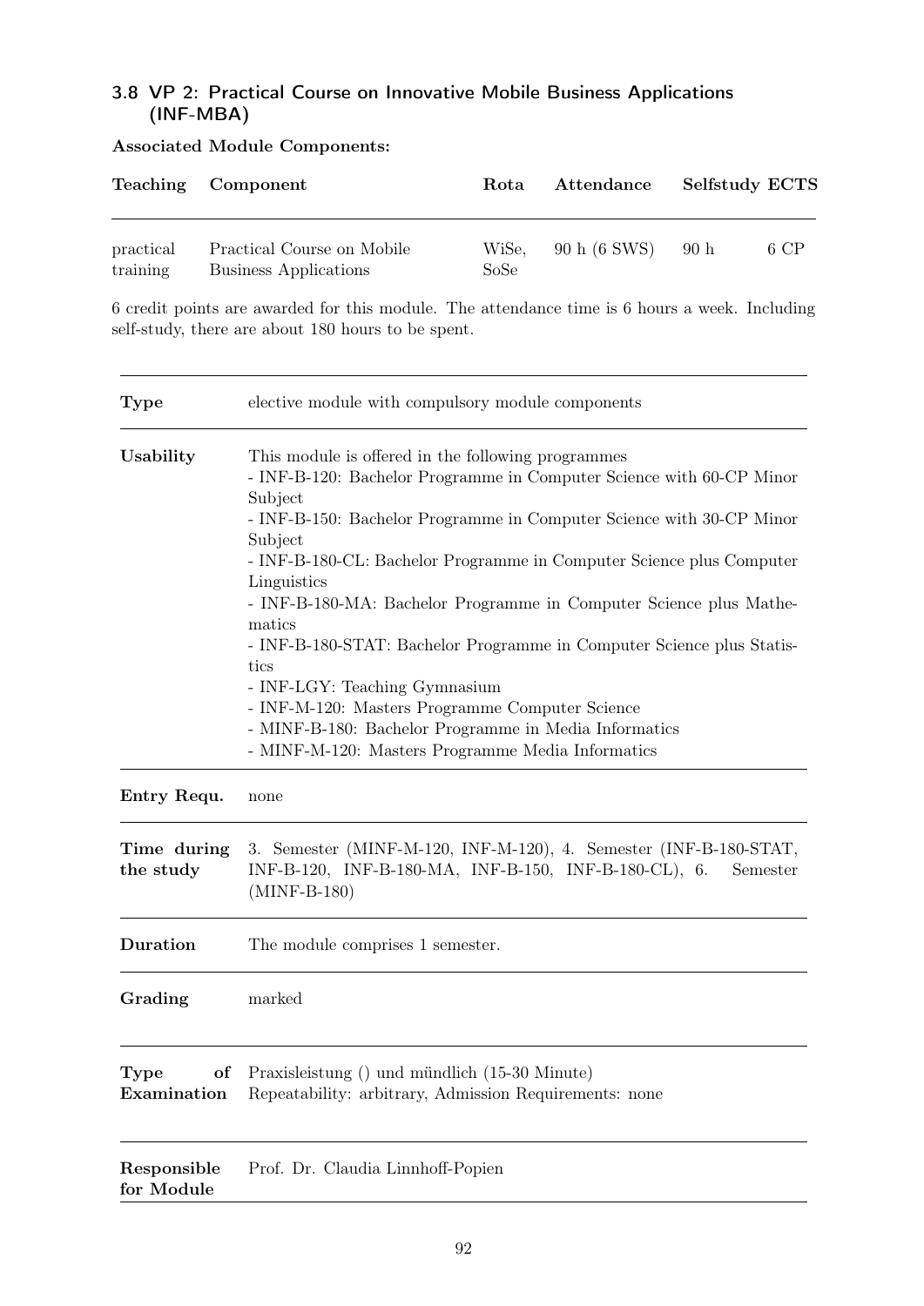### 3.8 VP 2: Practical Course on Innovative Mobile Business Applications (INF-MBA)

**Associated Module Components:**

| Teaching | Component | Rota | Attendance | Selfstudy | ECTS |
|---|---|---|---|---|---|
| practical training | Practical Course on Mobile Business Applications | WiSe, SoSe | 90 h (6 SWS) | 90 h | 6 CP |

6 credit points are awarded for this module. The attendance time is 6 hours a week. Including self-study, there are about 180 hours to be spent.

| | |
|---|---|
| **Type** | elective module with compulsory module components |
| **Usability** | This module is offered in the following programmes<br>- INF-B-120: Bachelor Programme in Computer Science with 60-CP Minor Subject<br>- INF-B-150: Bachelor Programme in Computer Science with 30-CP Minor Subject<br>- INF-B-180-CL: Bachelor Programme in Computer Science plus Computer Linguistics<br>- INF-B-180-MA: Bachelor Programme in Computer Science plus Mathematics<br>- INF-B-180-STAT: Bachelor Programme in Computer Science plus Statistics<br>- INF-LGY: Teaching Gymnasium<br>- INF-M-120: Masters Programme Computer Science<br>- MINF-B-180: Bachelor Programme in Media Informatics<br>- MINF-M-120: Masters Programme Media Informatics |
| **Entry Requ.** | none |
| **Time during the study** | 3. Semester (MINF-M-120, INF-M-120), 4. Semester (INF-B-180-STAT, INF-B-120, INF-B-180-MA, INF-B-150, INF-B-180-CL), 6. Semester (MINF-B-180) |
| **Duration** | The module comprises 1 semester. |
| **Grading** | marked |
| **Type of Examination** | Praxisleistung () und mündlich (15-30 Minute)<br>Repeatability: arbitrary, Admission Requirements: none |
| **Responsible for Module** | Prof. Dr. Claudia Linnhoff-Popien |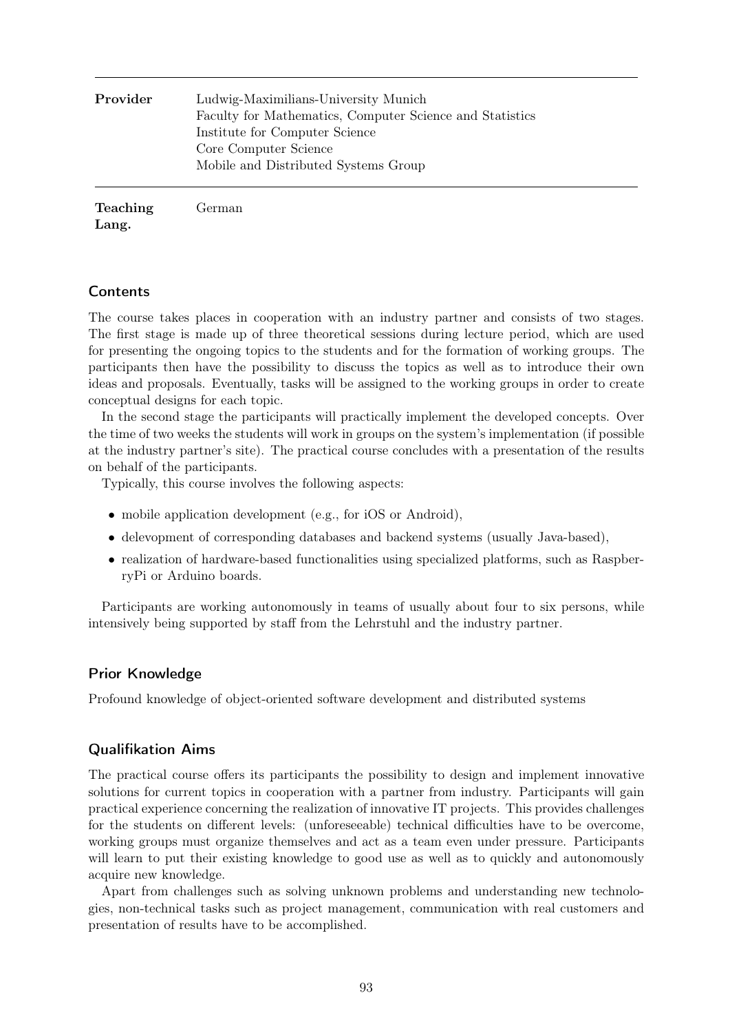| | |
|---|---|
| **Provider** | Ludwig-Maximilians-University Munich<br>Faculty for Mathematics, Computer Science and Statistics<br>Institute for Computer Science<br>Core Computer Science<br>Mobile and Distributed Systems Group |
| **Teaching Lang.** | German |

## Contents

The course takes places in cooperation with an industry partner and consists of two stages. The first stage is made up of three theoretical sessions during lecture period, which are used for presenting the ongoing topics to the students and for the formation of working groups. The participants then have the possibility to discuss the topics as well as to introduce their own ideas and proposals. Eventually, tasks will be assigned to the working groups in order to create conceptual designs for each topic.

In the second stage the participants will practically implement the developed concepts. Over the time of two weeks the students will work in groups on the system's implementation (if possible at the industry partner's site). The practical course concludes with a presentation of the results on behalf of the participants.

Typically, this course involves the following aspects:

- mobile application development (e.g., for iOS or Android),
- delevopment of corresponding databases and backend systems (usually Java-based),
- realization of hardware-based functionalities using specialized platforms, such as RaspberryPi or Arduino boards.

Participants are working autonomously in teams of usually about four to six persons, while intensively being supported by staff from the Lehrstuhl and the industry partner.

## Prior Knowledge

Profound knowledge of object-oriented software development and distributed systems

## Qualifikation Aims

The practical course offers its participants the possibility to design and implement innovative solutions for current topics in cooperation with a partner from industry. Participants will gain practical experience concerning the realization of innovative IT projects. This provides challenges for the students on different levels: (unforeseeable) technical difficulties have to be overcome, working groups must organize themselves and act as a team even under pressure. Participants will learn to put their existing knowledge to good use as well as to quickly and autonomously acquire new knowledge.

Apart from challenges such as solving unknown problems and understanding new technologies, non-technical tasks such as project management, communication with real customers and presentation of results have to be accomplished.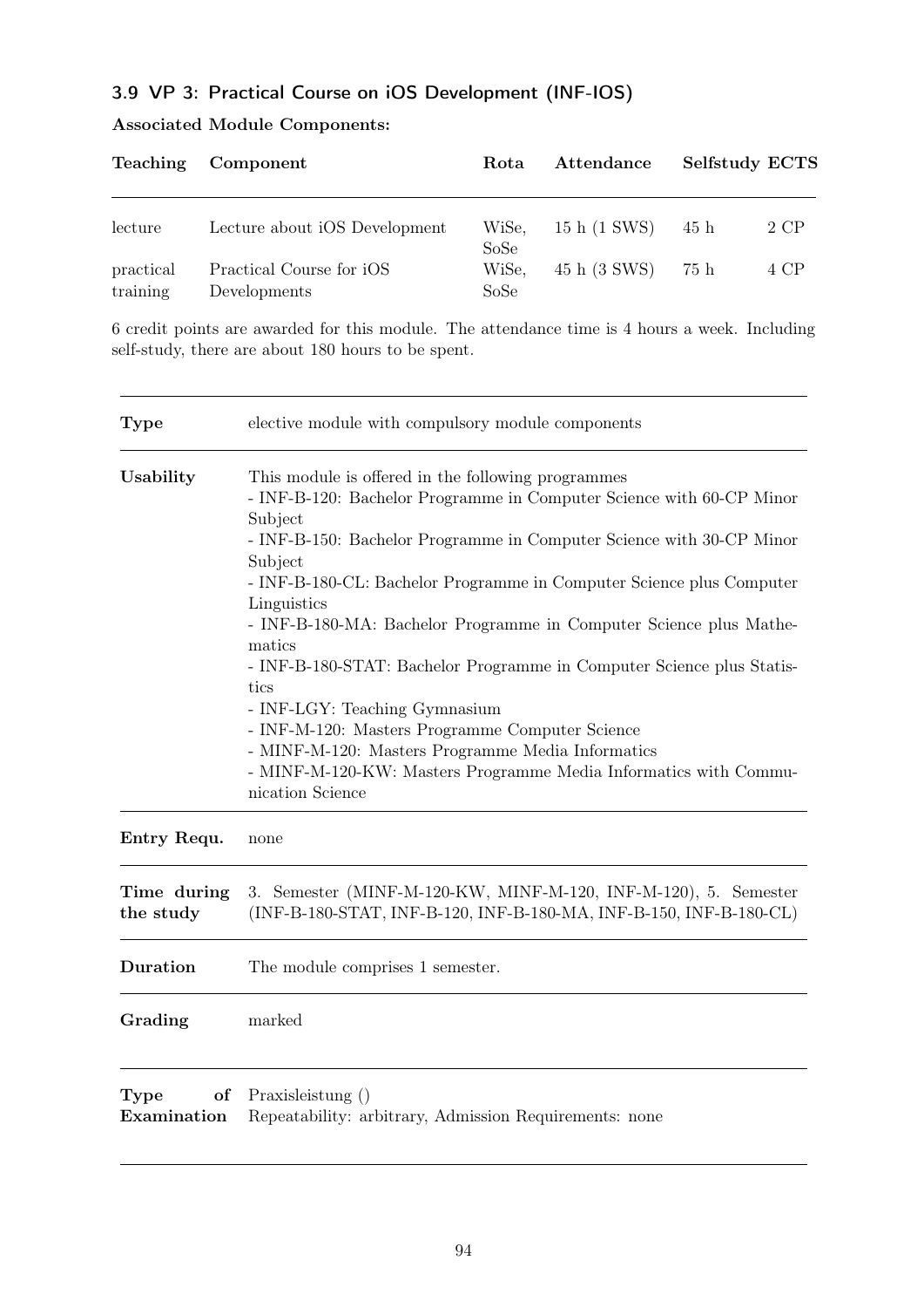### 3.9 VP 3: Practical Course on iOS Development (INF-IOS)

**Associated Module Components:**

| Teaching | Component | Rota | Attendance | Selfstudy | ECTS |
|---|---|---|---|---|---|
| lecture | Lecture about iOS Development | WiSe, SoSe | 15 h (1 SWS) | 45 h | 2 CP |
| practical training | Practical Course for iOS Developments | WiSe, SoSe | 45 h (3 SWS) | 75 h | 4 CP |

6 credit points are awarded for this module. The attendance time is 4 hours a week. Including self-study, there are about 180 hours to be spent.

| | |
|---|---|
| **Type** | elective module with compulsory module components |
| **Usability** | This module is offered in the following programmes<br>- INF-B-120: Bachelor Programme in Computer Science with 60-CP Minor Subject<br>- INF-B-150: Bachelor Programme in Computer Science with 30-CP Minor Subject<br>- INF-B-180-CL: Bachelor Programme in Computer Science plus Computer Linguistics<br>- INF-B-180-MA: Bachelor Programme in Computer Science plus Mathematics<br>- INF-B-180-STAT: Bachelor Programme in Computer Science plus Statistics<br>- INF-LGY: Teaching Gymnasium<br>- INF-M-120: Masters Programme Computer Science<br>- MINF-M-120: Masters Programme Media Informatics<br>- MINF-M-120-KW: Masters Programme Media Informatics with Communication Science |
| **Entry Requ.** | none |
| **Time during the study** | 3. Semester (MINF-M-120-KW, MINF-M-120, INF-M-120), 5. Semester (INF-B-180-STAT, INF-B-120, INF-B-180-MA, INF-B-150, INF-B-180-CL) |
| **Duration** | The module comprises 1 semester. |
| **Grading** | marked |
| **Type of Examination** | Praxisleistung ()<br>Repeatability: arbitrary, Admission Requirements: none |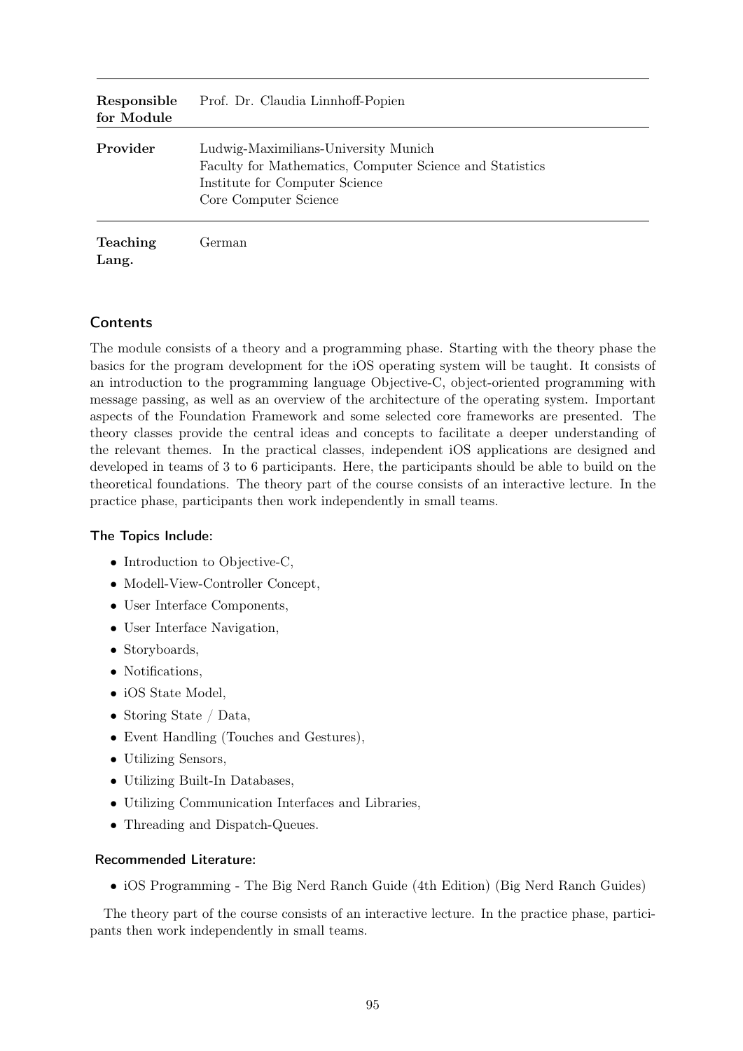| | |
|---|---|
| **Responsible for Module** | Prof. Dr. Claudia Linnhoff-Popien |
| **Provider** | Ludwig-Maximilians-University Munich<br>Faculty for Mathematics, Computer Science and Statistics<br>Institute for Computer Science<br>Core Computer Science |
| **Teaching Lang.** | German |

## Contents

The module consists of a theory and a programming phase. Starting with the theory phase the basics for the program development for the iOS operating system will be taught. It consists of an introduction to the programming language Objective-C, object-oriented programming with message passing, as well as an overview of the architecture of the operating system. Important aspects of the Foundation Framework and some selected core frameworks are presented. The theory classes provide the central ideas and concepts to facilitate a deeper understanding of the relevant themes. In the practical classes, independent iOS applications are designed and developed in teams of 3 to 6 participants. Here, the participants should be able to build on the theoretical foundations. The theory part of the course consists of an interactive lecture. In the practice phase, participants then work independently in small teams.

### The Topics Include:

- Introduction to Objective-C,
- Modell-View-Controller Concept,
- User Interface Components,
- User Interface Navigation,
- Storyboards,
- Notifications,
- iOS State Model,
- Storing State / Data,
- Event Handling (Touches and Gestures),
- Utilizing Sensors,
- Utilizing Built-In Databases,
- Utilizing Communication Interfaces and Libraries,
- Threading and Dispatch-Queues.

### Recommended Literature:

- iOS Programming - The Big Nerd Ranch Guide (4th Edition) (Big Nerd Ranch Guides)

The theory part of the course consists of an interactive lecture. In the practice phase, participants then work independently in small teams.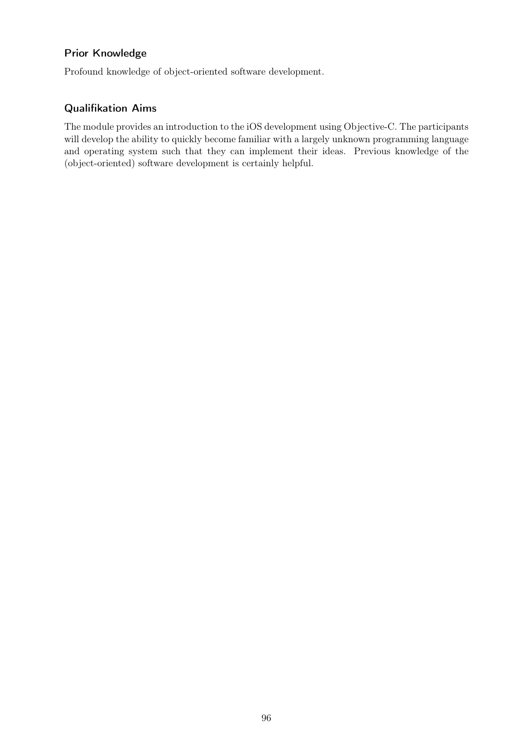### Prior Knowledge

Profound knowledge of object-oriented software development.

### Qualifikation Aims

The module provides an introduction to the iOS development using Objective-C. The participants will develop the ability to quickly become familiar with a largely unknown programming language and operating system such that they can implement their ideas. Previous knowledge of the (object-oriented) software development is certainly helpful.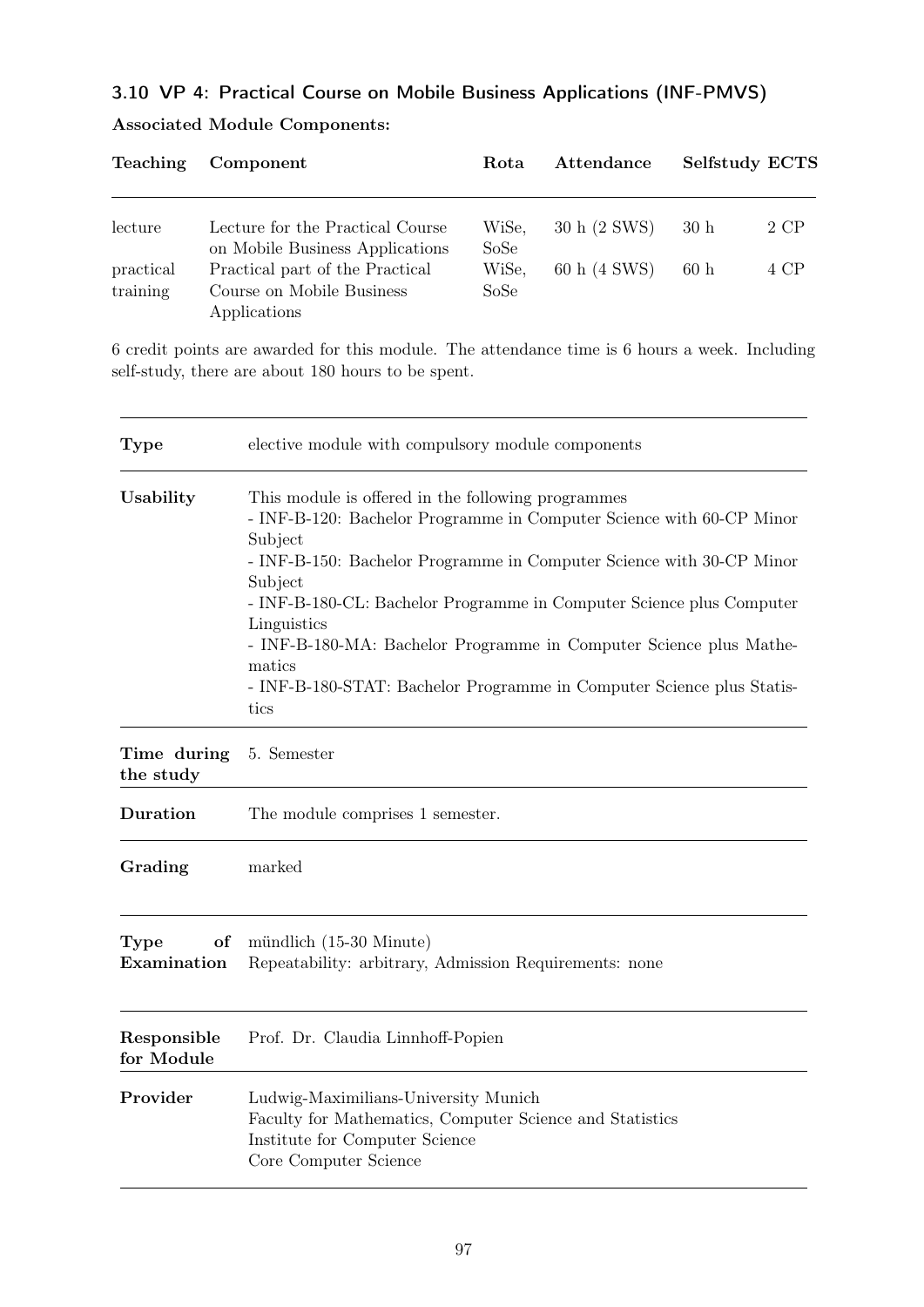### 3.10 VP 4: Practical Course on Mobile Business Applications (INF-PMVS)

**Associated Module Components:**

| Teaching | Component | Rota | Attendance | Selfstudy | ECTS |
|---|---|---|---|---|---|
| lecture | Lecture for the Practical Course on Mobile Business Applications | WiSe, SoSe | 30 h (2 SWS) | 30 h | 2 CP |
| practical training | Practical part of the Practical Course on Mobile Business Applications | WiSe, SoSe | 60 h (4 SWS) | 60 h | 4 CP |

6 credit points are awarded for this module. The attendance time is 6 hours a week. Including self-study, there are about 180 hours to be spent.

| | |
|---|---|
| **Type** | elective module with compulsory module components |
| **Usability** | This module is offered in the following programmes<br>- INF-B-120: Bachelor Programme in Computer Science with 60-CP Minor Subject<br>- INF-B-150: Bachelor Programme in Computer Science with 30-CP Minor Subject<br>- INF-B-180-CL: Bachelor Programme in Computer Science plus Computer Linguistics<br>- INF-B-180-MA: Bachelor Programme in Computer Science plus Mathematics<br>- INF-B-180-STAT: Bachelor Programme in Computer Science plus Statistics |
| **Time during the study** | 5. Semester |
| **Duration** | The module comprises 1 semester. |
| **Grading** | marked |
| **Type of Examination** | mündlich (15-30 Minute)<br>Repeatability: arbitrary, Admission Requirements: none |
| **Responsible for Module** | Prof. Dr. Claudia Linnhoff-Popien |
| **Provider** | Ludwig-Maximilians-University Munich<br>Faculty for Mathematics, Computer Science and Statistics<br>Institute for Computer Science<br>Core Computer Science |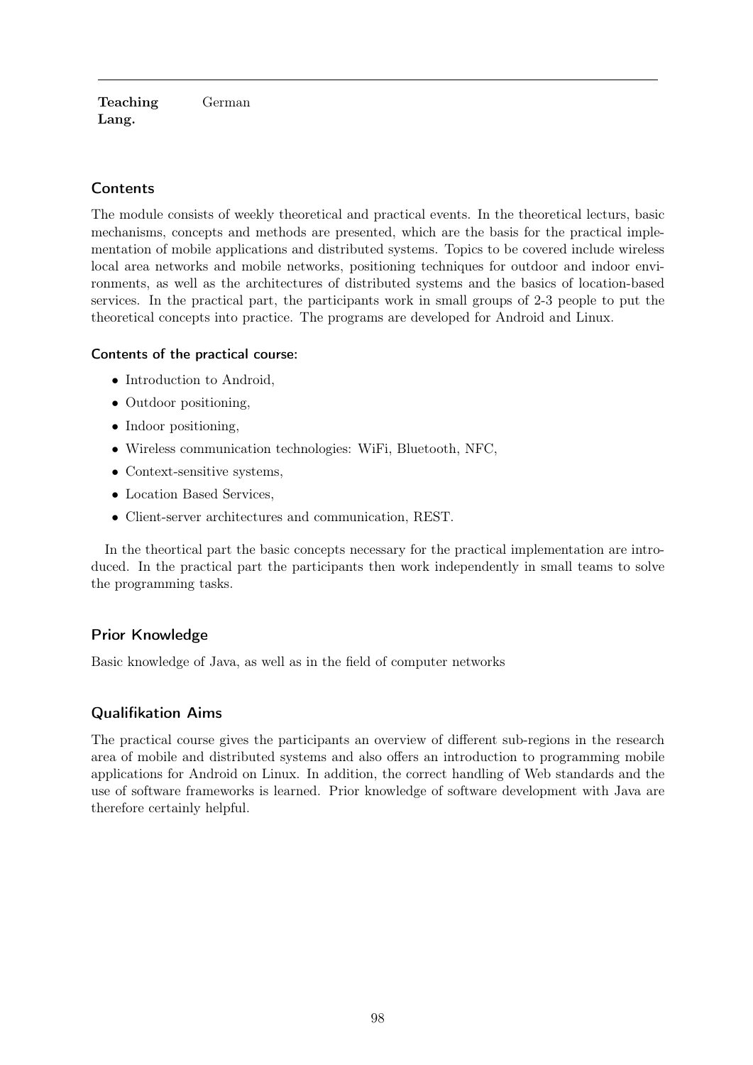| **Teaching Lang.** | German |
|---|---|

## Contents

The module consists of weekly theoretical and practical events. In the theoretical lecturs, basic mechanisms, concepts and methods are presented, which are the basis for the practical implementation of mobile applications and distributed systems. Topics to be covered include wireless local area networks and mobile networks, positioning techniques for outdoor and indoor environments, as well as the architectures of distributed systems and the basics of location-based services. In the practical part, the participants work in small groups of 2-3 people to put the theoretical concepts into practice. The programs are developed for Android and Linux.

### Contents of the practical course:

- Introduction to Android,
- Outdoor positioning,
- Indoor positioning,
- Wireless communication technologies: WiFi, Bluetooth, NFC,
- Context-sensitive systems,
- Location Based Services,
- Client-server architectures and communication, REST.

In the theortical part the basic concepts necessary for the practical implementation are introduced. In the practical part the participants then work independently in small teams to solve the programming tasks.

## Prior Knowledge

Basic knowledge of Java, as well as in the field of computer networks

## Qualifikation Aims

The practical course gives the participants an overview of different sub-regions in the research area of mobile and distributed systems and also offers an introduction to programming mobile applications for Android on Linux. In addition, the correct handling of Web standards and the use of software frameworks is learned. Prior knowledge of software development with Java are therefore certainly helpful.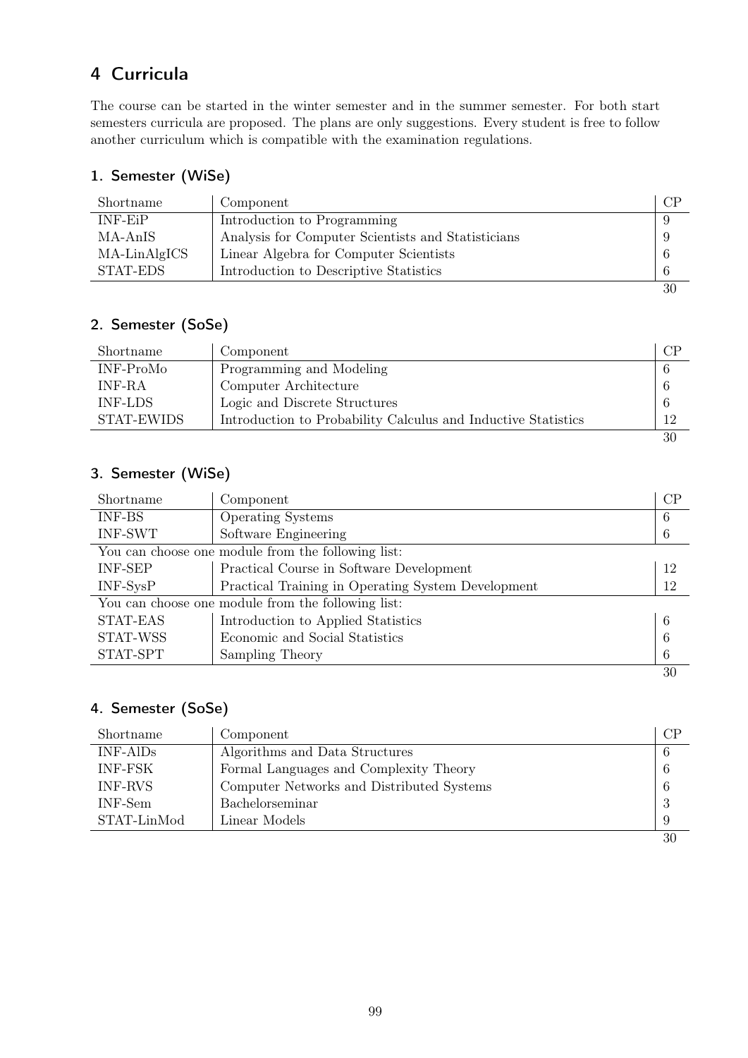# 4 Curricula

The course can be started in the winter semester and in the summer semester. For both start semesters curricula are proposed. The plans are only suggestions. Every student is free to follow another curriculum which is compatible with the examination regulations.

### 1. Semester (WiSe)

| Shortname | Component | CP |
|---|---|---|
| INF-EiP | Introduction to Programming | 9 |
| MA-AnIS | Analysis for Computer Scientists and Statisticians | 9 |
| MA-LinAlgICS | Linear Algebra for Computer Scientists | 6 |
| STAT-EDS | Introduction to Descriptive Statistics | 6 |
| | | 30 |

### 2. Semester (SoSe)

| Shortname | Component | CP |
|---|---|---|
| INF-ProMo | Programming and Modeling | 6 |
| INF-RA | Computer Architecture | 6 |
| INF-LDS | Logic and Discrete Structures | 6 |
| STAT-EWIDS | Introduction to Probability Calculus and Inductive Statistics | 12 |
| | | 30 |

### 3. Semester (WiSe)

| Shortname | Component | CP |
|---|---|---|
| INF-BS | Operating Systems | 6 |
| INF-SWT | Software Engineering | 6 |
| You can choose one module from the following list: | | |
| INF-SEP | Practical Course in Software Development | 12 |
| INF-SysP | Practical Training in Operating System Development | 12 |
| You can choose one module from the following list: | | |
| STAT-EAS | Introduction to Applied Statistics | 6 |
| STAT-WSS | Economic and Social Statistics | 6 |
| STAT-SPT | Sampling Theory | 6 |
| | | 30 |

### 4. Semester (SoSe)

| Shortname | Component | CP |
|---|---|---|
| INF-AlDs | Algorithms and Data Structures | 6 |
| INF-FSK | Formal Languages and Complexity Theory | 6 |
| INF-RVS | Computer Networks and Distributed Systems | 6 |
| INF-Sem | Bachelorseminar | 3 |
| STAT-LinMod | Linear Models | 9 |
| | | 30 |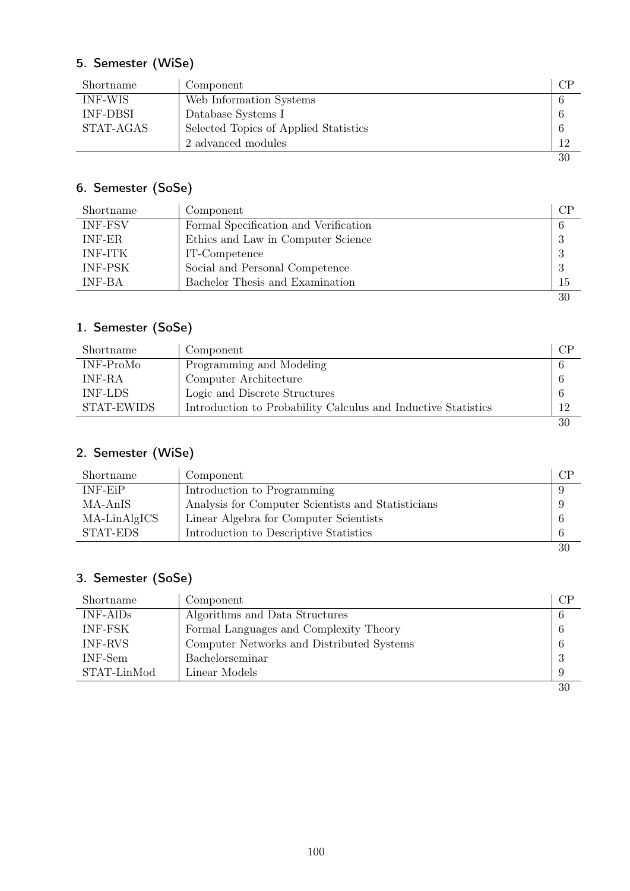### 5. Semester (WiSe)

| Shortname | Component | CP |
|---|---|---|
| INF-WIS | Web Information Systems | 6 |
| INF-DBSI | Database Systems I | 6 |
| STAT-AGAS | Selected Topics of Applied Statistics | 6 |
| | 2 advanced modules | 12 |
| | | 30 |

### 6. Semester (SoSe)

| Shortname | Component | CP |
|---|---|---|
| INF-FSV | Formal Specification and Verification | 6 |
| INF-ER | Ethics and Law in Computer Science | 3 |
| INF-ITK | IT-Competence | 3 |
| INF-PSK | Social and Personal Competence | 3 |
| INF-BA | Bachelor Thesis and Examination | 15 |
| | | 30 |

### 1. Semester (SoSe)

| Shortname | Component | CP |
|---|---|---|
| INF-ProMo | Programming and Modeling | 6 |
| INF-RA | Computer Architecture | 6 |
| INF-LDS | Logic and Discrete Structures | 6 |
| STAT-EWIDS | Introduction to Probability Calculus and Inductive Statistics | 12 |
| | | 30 |

### 2. Semester (WiSe)

| Shortname | Component | CP |
|---|---|---|
| INF-EiP | Introduction to Programming | 9 |
| MA-AnIS | Analysis for Computer Scientists and Statisticians | 9 |
| MA-LinAlgICS | Linear Algebra for Computer Scientists | 6 |
| STAT-EDS | Introduction to Descriptive Statistics | 6 |
| | | 30 |

### 3. Semester (SoSe)

| Shortname | Component | CP |
|---|---|---|
| INF-AlDs | Algorithms and Data Structures | 6 |
| INF-FSK | Formal Languages and Complexity Theory | 6 |
| INF-RVS | Computer Networks and Distributed Systems | 6 |
| INF-Sem | Bachelorseminar | 3 |
| STAT-LinMod | Linear Models | 9 |
| | | 30 |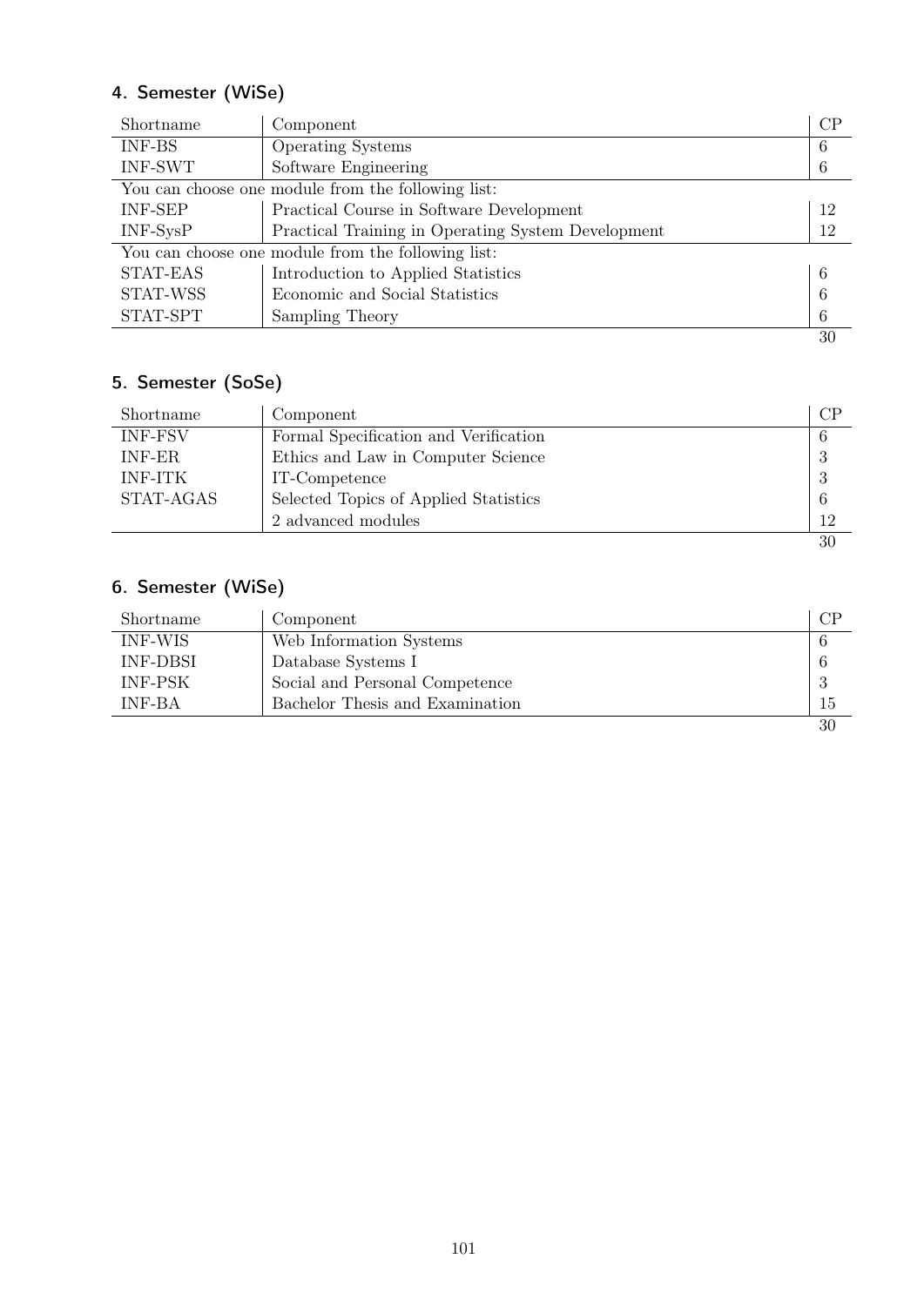## 4. Semester (WiSe)

| Shortname | Component | CP |
|---|---|---|
| INF-BS | Operating Systems | 6 |
| INF-SWT | Software Engineering | 6 |
| You can choose one module from the following list: | | |
| INF-SEP | Practical Course in Software Development | 12 |
| INF-SysP | Practical Training in Operating System Development | 12 |
| You can choose one module from the following list: | | |
| STAT-EAS | Introduction to Applied Statistics | 6 |
| STAT-WSS | Economic and Social Statistics | 6 |
| STAT-SPT | Sampling Theory | 6 |
| | | 30 |

## 5. Semester (SoSe)

| Shortname | Component | CP |
|---|---|---|
| INF-FSV | Formal Specification and Verification | 6 |
| INF-ER | Ethics and Law in Computer Science | 3 |
| INF-ITK | IT-Competence | 3 |
| STAT-AGAS | Selected Topics of Applied Statistics | 6 |
| | 2 advanced modules | 12 |
| | | 30 |

## 6. Semester (WiSe)

| Shortname | Component | CP |
|---|---|---|
| INF-WIS | Web Information Systems | 6 |
| INF-DBSI | Database Systems I | 6 |
| INF-PSK | Social and Personal Competence | 3 |
| INF-BA | Bachelor Thesis and Examination | 15 |
| | | 30 |